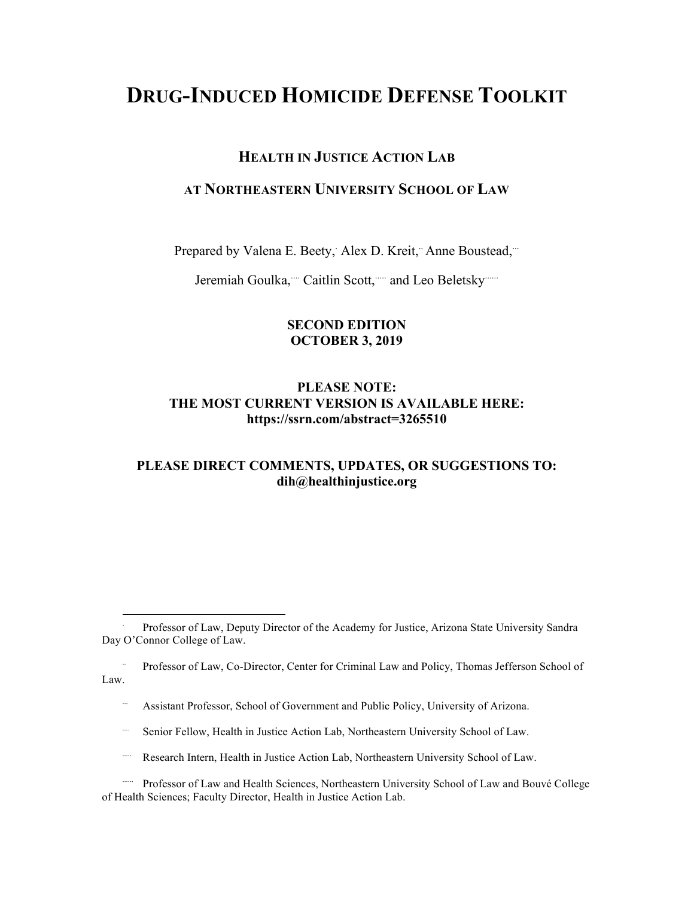# DRUG-INDUCED HOMICIDE DEFENSE TOOLKIT

## HEALTH IN JUSTICE ACTION LAB

## AT NORTHEASTERN UNIVERSITY SCHOOL OF LAW

Prepared by Valena E. Beety,[*] Alex D. Kreit,[**] Anne Boustead,[***]

Jeremiah Goulka,[****] Caitlin Scott,[*****] and Leo Beletsky[******]

**SECOND EDITION**
**OCTOBER 3, 2019**

**PLEASE NOTE:**
**THE MOST CURRENT VERSION IS AVAILABLE HERE:**
**https://ssrn.com/abstract=3265510**

**PLEASE DIRECT COMMENTS, UPDATES, OR SUGGESTIONS TO:**
**dih@healthinjustice.org**

---

[*] Professor of Law, Deputy Director of the Academy for Justice, Arizona State University Sandra Day O'Connor College of Law.

[**] Professor of Law, Co-Director, Center for Criminal Law and Policy, Thomas Jefferson School of Law.

[***] Assistant Professor, School of Government and Public Policy, University of Arizona.

[****] Senior Fellow, Health in Justice Action Lab, Northeastern University School of Law.

[*****] Research Intern, Health in Justice Action Lab, Northeastern University School of Law.

[******] Professor of Law and Health Sciences, Northeastern University School of Law and Bouvé College of Health Sciences; Faculty Director, Health in Justice Action Lab.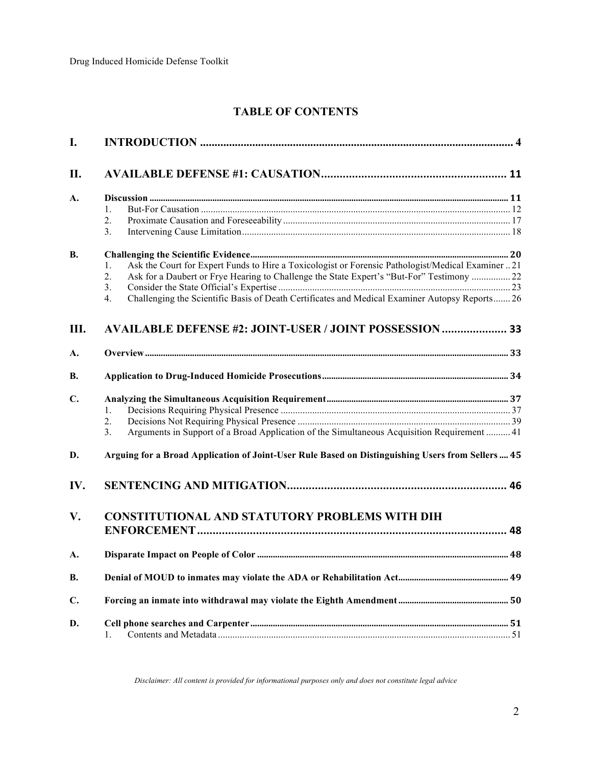## TABLE OF CONTENTS

**I. INTRODUCTION** ..................................................................... 4

**II. AVAILABLE DEFENSE #1: CAUSATION** ..................................................................... 11

**A. Discussion** ..................................................................... 11

1. But-For Causation ..................................................................... 12
2. Proximate Causation and Foreseeability ..................................................................... 17
3. Intervening Cause Limitation ..................................................................... 18

**B. Challenging the Scientific Evidence** ..................................................................... 20

1. Ask the Court for Expert Funds to Hire a Toxicologist or Forensic Pathologist/Medical Examiner .. 21
2. Ask for a Daubert or Frye Hearing to Challenge the State Expert's "But-For" Testimony ................ 22
3. Consider the State Official's Expertise ..................................................................... 23
4. Challenging the Scientific Basis of Death Certificates and Medical Examiner Autopsy Reports....... 26

**III. AVAILABLE DEFENSE #2: JOINT-USER / JOINT POSSESSION** ..................... 33

**A. Overview** ..................................................................... 33

**B. Application to Drug-Induced Homicide Prosecutions** ..................................................................... 34

**C. Analyzing the Simultaneous Acquisition Requirement** ..................................................................... 37

1. Decisions Requiring Physical Presence ..................................................................... 37
2. Decisions Not Requiring Physical Presence ..................................................................... 39
3. Arguments in Support of a Broad Application of the Simultaneous Acquisition Requirement .......... 41

**D. Arguing for a Broad Application of Joint-User Rule Based on Distinguishing Users from Sellers .... 45**

**IV. SENTENCING AND MITIGATION** ..................................................................... 46

**V. CONSTITUTIONAL AND STATUTORY PROBLEMS WITH DIH ENFORCEMENT** ..................................................................... 48

**A. Disparate Impact on People of Color** ..................................................................... 48

**B. Denial of MOUD to inmates may violate the ADA or Rehabilitation Act** ..................................... 49

**C. Forcing an inmate into withdrawal may violate the Eighth Amendment** ..................................... 50

**D. Cell phone searches and Carpenter** ..................................................................... 51

1. Contents and Metadata ..................................................................... 51

*Disclaimer: All content is provided for informational purposes only and does not constitute legal advice*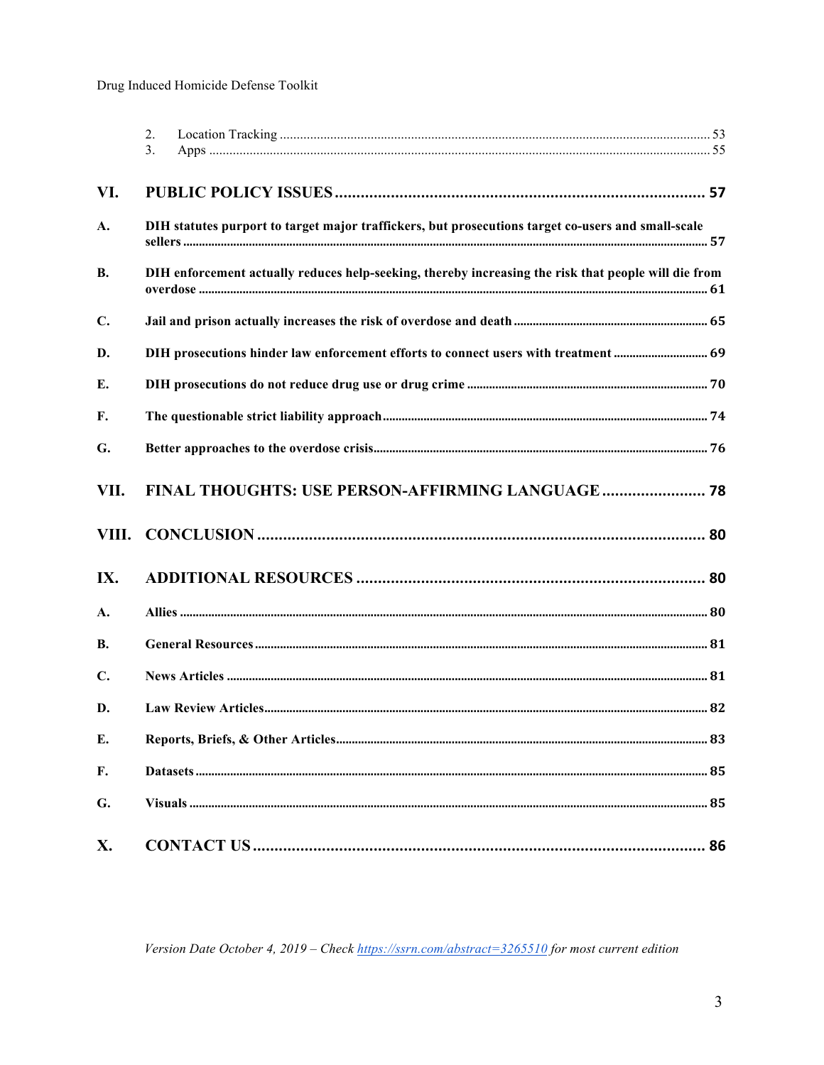2. Location Tracking ..... 53
3. Apps ..... 55

**VI. PUBLIC POLICY ISSUES ..... 57**

**A. DIH statutes purport to target major traffickers, but prosecutions target co-users and small-scale sellers ..... 57**

**B. DIH enforcement actually reduces help-seeking, thereby increasing the risk that people will die from overdose ..... 61**

**C. Jail and prison actually increases the risk of overdose and death ..... 65**

**D. DIH prosecutions hinder law enforcement efforts to connect users with treatment ..... 69**

**E. DIH prosecutions do not reduce drug use or drug crime ..... 70**

**F. The questionable strict liability approach ..... 74**

**G. Better approaches to the overdose crisis ..... 76**

**VII. FINAL THOUGHTS: USE PERSON-AFFIRMING LANGUAGE ..... 78**

**VIII. CONCLUSION ..... 80**

**IX. ADDITIONAL RESOURCES ..... 80**

**A. Allies ..... 80**

**B. General Resources ..... 81**

**C. News Articles ..... 81**

**D. Law Review Articles ..... 82**

**E. Reports, Briefs, & Other Articles ..... 83**

**F. Datasets ..... 85**

**G. Visuals ..... 85**

**X. CONTACT US ..... 86**

*Version Date October 4, 2019 – Check https://ssrn.com/abstract=3265510 for most current edition*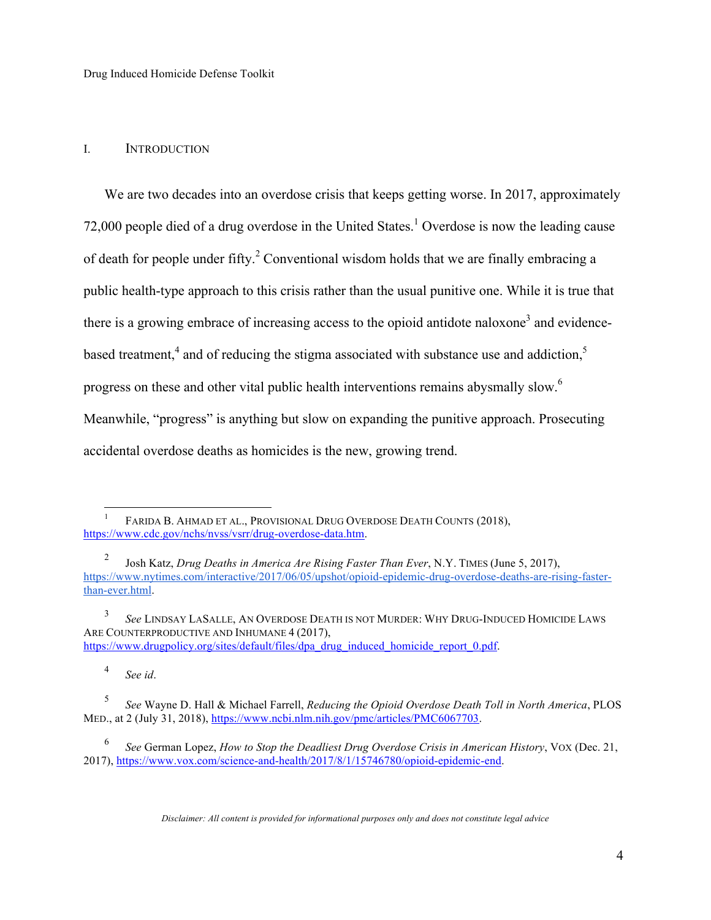## I. INTRODUCTION

We are two decades into an overdose crisis that keeps getting worse. In 2017, approximately 72,000 people died of a drug overdose in the United States.[1] Overdose is now the leading cause of death for people under fifty.[2] Conventional wisdom holds that we are finally embracing a public health-type approach to this crisis rather than the usual punitive one. While it is true that there is a growing embrace of increasing access to the opioid antidote naloxone[3] and evidence-based treatment,[4] and of reducing the stigma associated with substance use and addiction,[5] progress on these and other vital public health interventions remains abysmally slow.[6] Meanwhile, "progress" is anything but slow on expanding the punitive approach. Prosecuting accidental overdose deaths as homicides is the new, growing trend.

---

[1] FARIDA B. AHMAD ET AL., PROVISIONAL DRUG OVERDOSE DEATH COUNTS (2018), https://www.cdc.gov/nchs/nvss/vsrr/drug-overdose-data.htm.

[2] Josh Katz, *Drug Deaths in America Are Rising Faster Than Ever*, N.Y. TIMES (June 5, 2017), https://www.nytimes.com/interactive/2017/06/05/upshot/opioid-epidemic-drug-overdose-deaths-are-rising-faster-than-ever.html.

[3] *See* LINDSAY LASALLE, AN OVERDOSE DEATH IS NOT MURDER: WHY DRUG-INDUCED HOMICIDE LAWS ARE COUNTERPRODUCTIVE AND INHUMANE 4 (2017), https://www.drugpolicy.org/sites/default/files/dpa_drug_induced_homicide_report_0.pdf.

[4] *See id*.

[5] *See* Wayne D. Hall & Michael Farrell, *Reducing the Opioid Overdose Death Toll in North America*, PLOS MED., at 2 (July 31, 2018), https://www.ncbi.nlm.nih.gov/pmc/articles/PMC6067703.

[6] *See* German Lopez, *How to Stop the Deadliest Drug Overdose Crisis in American History*, VOX (Dec. 21, 2017), https://www.vox.com/science-and-health/2017/8/1/15746780/opioid-epidemic-end.

*Disclaimer: All content is provided for informational purposes only and does not constitute legal advice*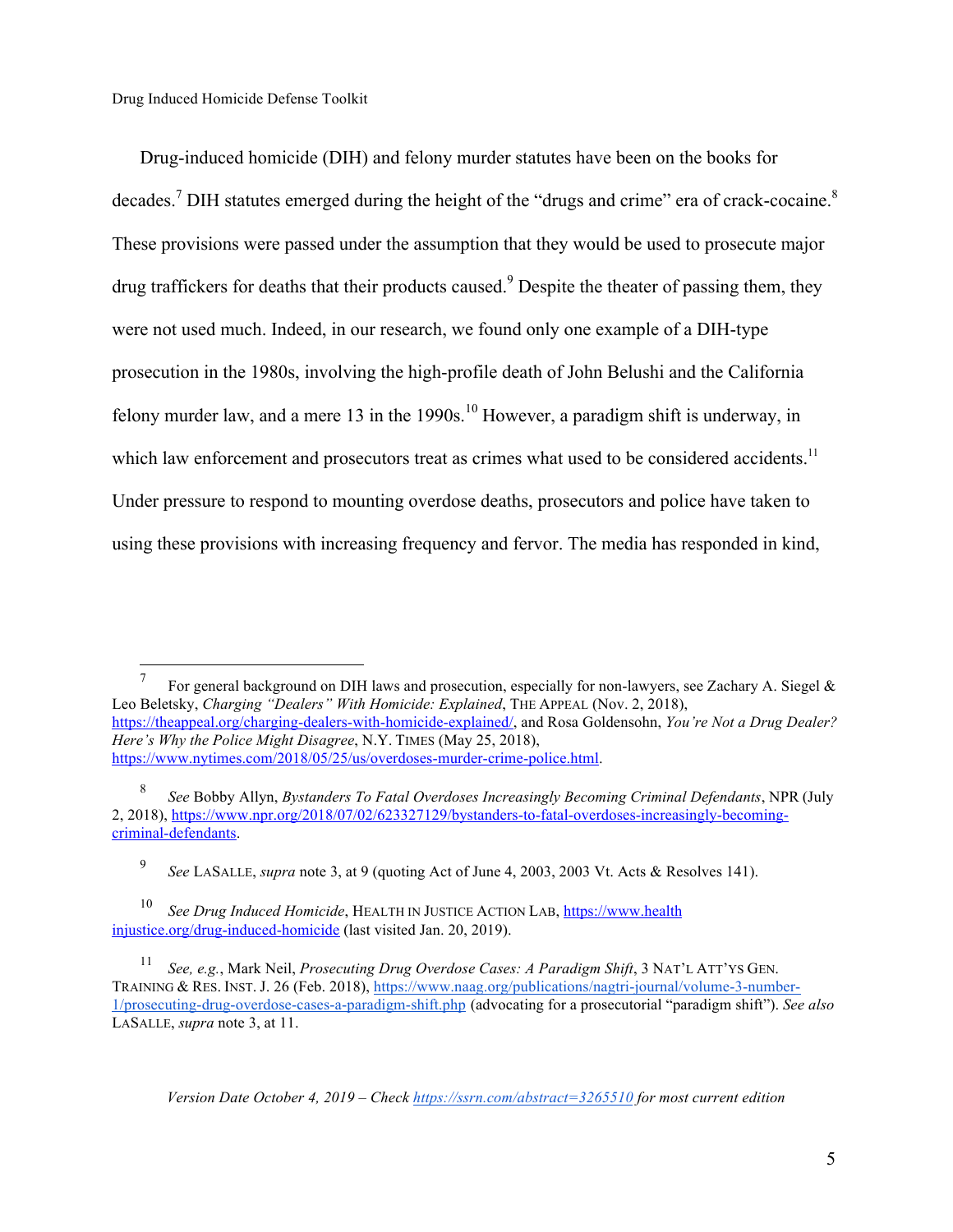Drug-induced homicide (DIH) and felony murder statutes have been on the books for decades.[7] DIH statutes emerged during the height of the "drugs and crime" era of crack-cocaine.[8] These provisions were passed under the assumption that they would be used to prosecute major drug traffickers for deaths that their products caused.[9] Despite the theater of passing them, they were not used much. Indeed, in our research, we found only one example of a DIH-type prosecution in the 1980s, involving the high-profile death of John Belushi and the California felony murder law, and a mere 13 in the 1990s.[10] However, a paradigm shift is underway, in which law enforcement and prosecutors treat as crimes what used to be considered accidents.[11] Under pressure to respond to mounting overdose deaths, prosecutors and police have taken to using these provisions with increasing frequency and fervor. The media has responded in kind,

---

[7] For general background on DIH laws and prosecution, especially for non-lawyers, see Zachary A. Siegel & Leo Beletsky, *Charging "Dealers" With Homicide: Explained*, THE APPEAL (Nov. 2, 2018), https://theappeal.org/charging-dealers-with-homicide-explained/, and Rosa Goldensohn, *You're Not a Drug Dealer? Here's Why the Police Might Disagree*, N.Y. TIMES (May 25, 2018), https://www.nytimes.com/2018/05/25/us/overdoses-murder-crime-police.html.

[8] *See* Bobby Allyn, *Bystanders To Fatal Overdoses Increasingly Becoming Criminal Defendants*, NPR (July 2, 2018), https://www.npr.org/2018/07/02/623327129/bystanders-to-fatal-overdoses-increasingly-becoming-criminal-defendants.

[9] *See* LASALLE, *supra* note 3, at 9 (quoting Act of June 4, 2003, 2003 Vt. Acts & Resolves 141).

[10] *See Drug Induced Homicide*, HEALTH IN JUSTICE ACTION LAB, https://www.healthinjustice.org/drug-induced-homicide (last visited Jan. 20, 2019).

[11] *See, e.g.*, Mark Neil, *Prosecuting Drug Overdose Cases: A Paradigm Shift*, 3 NAT'L ATT'YS GEN. TRAINING & RES. INST. J. 26 (Feb. 2018), https://www.naag.org/publications/nagtri-journal/volume-3-number-1/prosecuting-drug-overdose-cases-a-paradigm-shift.php (advocating for a prosecutorial "paradigm shift"). *See also* LASALLE, *supra* note 3, at 11.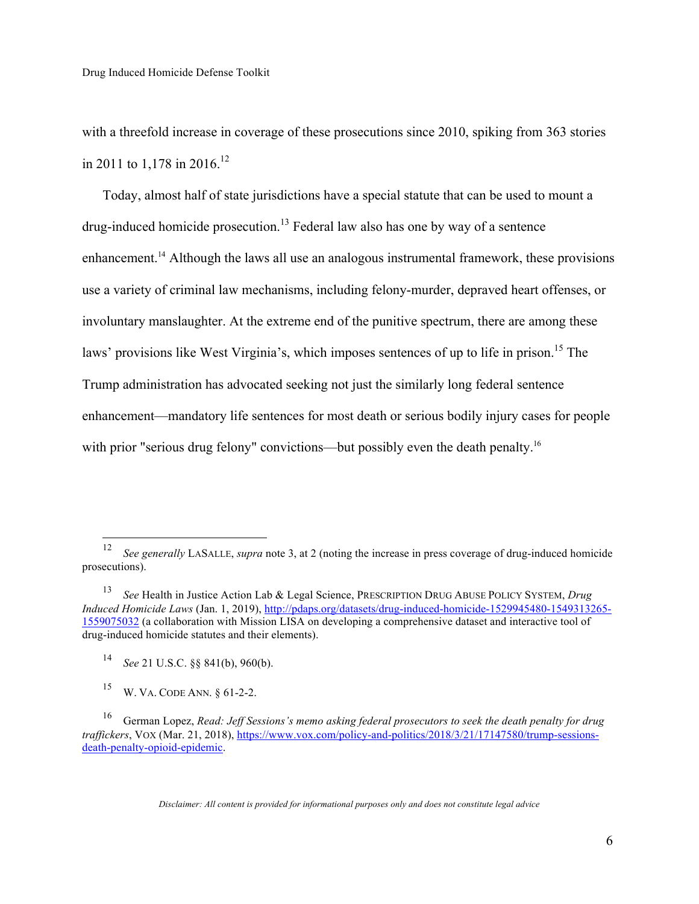with a threefold increase in coverage of these prosecutions since 2010, spiking from 363 stories in 2011 to 1,178 in 2016.[12]

Today, almost half of state jurisdictions have a special statute that can be used to mount a drug-induced homicide prosecution.[13] Federal law also has one by way of a sentence enhancement.[14] Although the laws all use an analogous instrumental framework, these provisions use a variety of criminal law mechanisms, including felony-murder, depraved heart offenses, or involuntary manslaughter. At the extreme end of the punitive spectrum, there are among these laws' provisions like West Virginia's, which imposes sentences of up to life in prison.[15] The Trump administration has advocated seeking not just the similarly long federal sentence enhancement—mandatory life sentences for most death or serious bodily injury cases for people with prior "serious drug felony" convictions—but possibly even the death penalty.[16]

---

[12] *See generally* LASALLE, *supra* note 3, at 2 (noting the increase in press coverage of drug-induced homicide prosecutions).

[13] *See* Health in Justice Action Lab & Legal Science, PRESCRIPTION DRUG ABUSE POLICY SYSTEM, *Drug Induced Homicide Laws* (Jan. 1, 2019), http://pdaps.org/datasets/drug-induced-homicide-1529945480-1549313265-1559075032 (a collaboration with Mission LISA on developing a comprehensive dataset and interactive tool of drug-induced homicide statutes and their elements).

[14] *See* 21 U.S.C. §§ 841(b), 960(b).

[15] W. VA. CODE ANN. § 61-2-2.

[16] German Lopez, *Read: Jeff Sessions's memo asking federal prosecutors to seek the death penalty for drug traffickers*, VOX (Mar. 21, 2018), https://www.vox.com/policy-and-politics/2018/3/21/17147580/trump-sessions-death-penalty-opioid-epidemic.

*Disclaimer: All content is provided for informational purposes only and does not constitute legal advice*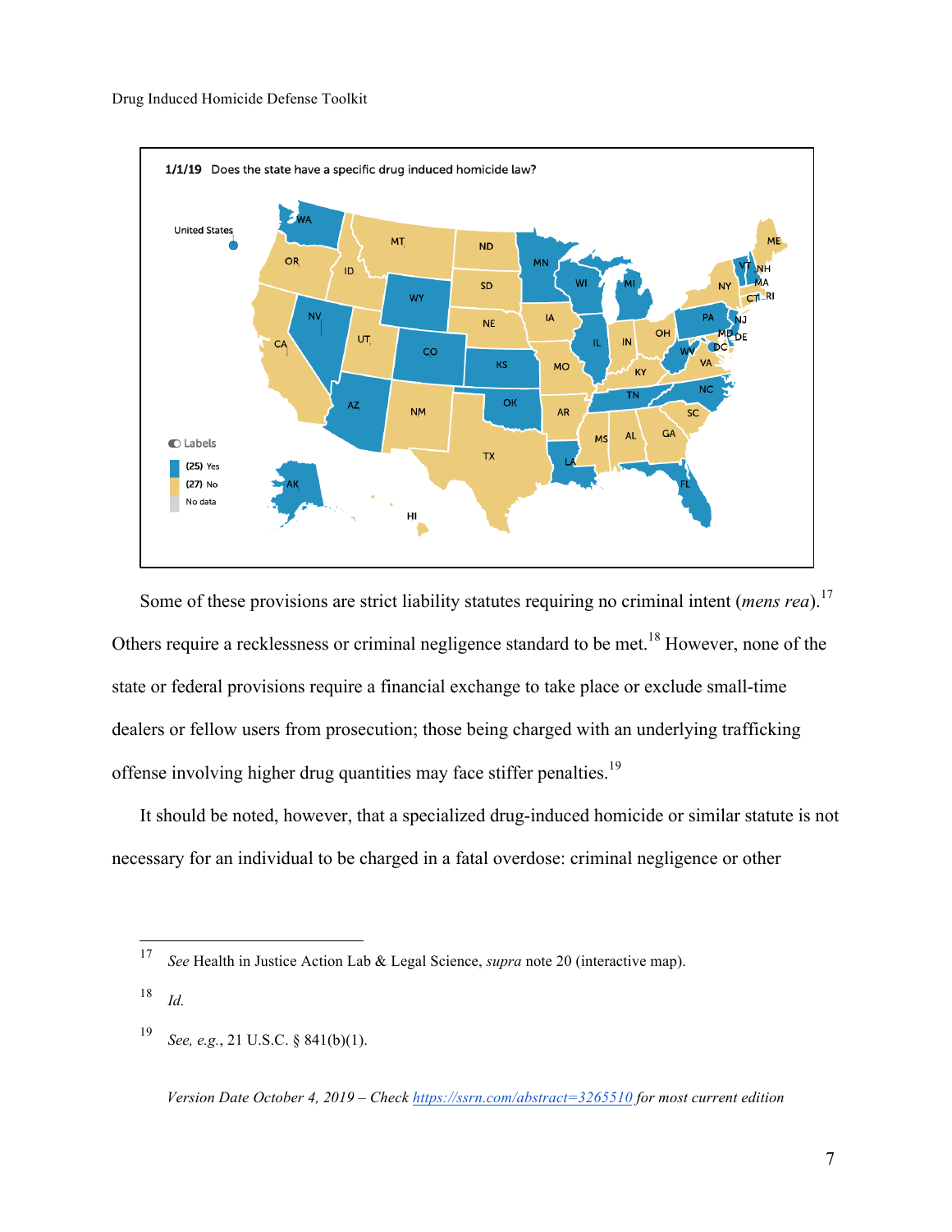Some of these provisions are strict liability statutes requiring no criminal intent (*mens rea*).[17] Others require a recklessness or criminal negligence standard to be met.[18] However, none of the state or federal provisions require a financial exchange to take place or exclude small-time dealers or fellow users from prosecution; those being charged with an underlying trafficking offense involving higher drug quantities may face stiffer penalties.[19]

It should be noted, however, that a specialized drug-induced homicide or similar statute is not necessary for an individual to be charged in a fatal overdose: criminal negligence or other

---

[17] *See* Health in Justice Action Lab & Legal Science, *supra* note 20 (interactive map).

[18] *Id.*

[19] *See, e.g.*, 21 U.S.C. § 841(b)(1).

*Version Date October 4, 2019 – Check https://ssrn.com/abstract=3265510 for most current edition*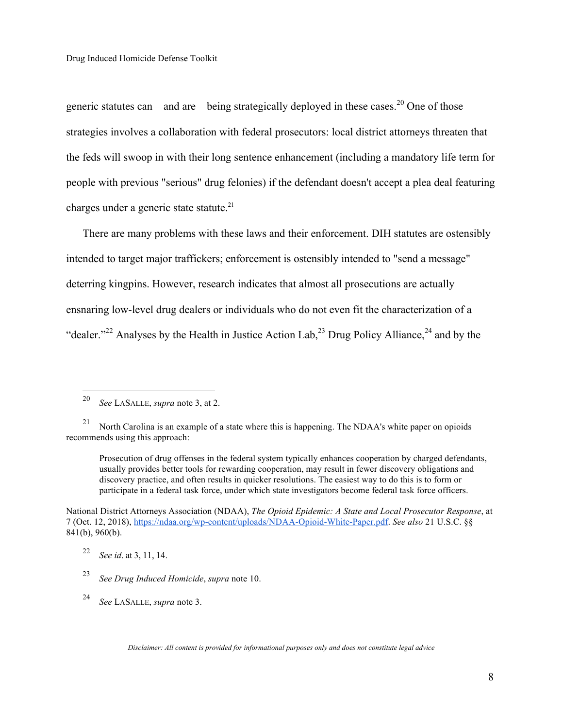generic statutes can—and are—being strategically deployed in these cases.[20] One of those strategies involves a collaboration with federal prosecutors: local district attorneys threaten that the feds will swoop in with their long sentence enhancement (including a mandatory life term for people with previous "serious" drug felonies) if the defendant doesn't accept a plea deal featuring charges under a generic state statute.[21]

There are many problems with these laws and their enforcement. DIH statutes are ostensibly intended to target major traffickers; enforcement is ostensibly intended to "send a message" deterring kingpins. However, research indicates that almost all prosecutions are actually ensnaring low-level drug dealers or individuals who do not even fit the characterization of a "dealer."[22] Analyses by the Health in Justice Action Lab,[23] Drug Policy Alliance,[24] and by the

---

[20] *See* LaSalle, *supra* note 3, at 2.

[21] North Carolina is an example of a state where this is happening. The NDAA's white paper on opioids recommends using this approach:

> Prosecution of drug offenses in the federal system typically enhances cooperation by charged defendants, usually provides better tools for rewarding cooperation, may result in fewer discovery obligations and discovery practice, and often results in quicker resolutions. The easiest way to do this is to form or participate in a federal task force, under which state investigators become federal task force officers.

National District Attorneys Association (NDAA), *The Opioid Epidemic: A State and Local Prosecutor Response*, at 7 (Oct. 12, 2018), https://ndaa.org/wp-content/uploads/NDAA-Opioid-White-Paper.pdf. *See also* 21 U.S.C. §§ 841(b), 960(b).

[22] *See id*. at 3, 11, 14.

[23] *See Drug Induced Homicide*, *supra* note 10.

[24] *See* LaSalle, *supra* note 3.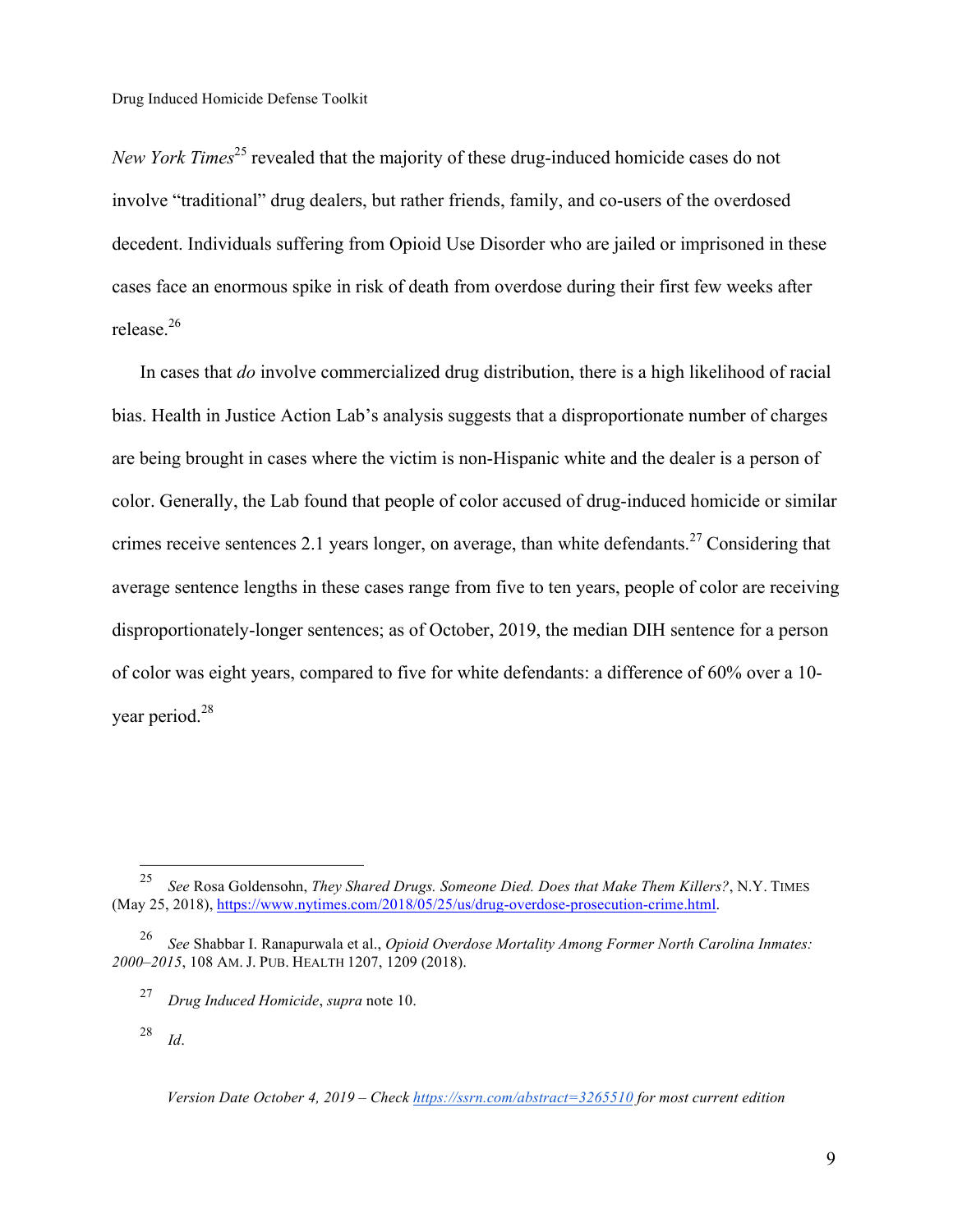*New York Times*[25] revealed that the majority of these drug-induced homicide cases do not involve "traditional" drug dealers, but rather friends, family, and co-users of the overdosed decedent. Individuals suffering from Opioid Use Disorder who are jailed or imprisoned in these cases face an enormous spike in risk of death from overdose during their first few weeks after release.[26]

In cases that *do* involve commercialized drug distribution, there is a high likelihood of racial bias. Health in Justice Action Lab's analysis suggests that a disproportionate number of charges are being brought in cases where the victim is non-Hispanic white and the dealer is a person of color. Generally, the Lab found that people of color accused of drug-induced homicide or similar crimes receive sentences 2.1 years longer, on average, than white defendants.[27] Considering that average sentence lengths in these cases range from five to ten years, people of color are receiving disproportionately-longer sentences; as of October, 2019, the median DIH sentence for a person of color was eight years, compared to five for white defendants: a difference of 60% over a 10-year period.[28]

---

[25] *See* Rosa Goldensohn, *They Shared Drugs. Someone Died. Does that Make Them Killers?*, N.Y. TIMES (May 25, 2018), https://www.nytimes.com/2018/05/25/us/drug-overdose-prosecution-crime.html.

[26] *See* Shabbar I. Ranapurwala et al., *Opioid Overdose Mortality Among Former North Carolina Inmates: 2000–2015*, 108 AM. J. PUB. HEALTH 1207, 1209 (2018).

[27] *Drug Induced Homicide*, *supra* note 10.

[28] *Id*.

*Version Date October 4, 2019 – Check https://ssrn.com/abstract=3265510 for most current edition*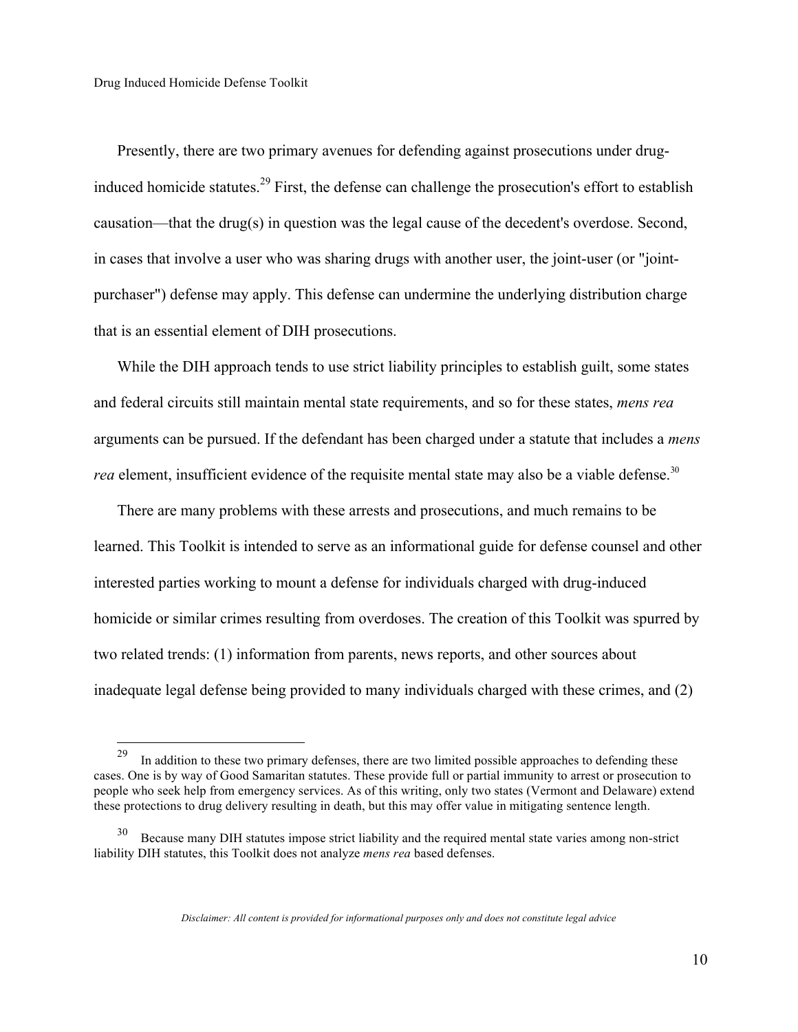Presently, there are two primary avenues for defending against prosecutions under drug-induced homicide statutes.[29] First, the defense can challenge the prosecution's effort to establish causation—that the drug(s) in question was the legal cause of the decedent's overdose. Second, in cases that involve a user who was sharing drugs with another user, the joint-user (or "joint-purchaser") defense may apply. This defense can undermine the underlying distribution charge that is an essential element of DIH prosecutions.

While the DIH approach tends to use strict liability principles to establish guilt, some states and federal circuits still maintain mental state requirements, and so for these states, *mens rea* arguments can be pursued. If the defendant has been charged under a statute that includes a *mens rea* element, insufficient evidence of the requisite mental state may also be a viable defense.[30]

There are many problems with these arrests and prosecutions, and much remains to be learned. This Toolkit is intended to serve as an informational guide for defense counsel and other interested parties working to mount a defense for individuals charged with drug-induced homicide or similar crimes resulting from overdoses. The creation of this Toolkit was spurred by two related trends: (1) information from parents, news reports, and other sources about inadequate legal defense being provided to many individuals charged with these crimes, and (2)

---

[29] In addition to these two primary defenses, there are two limited possible approaches to defending these cases. One is by way of Good Samaritan statutes. These provide full or partial immunity to arrest or prosecution to people who seek help from emergency services. As of this writing, only two states (Vermont and Delaware) extend these protections to drug delivery resulting in death, but this may offer value in mitigating sentence length.

[30] Because many DIH statutes impose strict liability and the required mental state varies among non-strict liability DIH statutes, this Toolkit does not analyze *mens rea* based defenses.

*Disclaimer: All content is provided for informational purposes only and does not constitute legal advice*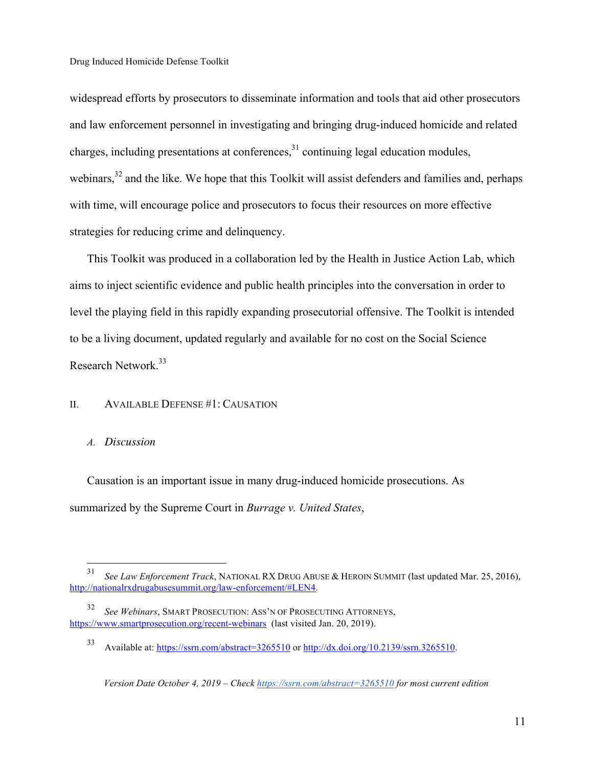widespread efforts by prosecutors to disseminate information and tools that aid other prosecutors and law enforcement personnel in investigating and bringing drug-induced homicide and related charges, including presentations at conferences,[31] continuing legal education modules, webinars,[32] and the like. We hope that this Toolkit will assist defenders and families and, perhaps with time, will encourage police and prosecutors to focus their resources on more effective strategies for reducing crime and delinquency.

This Toolkit was produced in a collaboration led by the Health in Justice Action Lab, which aims to inject scientific evidence and public health principles into the conversation in order to level the playing field in this rapidly expanding prosecutorial offensive. The Toolkit is intended to be a living document, updated regularly and available for no cost on the Social Science Research Network.[33]

## II. Available Defense #1: Causation

### A. *Discussion*

Causation is an important issue in many drug-induced homicide prosecutions. As summarized by the Supreme Court in *Burrage v. United States*,

---

[31] *See Law Enforcement Track*, NATIONAL RX DRUG ABUSE & HEROIN SUMMIT (last updated Mar. 25, 2016), http://nationalrxdrugabusesummit.org/law-enforcement/#LEN4.

[32] *See Webinars*, SMART PROSECUTION: ASS'N OF PROSECUTING ATTORNEYS, https://www.smartprosecution.org/recent-webinars (last visited Jan. 20, 2019).

[33] Available at: https://ssrn.com/abstract=3265510 or http://dx.doi.org/10.2139/ssrn.3265510.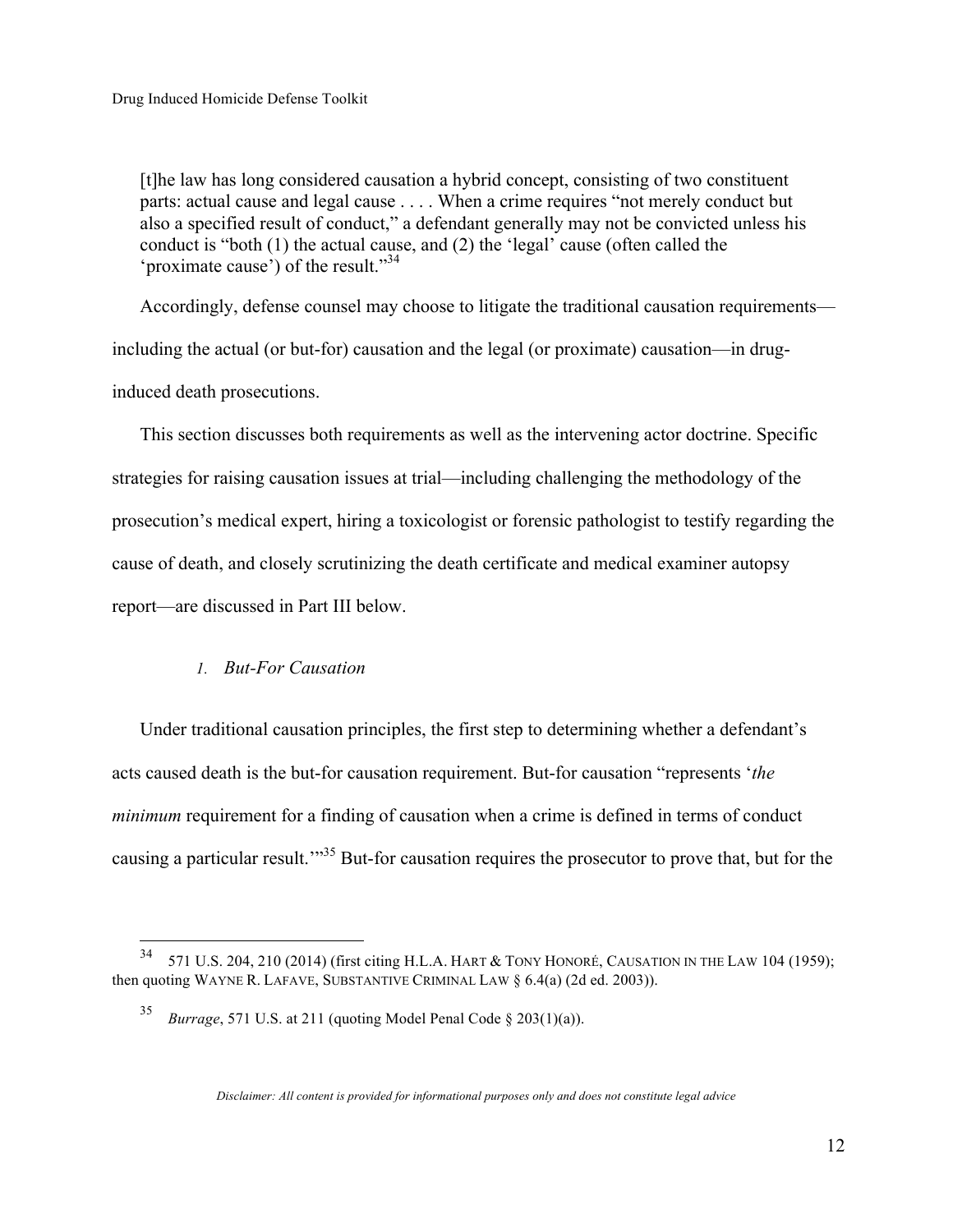> [t]he law has long considered causation a hybrid concept, consisting of two constituent parts: actual cause and legal cause . . . . When a crime requires "not merely conduct but also a specified result of conduct," a defendant generally may not be convicted unless his conduct is "both (1) the actual cause, and (2) the 'legal' cause (often called the 'proximate cause') of the result."[34]

Accordingly, defense counsel may choose to litigate the traditional causation requirements—including the actual (or but-for) causation and the legal (or proximate) causation—in drug-induced death prosecutions.

This section discusses both requirements as well as the intervening actor doctrine. Specific strategies for raising causation issues at trial—including challenging the methodology of the prosecution's medical expert, hiring a toxicologist or forensic pathologist to testify regarding the cause of death, and closely scrutinizing the death certificate and medical examiner autopsy report—are discussed in Part III below.

### 1. *But-For Causation*

Under traditional causation principles, the first step to determining whether a defendant's acts caused death is the but-for causation requirement. But-for causation "represents '*the minimum* requirement for a finding of causation when a crime is defined in terms of conduct causing a particular result.'"[35] But-for causation requires the prosecutor to prove that, but for the

---

[34] 571 U.S. 204, 210 (2014) (first citing H.L.A. HART & TONY HONORÉ, CAUSATION IN THE LAW 104 (1959); then quoting WAYNE R. LAFAVE, SUBSTANTIVE CRIMINAL LAW § 6.4(a) (2d ed. 2003)).

[35] *Burrage*, 571 U.S. at 211 (quoting Model Penal Code § 203(1)(a)).

*Disclaimer: All content is provided for informational purposes only and does not constitute legal advice*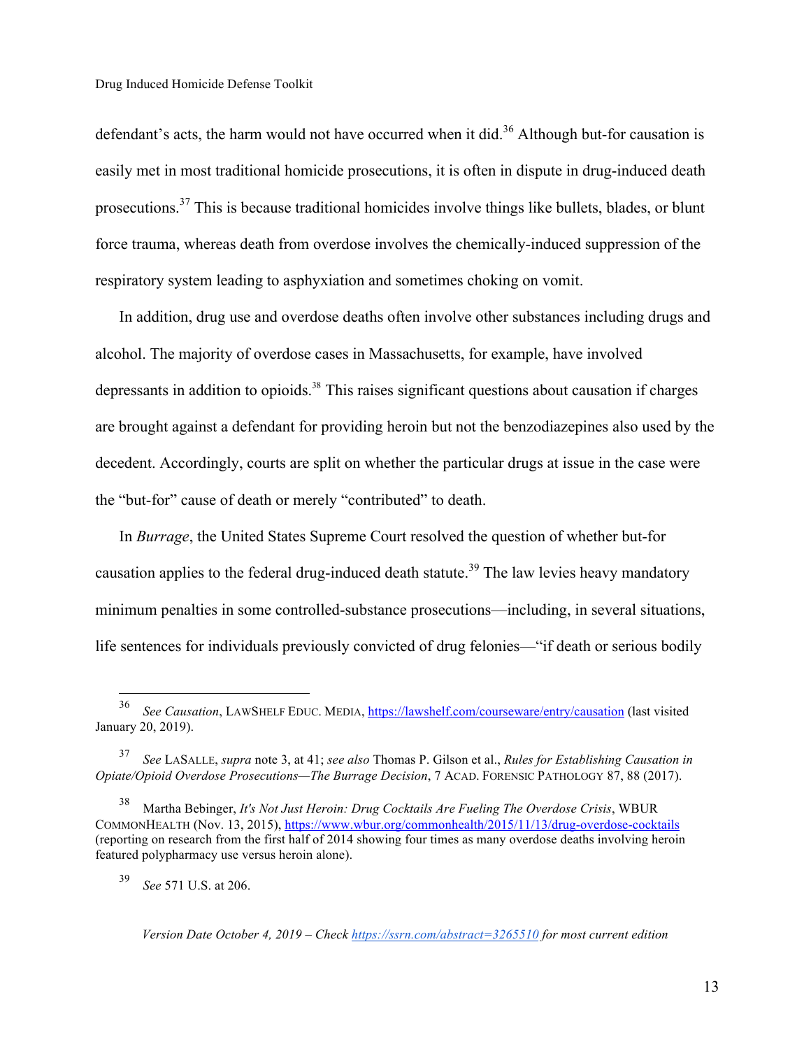defendant's acts, the harm would not have occurred when it did.[36] Although but-for causation is easily met in most traditional homicide prosecutions, it is often in dispute in drug-induced death prosecutions.[37] This is because traditional homicides involve things like bullets, blades, or blunt force trauma, whereas death from overdose involves the chemically-induced suppression of the respiratory system leading to asphyxiation and sometimes choking on vomit.

In addition, drug use and overdose deaths often involve other substances including drugs and alcohol. The majority of overdose cases in Massachusetts, for example, have involved depressants in addition to opioids.[38] This raises significant questions about causation if charges are brought against a defendant for providing heroin but not the benzodiazepines also used by the decedent. Accordingly, courts are split on whether the particular drugs at issue in the case were the "but-for" cause of death or merely "contributed" to death.

In *Burrage*, the United States Supreme Court resolved the question of whether but-for causation applies to the federal drug-induced death statute.[39] The law levies heavy mandatory minimum penalties in some controlled-substance prosecutions—including, in several situations, life sentences for individuals previously convicted of drug felonies—"if death or serious bodily

---

[36] *See Causation*, LAWSHELF EDUC. MEDIA, https://lawshelf.com/courseware/entry/causation (last visited January 20, 2019).

[37] *See* LASALLE, *supra* note 3, at 41; *see also* Thomas P. Gilson et al., *Rules for Establishing Causation in Opiate/Opioid Overdose Prosecutions—The Burrage Decision*, 7 ACAD. FORENSIC PATHOLOGY 87, 88 (2017).

[38] Martha Bebinger, *It's Not Just Heroin: Drug Cocktails Are Fueling The Overdose Crisis*, WBUR COMMONHEALTH (Nov. 13, 2015), https://www.wbur.org/commonhealth/2015/11/13/drug-overdose-cocktails (reporting on research from the first half of 2014 showing four times as many overdose deaths involving heroin featured polypharmacy use versus heroin alone).

[39] *See* 571 U.S. at 206.

*Version Date October 4, 2019 – Check https://ssrn.com/abstract=3265510 for most current edition*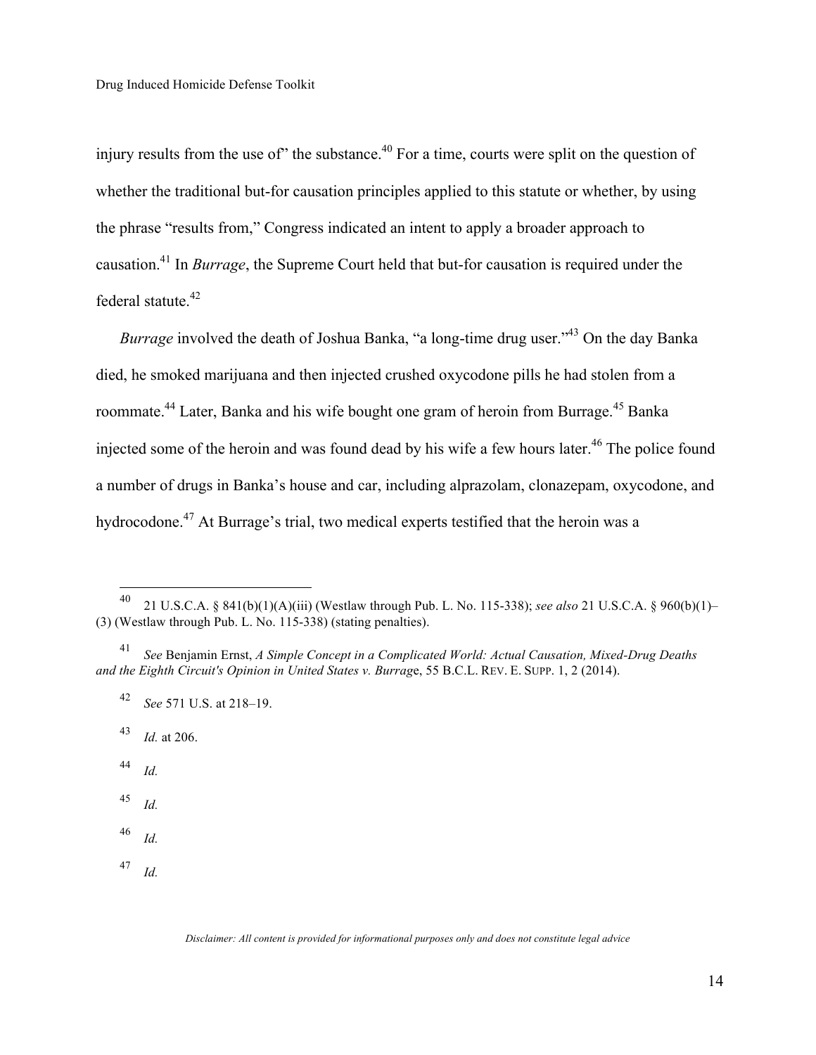injury results from the use of" the substance.[40] For a time, courts were split on the question of whether the traditional but-for causation principles applied to this statute or whether, by using the phrase "results from," Congress indicated an intent to apply a broader approach to causation.[41] In *Burrage*, the Supreme Court held that but-for causation is required under the federal statute.[42]

*Burrage* involved the death of Joshua Banka, "a long-time drug user."[43] On the day Banka died, he smoked marijuana and then injected crushed oxycodone pills he had stolen from a roommate.[44] Later, Banka and his wife bought one gram of heroin from Burrage.[45] Banka injected some of the heroin and was found dead by his wife a few hours later.[46] The police found a number of drugs in Banka's house and car, including alprazolam, clonazepam, oxycodone, and hydrocodone.[47] At Burrage's trial, two medical experts testified that the heroin was a

---

[40] 21 U.S.C.A. § 841(b)(1)(A)(iii) (Westlaw through Pub. L. No. 115-338); *see also* 21 U.S.C.A. § 960(b)(1)–(3) (Westlaw through Pub. L. No. 115-338) (stating penalties).

[41] *See* Benjamin Ernst, *A Simple Concept in a Complicated World: Actual Causation, Mixed-Drug Deaths and the Eighth Circuit's Opinion in United States v. Burrage*, 55 B.C.L. REV. E. SUPP. 1, 2 (2014).

[42] *See* 571 U.S. at 218–19.

[43] *Id.* at 206.

[44] *Id.*

[45] *Id.*

[46] *Id.*

[47] *Id.*

*Disclaimer: All content is provided for informational purposes only and does not constitute legal advice*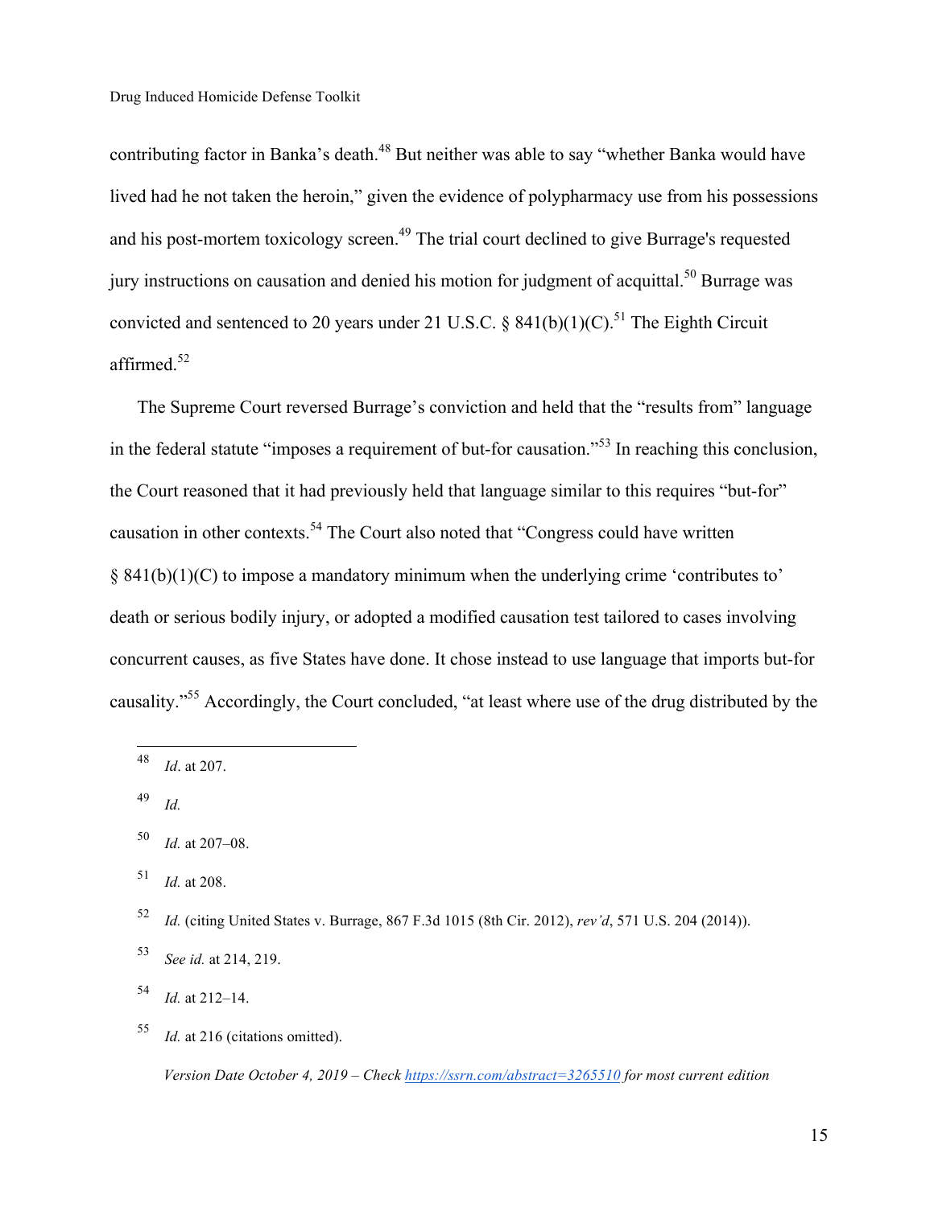contributing factor in Banka's death.[48] But neither was able to say "whether Banka would have lived had he not taken the heroin," given the evidence of polypharmacy use from his possessions and his post-mortem toxicology screen.[49] The trial court declined to give Burrage's requested jury instructions on causation and denied his motion for judgment of acquittal.[50] Burrage was convicted and sentenced to 20 years under 21 U.S.C. § 841(b)(1)(C).[51] The Eighth Circuit affirmed.[52]

The Supreme Court reversed Burrage's conviction and held that the "results from" language in the federal statute "imposes a requirement of but-for causation."[53] In reaching this conclusion, the Court reasoned that it had previously held that language similar to this requires "but-for" causation in other contexts.[54] The Court also noted that "Congress could have written § 841(b)(1)(C) to impose a mandatory minimum when the underlying crime 'contributes to' death or serious bodily injury, or adopted a modified causation test tailored to cases involving concurrent causes, as five States have done. It chose instead to use language that imports but-for causality."[55] Accordingly, the Court concluded, "at least where use of the drug distributed by the

---

[48] *Id*. at 207.

[49] *Id.*

[50] *Id.* at 207–08.

[51] *Id.* at 208.

[52] *Id.* (citing United States v. Burrage, 867 F.3d 1015 (8th Cir. 2012), *rev'd*, 571 U.S. 204 (2014)).

[53] *See id.* at 214, 219.

[54] *Id.* at 212–14.

[55] *Id.* at 216 (citations omitted).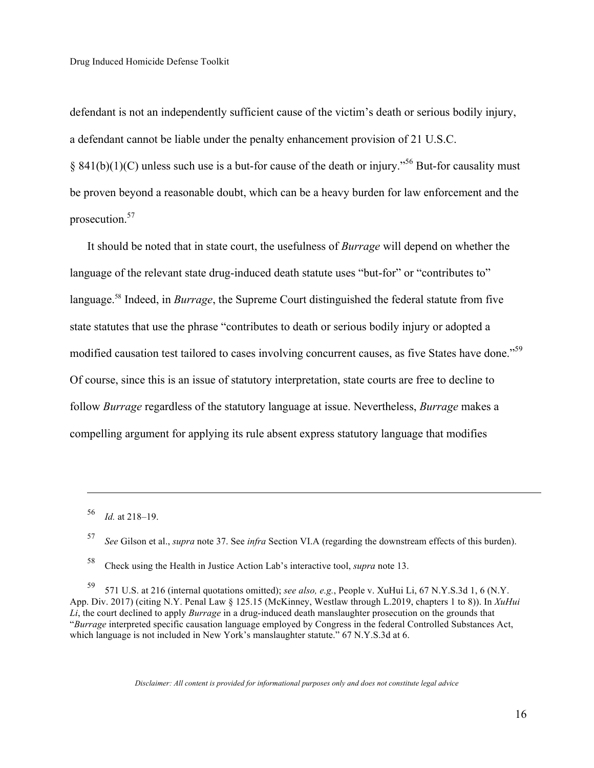defendant is not an independently sufficient cause of the victim's death or serious bodily injury, a defendant cannot be liable under the penalty enhancement provision of 21 U.S.C. § 841(b)(1)(C) unless such use is a but-for cause of the death or injury."[56] But-for causality must be proven beyond a reasonable doubt, which can be a heavy burden for law enforcement and the prosecution.[57]

It should be noted that in state court, the usefulness of *Burrage* will depend on whether the language of the relevant state drug-induced death statute uses "but-for" or "contributes to" language.[58] Indeed, in *Burrage*, the Supreme Court distinguished the federal statute from five state statutes that use the phrase "contributes to death or serious bodily injury or adopted a modified causation test tailored to cases involving concurrent causes, as five States have done."[59] Of course, since this is an issue of statutory interpretation, state courts are free to decline to follow *Burrage* regardless of the statutory language at issue. Nevertheless, *Burrage* makes a compelling argument for applying its rule absent express statutory language that modifies

---

[56] *Id.* at 218–19.

[57] *See* Gilson et al., *supra* note 37. See *infra* Section VI.A (regarding the downstream effects of this burden).

[58] Check using the Health in Justice Action Lab's interactive tool, *supra* note 13.

[59] 571 U.S. at 216 (internal quotations omitted); *see also, e.g.*, People v. XuHui Li, 67 N.Y.S.3d 1, 6 (N.Y. App. Div. 2017) (citing N.Y. Penal Law § 125.15 (McKinney, Westlaw through L.2019, chapters 1 to 8)). In *XuHui Li*, the court declined to apply *Burrage* in a drug-induced death manslaughter prosecution on the grounds that "*Burrage* interpreted specific causation language employed by Congress in the federal Controlled Substances Act, which language is not included in New York's manslaughter statute." 67 N.Y.S.3d at 6.

*Disclaimer: All content is provided for informational purposes only and does not constitute legal advice*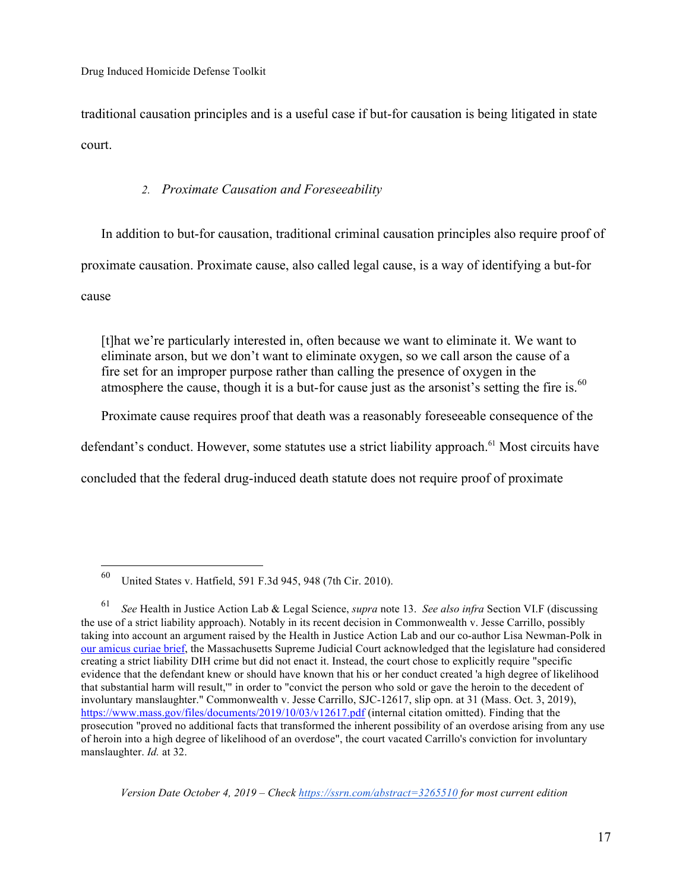traditional causation principles and is a useful case if but-for causation is being litigated in state court.

### 2. *Proximate Causation and Foreseeability*

In addition to but-for causation, traditional criminal causation principles also require proof of proximate causation. Proximate cause, also called legal cause, is a way of identifying a but-for cause

> [t]hat we're particularly interested in, often because we want to eliminate it. We want to eliminate arson, but we don't want to eliminate oxygen, so we call arson the cause of a fire set for an improper purpose rather than calling the presence of oxygen in the atmosphere the cause, though it is a but-for cause just as the arsonist's setting the fire is.[60]

Proximate cause requires proof that death was a reasonably foreseeable consequence of the defendant's conduct. However, some statutes use a strict liability approach.[61] Most circuits have concluded that the federal drug-induced death statute does not require proof of proximate

---

[60] United States v. Hatfield, 591 F.3d 945, 948 (7th Cir. 2010).

[61] *See* Health in Justice Action Lab & Legal Science, *supra* note 13. *See also infra* Section VI.F (discussing the use of a strict liability approach). Notably in its recent decision in Commonwealth v. Jesse Carrillo, possibly taking into account an argument raised by the Health in Justice Action Lab and our co-author Lisa Newman-Polk in [our amicus curiae brief](), the Massachusetts Supreme Judicial Court acknowledged that the legislature had considered creating a strict liability DIH crime but did not enact it. Instead, the court chose to explicitly require "specific evidence that the defendant knew or should have known that his or her conduct created 'a high degree of likelihood that substantial harm will result,'" in order to "convict the person who sold or gave the heroin to the decedent of involuntary manslaughter." Commonwealth v. Jesse Carrillo, SJC-12617, slip opn. at 31 (Mass. Oct. 3, 2019), https://www.mass.gov/files/documents/2019/10/03/v12617.pdf (internal citation omitted). Finding that the prosecution "proved no additional facts that transformed the inherent possibility of an overdose arising from any use of heroin into a high degree of likelihood of an overdose", the court vacated Carrillo's conviction for involuntary manslaughter. *Id.* at 32.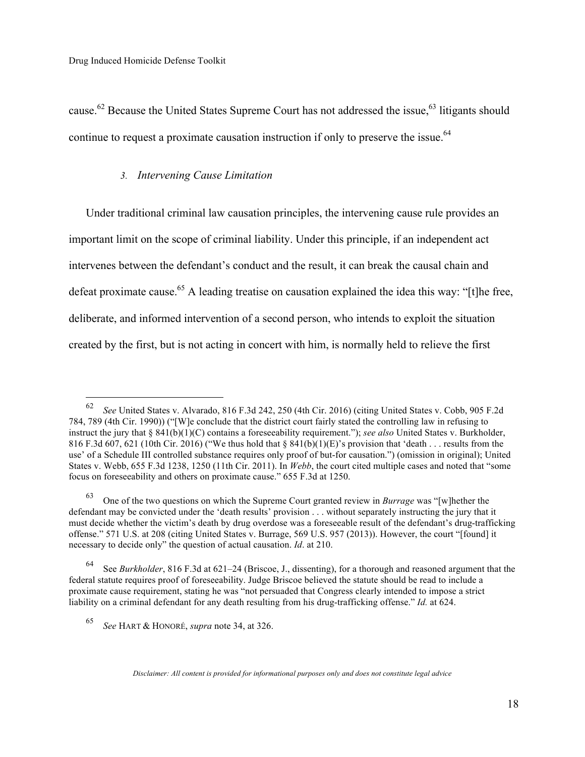cause.[62] Because the United States Supreme Court has not addressed the issue,[63] litigants should continue to request a proximate causation instruction if only to preserve the issue.[64]

### 3. *Intervening Cause Limitation*

Under traditional criminal law causation principles, the intervening cause rule provides an important limit on the scope of criminal liability. Under this principle, if an independent act intervenes between the defendant's conduct and the result, it can break the causal chain and defeat proximate cause.[65] A leading treatise on causation explained the idea this way: "[t]he free, deliberate, and informed intervention of a second person, who intends to exploit the situation created by the first, but is not acting in concert with him, is normally held to relieve the first

---

[62] *See* United States v. Alvarado, 816 F.3d 242, 250 (4th Cir. 2016) (citing United States v. Cobb, 905 F.2d 784, 789 (4th Cir. 1990)) ("[W]e conclude that the district court fairly stated the controlling law in refusing to instruct the jury that § 841(b)(1)(C) contains a foreseeability requirement."); *see also* United States v. Burkholder, 816 F.3d 607, 621 (10th Cir. 2016) ("We thus hold that § 841(b)(1)(E)'s provision that 'death . . . results from the use' of a Schedule III controlled substance requires only proof of but-for causation.") (omission in original); United States v. Webb, 655 F.3d 1238, 1250 (11th Cir. 2011). In *Webb*, the court cited multiple cases and noted that "some focus on foreseeability and others on proximate cause." 655 F.3d at 1250.

[63] One of the two questions on which the Supreme Court granted review in *Burrage* was "[w]hether the defendant may be convicted under the 'death results' provision . . . without separately instructing the jury that it must decide whether the victim's death by drug overdose was a foreseeable result of the defendant's drug-trafficking offense." 571 U.S. at 208 (citing United States v. Burrage, 569 U.S. 957 (2013)). However, the court "[found] it necessary to decide only" the question of actual causation. *Id*. at 210.

[64] See *Burkholder*, 816 F.3d at 621–24 (Briscoe, J., dissenting), for a thorough and reasoned argument that the federal statute requires proof of foreseeability. Judge Briscoe believed the statute should be read to include a proximate cause requirement, stating he was "not persuaded that Congress clearly intended to impose a strict liability on a criminal defendant for any death resulting from his drug-trafficking offense." *Id.* at 624.

[65] *See* HART & HONORÉ, *supra* note 34, at 326.

*Disclaimer: All content is provided for informational purposes only and does not constitute legal advice*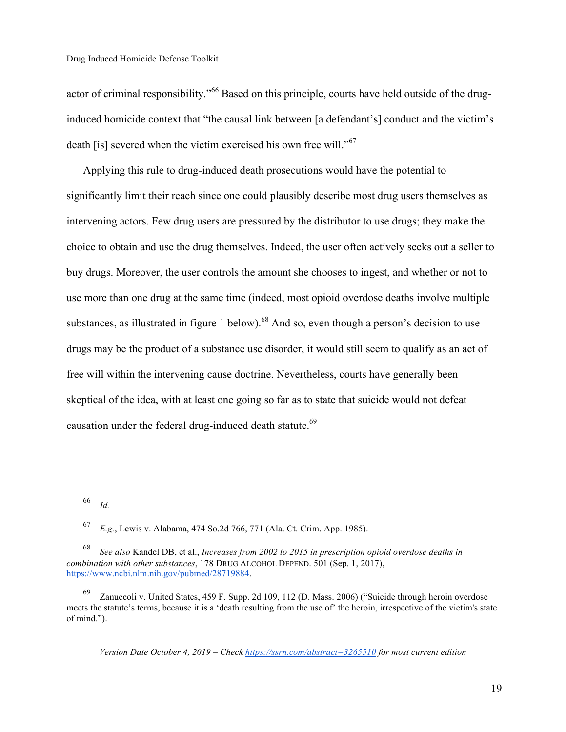actor of criminal responsibility."[66] Based on this principle, courts have held outside of the drug-induced homicide context that "the causal link between [a defendant's] conduct and the victim's death [is] severed when the victim exercised his own free will."[67]

Applying this rule to drug-induced death prosecutions would have the potential to significantly limit their reach since one could plausibly describe most drug users themselves as intervening actors. Few drug users are pressured by the distributor to use drugs; they make the choice to obtain and use the drug themselves. Indeed, the user often actively seeks out a seller to buy drugs. Moreover, the user controls the amount she chooses to ingest, and whether or not to use more than one drug at the same time (indeed, most opioid overdose deaths involve multiple substances, as illustrated in figure 1 below).[68] And so, even though a person's decision to use drugs may be the product of a substance use disorder, it would still seem to qualify as an act of free will within the intervening cause doctrine. Nevertheless, courts have generally been skeptical of the idea, with at least one going so far as to state that suicide would not defeat causation under the federal drug-induced death statute.[69]

---

[66] *Id.*

[67] *E.g.*, Lewis v. Alabama, 474 So.2d 766, 771 (Ala. Ct. Crim. App. 1985).

[68] *See also* Kandel DB, et al., *Increases from 2002 to 2015 in prescription opioid overdose deaths in combination with other substances*, 178 DRUG ALCOHOL DEPEND. 501 (Sep. 1, 2017), https://www.ncbi.nlm.nih.gov/pubmed/28719884.

[69] Zanuccoli v. United States, 459 F. Supp. 2d 109, 112 (D. Mass. 2006) ("Suicide through heroin overdose meets the statute's terms, because it is a 'death resulting from the use of' the heroin, irrespective of the victim's state of mind.").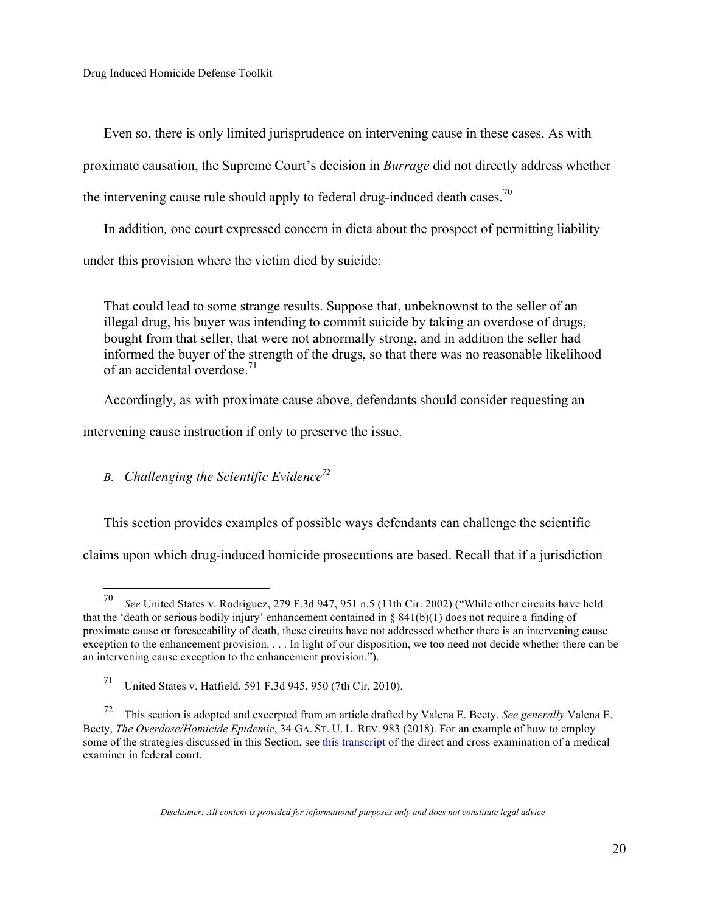Even so, there is only limited jurisprudence on intervening cause in these cases. As with proximate causation, the Supreme Court's decision in *Burrage* did not directly address whether the intervening cause rule should apply to federal drug-induced death cases.[70]

In addition*,* one court expressed concern in dicta about the prospect of permitting liability under this provision where the victim died by suicide:

> That could lead to some strange results. Suppose that, unbeknownst to the seller of an illegal drug, his buyer was intending to commit suicide by taking an overdose of drugs, bought from that seller, that were not abnormally strong, and in addition the seller had informed the buyer of the strength of the drugs, so that there was no reasonable likelihood of an accidental overdose.[71]

Accordingly, as with proximate cause above, defendants should consider requesting an intervening cause instruction if only to preserve the issue.

### *B. Challenging the Scientific Evidence*[72]

This section provides examples of possible ways defendants can challenge the scientific claims upon which drug-induced homicide prosecutions are based. Recall that if a jurisdiction

---

[70] *See* United States v. Rodriguez, 279 F.3d 947, 951 n.5 (11th Cir. 2002) ("While other circuits have held that the 'death or serious bodily injury' enhancement contained in § 841(b)(1) does not require a finding of proximate cause or foreseeability of death, these circuits have not addressed whether there is an intervening cause exception to the enhancement provision. . . . In light of our disposition, we too need not decide whether there can be an intervening cause exception to the enhancement provision.").

[71] United States v. Hatfield, 591 F.3d 945, 950 (7th Cir. 2010).

[72] This section is adopted and excerpted from an article drafted by Valena E. Beety. *See generally* Valena E. Beety, *The Overdose/Homicide Epidemic*, 34 GA. ST. U. L. REV. 983 (2018). For an example of how to employ some of the strategies discussed in this Section, see this transcript of the direct and cross examination of a medical examiner in federal court.

*Disclaimer: All content is provided for informational purposes only and does not constitute legal advice*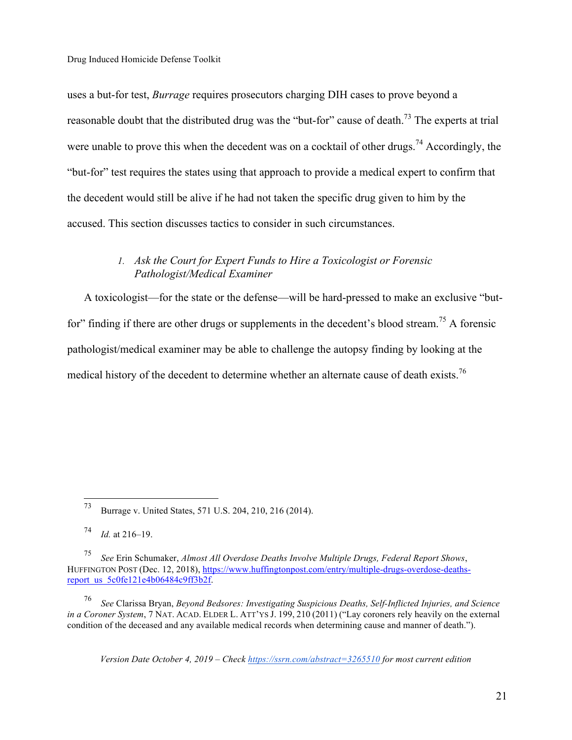uses a but-for test, *Burrage* requires prosecutors charging DIH cases to prove beyond a reasonable doubt that the distributed drug was the "but-for" cause of death.[73] The experts at trial were unable to prove this when the decedent was on a cocktail of other drugs.[74] Accordingly, the "but-for" test requires the states using that approach to provide a medical expert to confirm that the decedent would still be alive if he had not taken the specific drug given to him by the accused. This section discusses tactics to consider in such circumstances.

### 1. *Ask the Court for Expert Funds to Hire a Toxicologist or Forensic Pathologist/Medical Examiner*

A toxicologist—for the state or the defense—will be hard-pressed to make an exclusive "but-for" finding if there are other drugs or supplements in the decedent's blood stream.[75] A forensic pathologist/medical examiner may be able to challenge the autopsy finding by looking at the medical history of the decedent to determine whether an alternate cause of death exists.[76]

---

[73] Burrage v. United States, 571 U.S. 204, 210, 216 (2014).

[74] *Id.* at 216–19.

[75] *See* Erin Schumaker, *Almost All Overdose Deaths Involve Multiple Drugs, Federal Report Shows*, HUFFINGTON POST (Dec. 12, 2018), https://www.huffingtonpost.com/entry/multiple-drugs-overdose-deaths-report_us_5c0fe121e4b06484c9ff3b2f.

[76] *See* Clarissa Bryan, *Beyond Bedsores: Investigating Suspicious Deaths, Self-Inflicted Injuries, and Science in a Coroner System*, 7 NAT. ACAD. ELDER L. ATT'YS J. 199, 210 (2011) ("Lay coroners rely heavily on the external condition of the deceased and any available medical records when determining cause and manner of death.").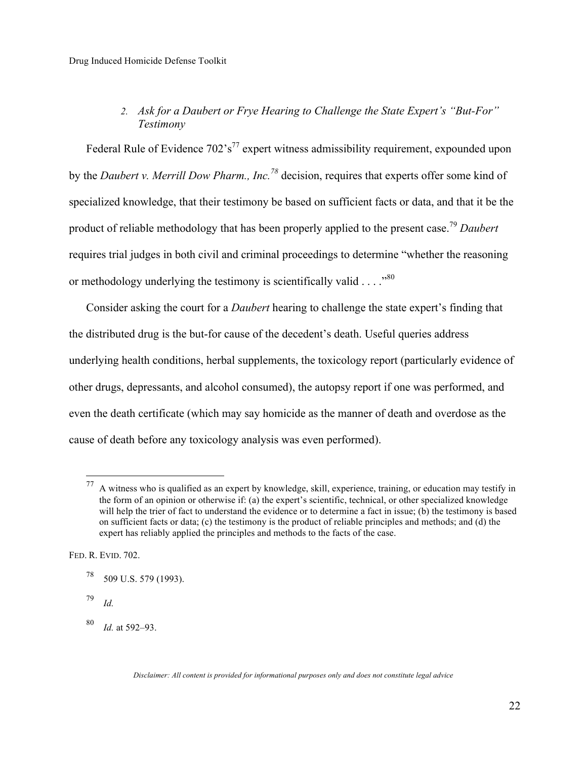### 2. *Ask for a Daubert or Frye Hearing to Challenge the State Expert's "But-For" Testimony*

Federal Rule of Evidence 702's[77] expert witness admissibility requirement, expounded upon by the *Daubert v. Merrill Dow Pharm., Inc.*[78] decision, requires that experts offer some kind of specialized knowledge, that their testimony be based on sufficient facts or data, and that it be the product of reliable methodology that has been properly applied to the present case.[79] *Daubert* requires trial judges in both civil and criminal proceedings to determine "whether the reasoning or methodology underlying the testimony is scientifically valid . . . ."[80]

Consider asking the court for a *Daubert* hearing to challenge the state expert's finding that the distributed drug is the but-for cause of the decedent's death. Useful queries address underlying health conditions, herbal supplements, the toxicology report (particularly evidence of other drugs, depressants, and alcohol consumed), the autopsy report if one was performed, and even the death certificate (which may say homicide as the manner of death and overdose as the cause of death before any toxicology analysis was even performed).

---

[77] A witness who is qualified as an expert by knowledge, skill, experience, training, or education may testify in the form of an opinion or otherwise if: (a) the expert's scientific, technical, or other specialized knowledge will help the trier of fact to understand the evidence or to determine a fact in issue; (b) the testimony is based on sufficient facts or data; (c) the testimony is the product of reliable principles and methods; and (d) the expert has reliably applied the principles and methods to the facts of the case.

FED. R. EVID. 702.

[78] 509 U.S. 579 (1993).

[79] *Id.*

[80] *Id.* at 592–93.

*Disclaimer: All content is provided for informational purposes only and does not constitute legal advice*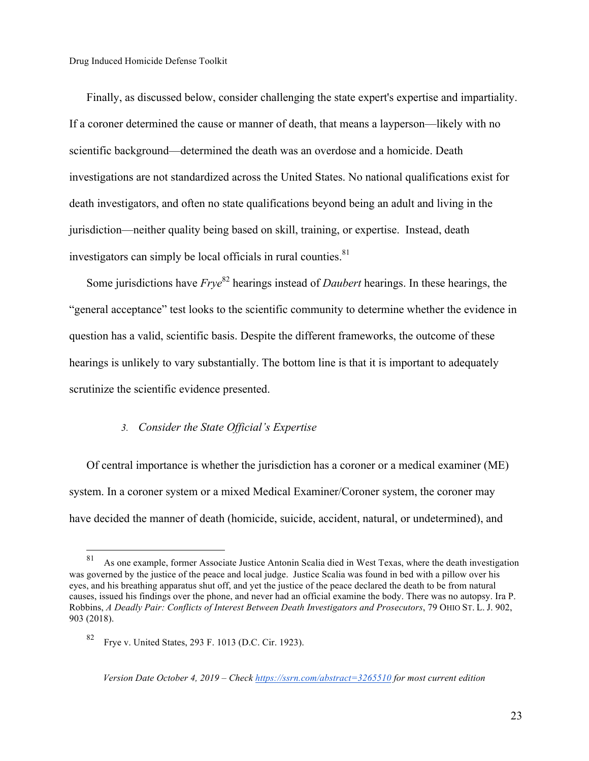Finally, as discussed below, consider challenging the state expert's expertise and impartiality. If a coroner determined the cause or manner of death, that means a layperson—likely with no scientific background—determined the death was an overdose and a homicide. Death investigations are not standardized across the United States. No national qualifications exist for death investigators, and often no state qualifications beyond being an adult and living in the jurisdiction—neither quality being based on skill, training, or expertise. Instead, death investigators can simply be local officials in rural counties.[81]

Some jurisdictions have *Frye*[82] hearings instead of *Daubert* hearings. In these hearings, the "general acceptance" test looks to the scientific community to determine whether the evidence in question has a valid, scientific basis. Despite the different frameworks, the outcome of these hearings is unlikely to vary substantially. The bottom line is that it is important to adequately scrutinize the scientific evidence presented.

### 3. *Consider the State Official's Expertise*

Of central importance is whether the jurisdiction has a coroner or a medical examiner (ME) system. In a coroner system or a mixed Medical Examiner/Coroner system, the coroner may have decided the manner of death (homicide, suicide, accident, natural, or undetermined), and

---

[81] As one example, former Associate Justice Antonin Scalia died in West Texas, where the death investigation was governed by the justice of the peace and local judge. Justice Scalia was found in bed with a pillow over his eyes, and his breathing apparatus shut off, and yet the justice of the peace declared the death to be from natural causes, issued his findings over the phone, and never had an official examine the body. There was no autopsy. Ira P. Robbins, *A Deadly Pair: Conflicts of Interest Between Death Investigators and Prosecutors*, 79 OHIO ST. L. J. 902, 903 (2018).

[82] Frye v. United States, 293 F. 1013 (D.C. Cir. 1923).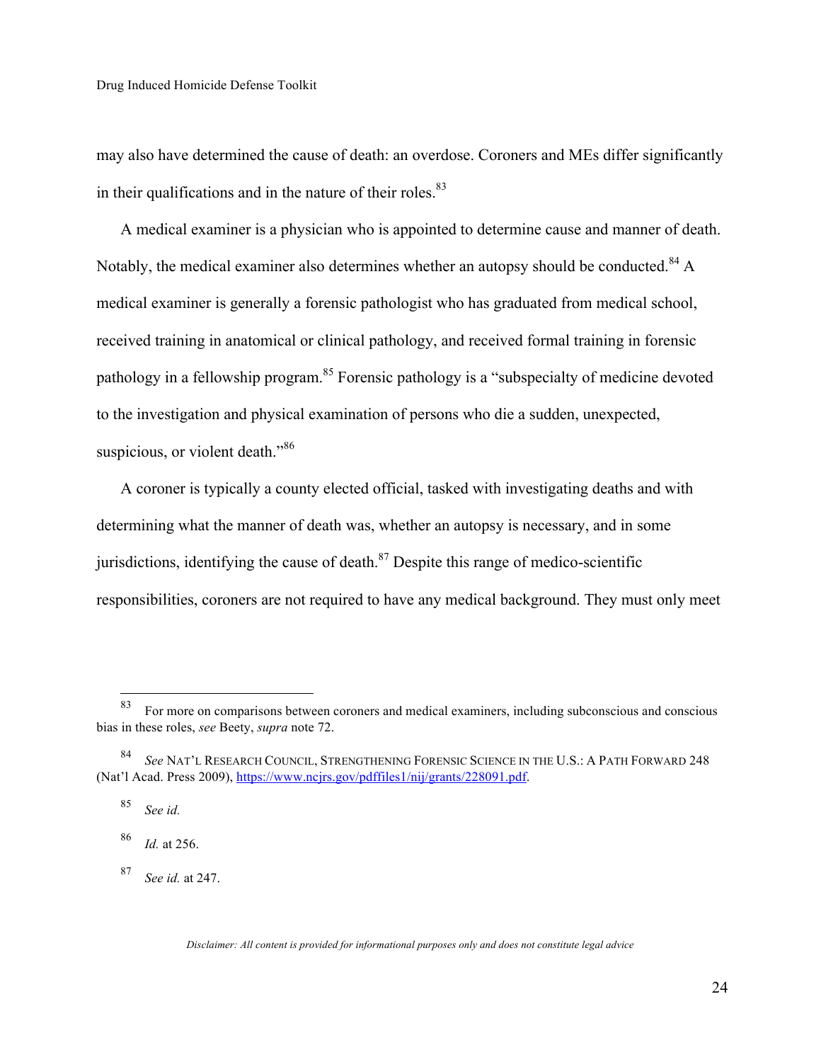may also have determined the cause of death: an overdose. Coroners and MEs differ significantly in their qualifications and in the nature of their roles.[83]

A medical examiner is a physician who is appointed to determine cause and manner of death. Notably, the medical examiner also determines whether an autopsy should be conducted.[84] A medical examiner is generally a forensic pathologist who has graduated from medical school, received training in anatomical or clinical pathology, and received formal training in forensic pathology in a fellowship program.[85] Forensic pathology is a "subspecialty of medicine devoted to the investigation and physical examination of persons who die a sudden, unexpected, suspicious, or violent death."[86]

A coroner is typically a county elected official, tasked with investigating deaths and with determining what the manner of death was, whether an autopsy is necessary, and in some jurisdictions, identifying the cause of death.[87] Despite this range of medico-scientific responsibilities, coroners are not required to have any medical background. They must only meet

---

[83] For more on comparisons between coroners and medical examiners, including subconscious and conscious bias in these roles, *see* Beety, *supra* note 72.

[84] *See* NAT'L RESEARCH COUNCIL, STRENGTHENING FORENSIC SCIENCE IN THE U.S.: A PATH FORWARD 248 (Nat'l Acad. Press 2009), https://www.ncjrs.gov/pdffiles1/nij/grants/228091.pdf.

[85] *See id.*

[86] *Id.* at 256.

[87] *See id.* at 247.

*Disclaimer: All content is provided for informational purposes only and does not constitute legal advice*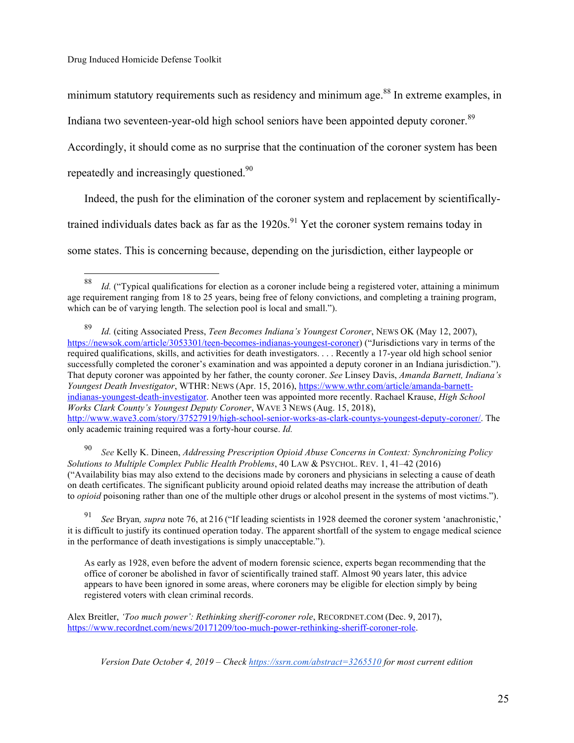minimum statutory requirements such as residency and minimum age.[88] In extreme examples, in Indiana two seventeen-year-old high school seniors have been appointed deputy coroner.[89] Accordingly, it should come as no surprise that the continuation of the coroner system has been repeatedly and increasingly questioned.[90]

Indeed, the push for the elimination of the coroner system and replacement by scientifically-trained individuals dates back as far as the 1920s.[91] Yet the coroner system remains today in some states. This is concerning because, depending on the jurisdiction, either laypeople or

---

[88] *Id.* ("Typical qualifications for election as a coroner include being a registered voter, attaining a minimum age requirement ranging from 18 to 25 years, being free of felony convictions, and completing a training program, which can be of varying length. The selection pool is local and small.").

[89] *Id.* (citing Associated Press, *Teen Becomes Indiana's Youngest Coroner*, NEWS OK (May 12, 2007), https://newsok.com/article/3053301/teen-becomes-indianas-youngest-coroner) ("Jurisdictions vary in terms of the required qualifications, skills, and activities for death investigators. . . . Recently a 17-year old high school senior successfully completed the coroner's examination and was appointed a deputy coroner in an Indiana jurisdiction."). That deputy coroner was appointed by her father, the county coroner. *See* Linsey Davis, *Amanda Barnett, Indiana's Youngest Death Investigator*, WTHR: NEWS (Apr. 15, 2016), https://www.wthr.com/article/amanda-barnett-indianas-youngest-death-investigator. Another teen was appointed more recently. Rachael Krause, *High School Works Clark County's Youngest Deputy Coroner*, WAVE 3 NEWS (Aug. 15, 2018), http://www.wave3.com/story/37527919/high-school-senior-works-as-clark-countys-youngest-deputy-coroner/. The only academic training required was a forty-hour course. *Id.*

[90] *See* Kelly K. Dineen, *Addressing Prescription Opioid Abuse Concerns in Context: Synchronizing Policy Solutions to Multiple Complex Public Health Problems*, 40 LAW & PSYCHOL. REV. 1, 41–42 (2016) ("Availability bias may also extend to the decisions made by coroners and physicians in selecting a cause of death on death certificates. The significant publicity around opioid related deaths may increase the attribution of death to *opioid* poisoning rather than one of the multiple other drugs or alcohol present in the systems of most victims.").

[91] *See* Bryan*, supra* note 76, at 216 ("If leading scientists in 1928 deemed the coroner system 'anachronistic,' it is difficult to justify its continued operation today. The apparent shortfall of the system to engage medical science in the performance of death investigations is simply unacceptable.").

> As early as 1928, even before the advent of modern forensic science, experts began recommending that the office of coroner be abolished in favor of scientifically trained staff. Almost 90 years later, this advice appears to have been ignored in some areas, where coroners may be eligible for election simply by being registered voters with clean criminal records.

Alex Breitler, *'Too much power': Rethinking sheriff-coroner role*, RECORDNET.COM (Dec. 9, 2017), https://www.recordnet.com/news/20171209/too-much-power-rethinking-sheriff-coroner-role.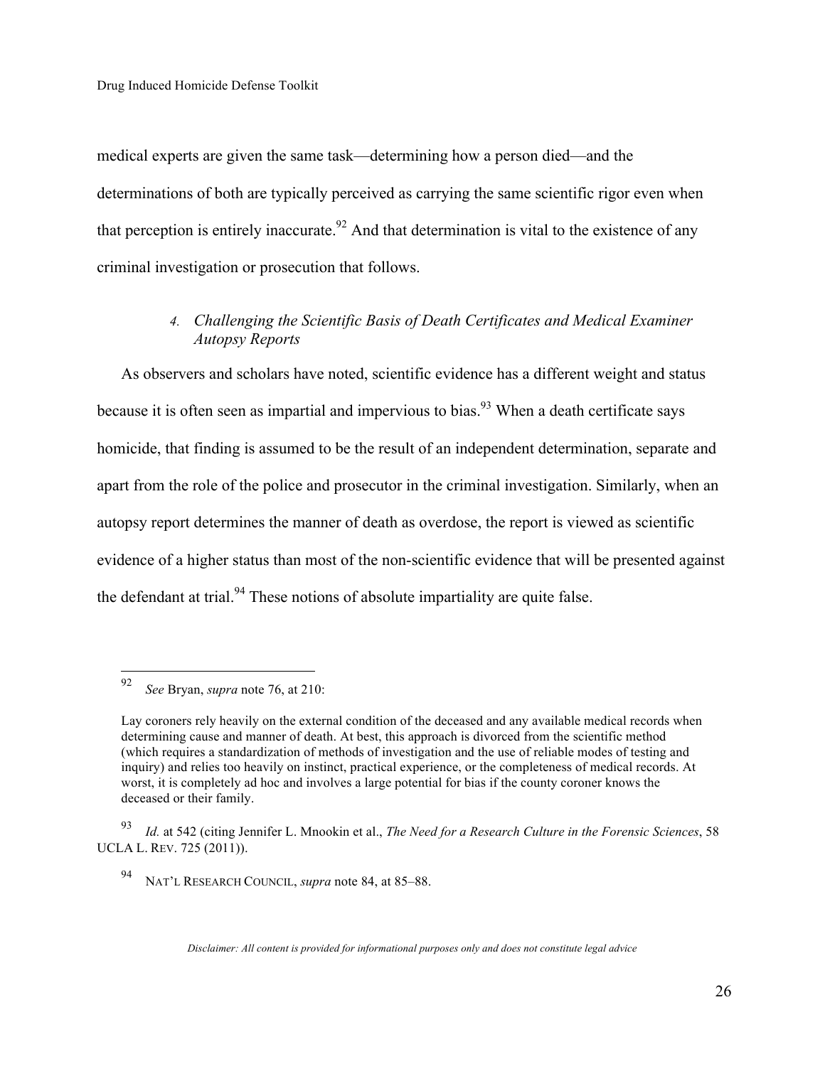medical experts are given the same task—determining how a person died—and the determinations of both are typically perceived as carrying the same scientific rigor even when that perception is entirely inaccurate.[92] And that determination is vital to the existence of any criminal investigation or prosecution that follows.

#### 4. *Challenging the Scientific Basis of Death Certificates and Medical Examiner Autopsy Reports*

As observers and scholars have noted, scientific evidence has a different weight and status because it is often seen as impartial and impervious to bias.[93] When a death certificate says homicide, that finding is assumed to be the result of an independent determination, separate and apart from the role of the police and prosecutor in the criminal investigation. Similarly, when an autopsy report determines the manner of death as overdose, the report is viewed as scientific evidence of a higher status than most of the non-scientific evidence that will be presented against the defendant at trial.[94] These notions of absolute impartiality are quite false.

---

[92] *See* Bryan, *supra* note 76, at 210:

> Lay coroners rely heavily on the external condition of the deceased and any available medical records when determining cause and manner of death. At best, this approach is divorced from the scientific method (which requires a standardization of methods of investigation and the use of reliable modes of testing and inquiry) and relies too heavily on instinct, practical experience, or the completeness of medical records. At worst, it is completely ad hoc and involves a large potential for bias if the county coroner knows the deceased or their family.

[93] *Id.* at 542 (citing Jennifer L. Mnookin et al., *The Need for a Research Culture in the Forensic Sciences*, 58 UCLA L. REV. 725 (2011)).

[94] NAT'L RESEARCH COUNCIL, *supra* note 84, at 85–88.

*Disclaimer: All content is provided for informational purposes only and does not constitute legal advice*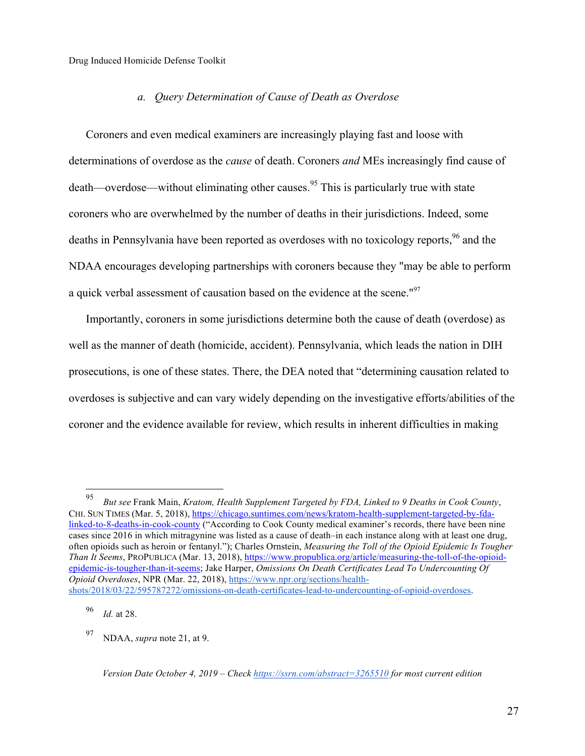### *a. Query Determination of Cause of Death as Overdose*

Coroners and even medical examiners are increasingly playing fast and loose with determinations of overdose as the *cause* of death. Coroners *and* MEs increasingly find cause of death—overdose—without eliminating other causes.[95] This is particularly true with state coroners who are overwhelmed by the number of deaths in their jurisdictions. Indeed, some deaths in Pennsylvania have been reported as overdoses with no toxicology reports,[96] and the NDAA encourages developing partnerships with coroners because they "may be able to perform a quick verbal assessment of causation based on the evidence at the scene."[97]

Importantly, coroners in some jurisdictions determine both the cause of death (overdose) as well as the manner of death (homicide, accident). Pennsylvania, which leads the nation in DIH prosecutions, is one of these states. There, the DEA noted that "determining causation related to overdoses is subjective and can vary widely depending on the investigative efforts/abilities of the coroner and the evidence available for review, which results in inherent difficulties in making

---

[95] *But see* Frank Main, *Kratom, Health Supplement Targeted by FDA, Linked to 9 Deaths in Cook County*, CHI. SUN TIMES (Mar. 5, 2018), https://chicago.suntimes.com/news/kratom-health-supplement-targeted-by-fda-linked-to-8-deaths-in-cook-county ("According to Cook County medical examiner's records, there have been nine cases since 2016 in which mitragynine was listed as a cause of death–in each instance along with at least one drug, often opioids such as heroin or fentanyl."); Charles Ornstein, *Measuring the Toll of the Opioid Epidemic Is Tougher Than It Seems*, PROPUBLICA (Mar. 13, 2018), https://www.propublica.org/article/measuring-the-toll-of-the-opioid-epidemic-is-tougher-than-it-seems; Jake Harper, *Omissions On Death Certificates Lead To Undercounting Of Opioid Overdoses*, NPR (Mar. 22, 2018), https://www.npr.org/sections/health-shots/2018/03/22/595787272/omissions-on-death-certificates-lead-to-undercounting-of-opioid-overdoses.

[96] *Id.* at 28.

[97] NDAA, *supra* note 21, at 9.

*Version Date October 4, 2019 – Check https://ssrn.com/abstract=3265510 for most current edition*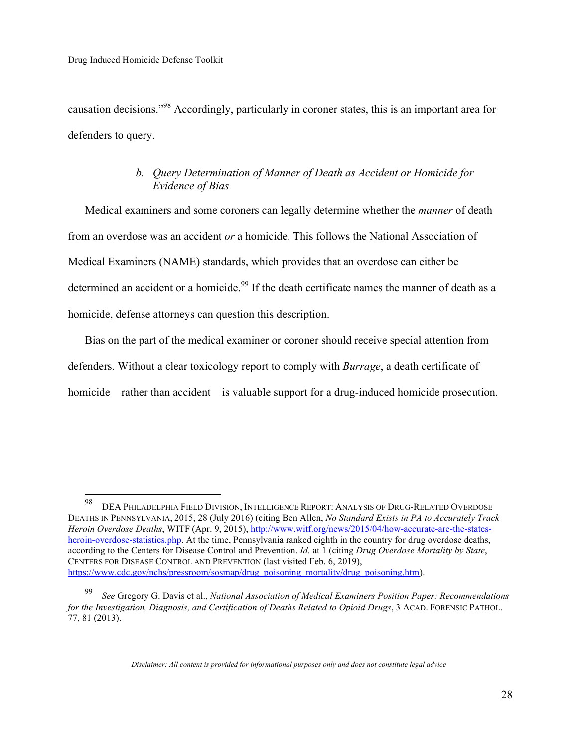causation decisions."[98] Accordingly, particularly in coroner states, this is an important area for defenders to query.

#### b. *Query Determination of Manner of Death as Accident or Homicide for Evidence of Bias*

Medical examiners and some coroners can legally determine whether the *manner* of death from an overdose was an accident *or* a homicide. This follows the National Association of Medical Examiners (NAME) standards, which provides that an overdose can either be determined an accident or a homicide.[99] If the death certificate names the manner of death as a homicide, defense attorneys can question this description.

Bias on the part of the medical examiner or coroner should receive special attention from defenders. Without a clear toxicology report to comply with *Burrage*, a death certificate of homicide—rather than accident—is valuable support for a drug-induced homicide prosecution.

---

[98] DEA PHILADELPHIA FIELD DIVISION, INTELLIGENCE REPORT: ANALYSIS OF DRUG-RELATED OVERDOSE DEATHS IN PENNSYLVANIA, 2015, 28 (July 2016) (citing Ben Allen, *No Standard Exists in PA to Accurately Track Heroin Overdose Deaths*, WITF (Apr. 9, 2015), http://www.witf.org/news/2015/04/how-accurate-are-the-states-heroin-overdose-statistics.php. At the time, Pennsylvania ranked eighth in the country for drug overdose deaths, according to the Centers for Disease Control and Prevention. *Id.* at 1 (citing *Drug Overdose Mortality by State*, CENTERS FOR DISEASE CONTROL AND PREVENTION (last visited Feb. 6, 2019), https://www.cdc.gov/nchs/pressroom/sosmap/drug_poisoning_mortality/drug_poisoning.htm).

[99] *See* Gregory G. Davis et al., *National Association of Medical Examiners Position Paper: Recommendations for the Investigation, Diagnosis, and Certification of Deaths Related to Opioid Drugs*, 3 ACAD. FORENSIC PATHOL. 77, 81 (2013).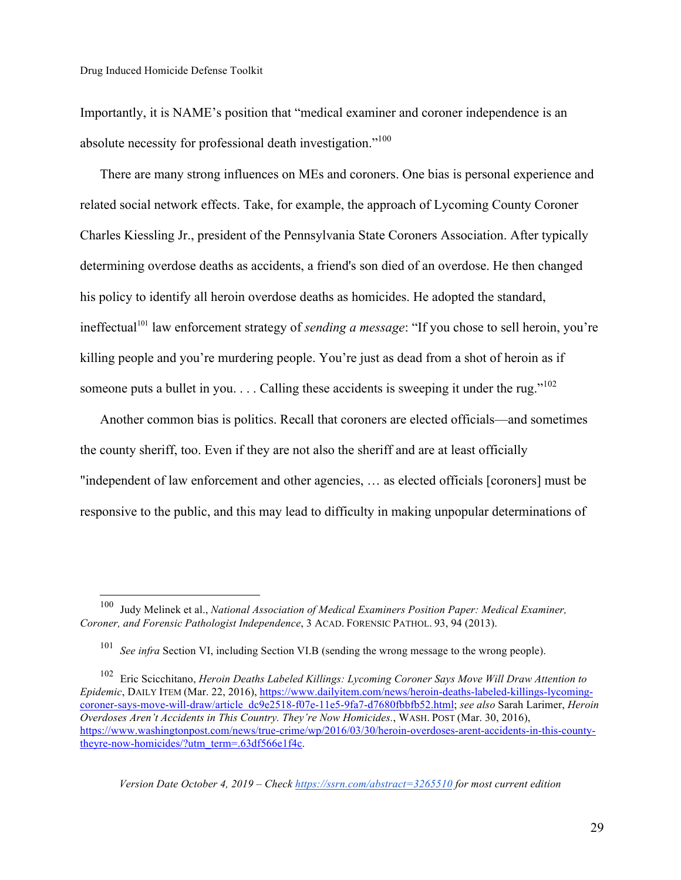Importantly, it is NAME's position that "medical examiner and coroner independence is an absolute necessity for professional death investigation."[100]

There are many strong influences on MEs and coroners. One bias is personal experience and related social network effects. Take, for example, the approach of Lycoming County Coroner Charles Kiessling Jr., president of the Pennsylvania State Coroners Association. After typically determining overdose deaths as accidents, a friend's son died of an overdose. He then changed his policy to identify all heroin overdose deaths as homicides. He adopted the standard, ineffectual[101] law enforcement strategy of *sending a message*: "If you chose to sell heroin, you're killing people and you're murdering people. You're just as dead from a shot of heroin as if someone puts a bullet in you. . . . Calling these accidents is sweeping it under the rug."[102]

Another common bias is politics. Recall that coroners are elected officials—and sometimes the county sheriff, too. Even if they are not also the sheriff and are at least officially "independent of law enforcement and other agencies, … as elected officials [coroners] must be responsive to the public, and this may lead to difficulty in making unpopular determinations of

---

[100] Judy Melinek et al., *National Association of Medical Examiners Position Paper: Medical Examiner, Coroner, and Forensic Pathologist Independence*, 3 ACAD. FORENSIC PATHOL. 93, 94 (2013).

[101] *See infra* Section VI, including Section VI.B (sending the wrong message to the wrong people).

[102] Eric Scicchitano, *Heroin Deaths Labeled Killings: Lycoming Coroner Says Move Will Draw Attention to Epidemic*, DAILY ITEM (Mar. 22, 2016), https://www.dailyitem.com/news/heroin-deaths-labeled-killings-lycoming-coroner-says-move-will-draw/article_dc9e2518-f07e-11e5-9fa7-d7680fbbfb52.html; *see also* Sarah Larimer, *Heroin Overdoses Aren't Accidents in This Country. They're Now Homicides.*, WASH. POST (Mar. 30, 2016), https://www.washingtonpost.com/news/true-crime/wp/2016/03/30/heroin-overdoses-arent-accidents-in-this-county-theyre-now-homicides/?utm_term=.63df566e1f4c.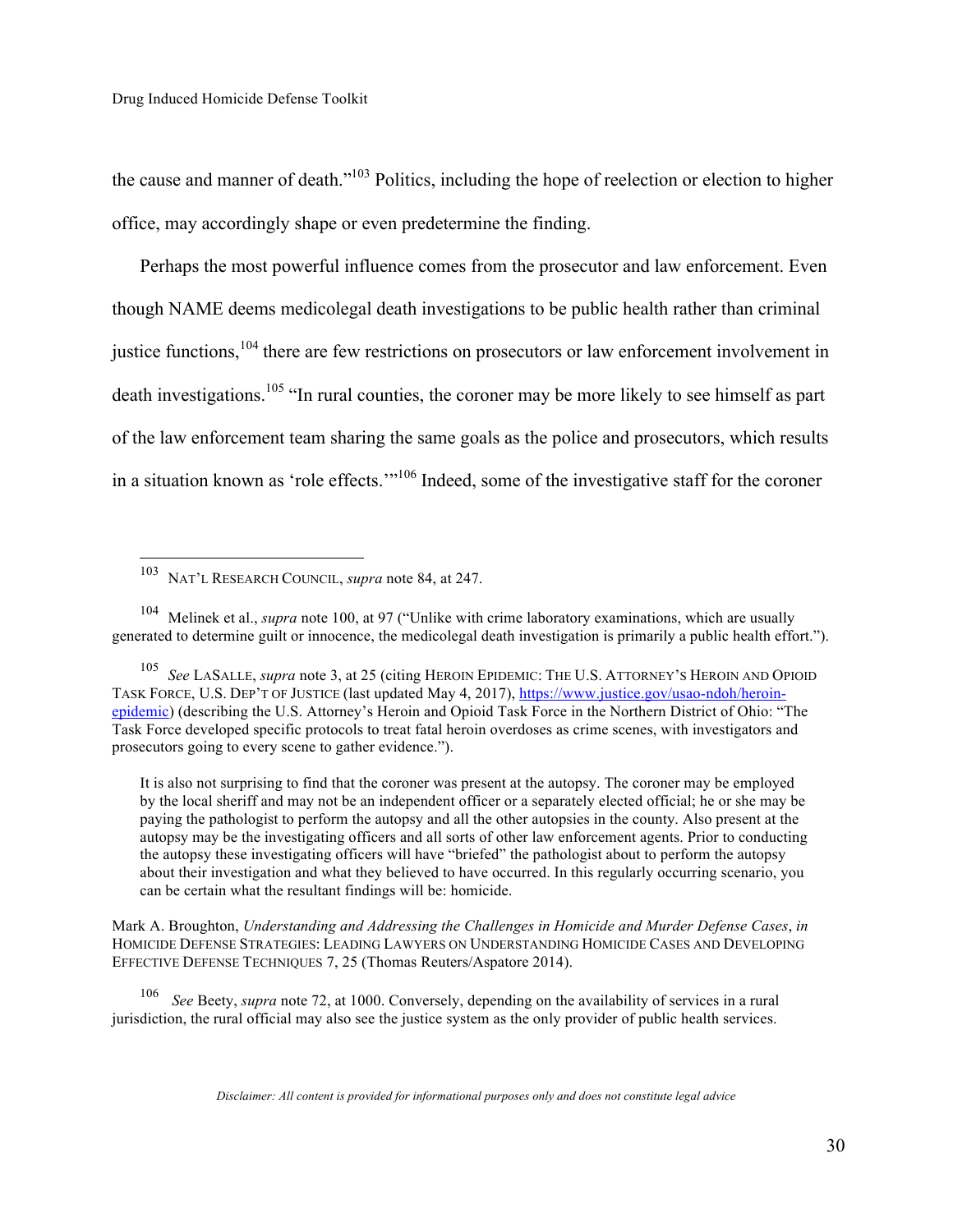the cause and manner of death."[103] Politics, including the hope of reelection or election to higher office, may accordingly shape or even predetermine the finding.

Perhaps the most powerful influence comes from the prosecutor and law enforcement. Even though NAME deems medicolegal death investigations to be public health rather than criminal justice functions,[104] there are few restrictions on prosecutors or law enforcement involvement in death investigations.[105] "In rural counties, the coroner may be more likely to see himself as part of the law enforcement team sharing the same goals as the police and prosecutors, which results in a situation known as 'role effects.'"[106] Indeed, some of the investigative staff for the coroner

---

[103] NAT'L RESEARCH COUNCIL, *supra* note 84, at 247.

[104] Melinek et al., *supra* note 100, at 97 ("Unlike with crime laboratory examinations, which are usually generated to determine guilt or innocence, the medicolegal death investigation is primarily a public health effort.").

[105] *See* LASALLE, *supra* note 3, at 25 (citing HEROIN EPIDEMIC: THE U.S. ATTORNEY'S HEROIN AND OPIOID TASK FORCE, U.S. DEP'T OF JUSTICE (last updated May 4, 2017), https://www.justice.gov/usao-ndoh/heroin-epidemic) (describing the U.S. Attorney's Heroin and Opioid Task Force in the Northern District of Ohio: "The Task Force developed specific protocols to treat fatal heroin overdoses as crime scenes, with investigators and prosecutors going to every scene to gather evidence.").

> It is also not surprising to find that the coroner was present at the autopsy. The coroner may be employed by the local sheriff and may not be an independent officer or a separately elected official; he or she may be paying the pathologist to perform the autopsy and all the other autopsies in the county. Also present at the autopsy may be the investigating officers and all sorts of other law enforcement agents. Prior to conducting the autopsy these investigating officers will have "briefed" the pathologist about to perform the autopsy about their investigation and what they believed to have occurred. In this regularly occurring scenario, you can be certain what the resultant findings will be: homicide.

Mark A. Broughton, *Understanding and Addressing the Challenges in Homicide and Murder Defense Cases*, *in* HOMICIDE DEFENSE STRATEGIES: LEADING LAWYERS ON UNDERSTANDING HOMICIDE CASES AND DEVELOPING EFFECTIVE DEFENSE TECHNIQUES 7, 25 (Thomas Reuters/Aspatore 2014).

[106] *See* Beety, *supra* note 72, at 1000. Conversely, depending on the availability of services in a rural jurisdiction, the rural official may also see the justice system as the only provider of public health services.

*Disclaimer: All content is provided for informational purposes only and does not constitute legal advice*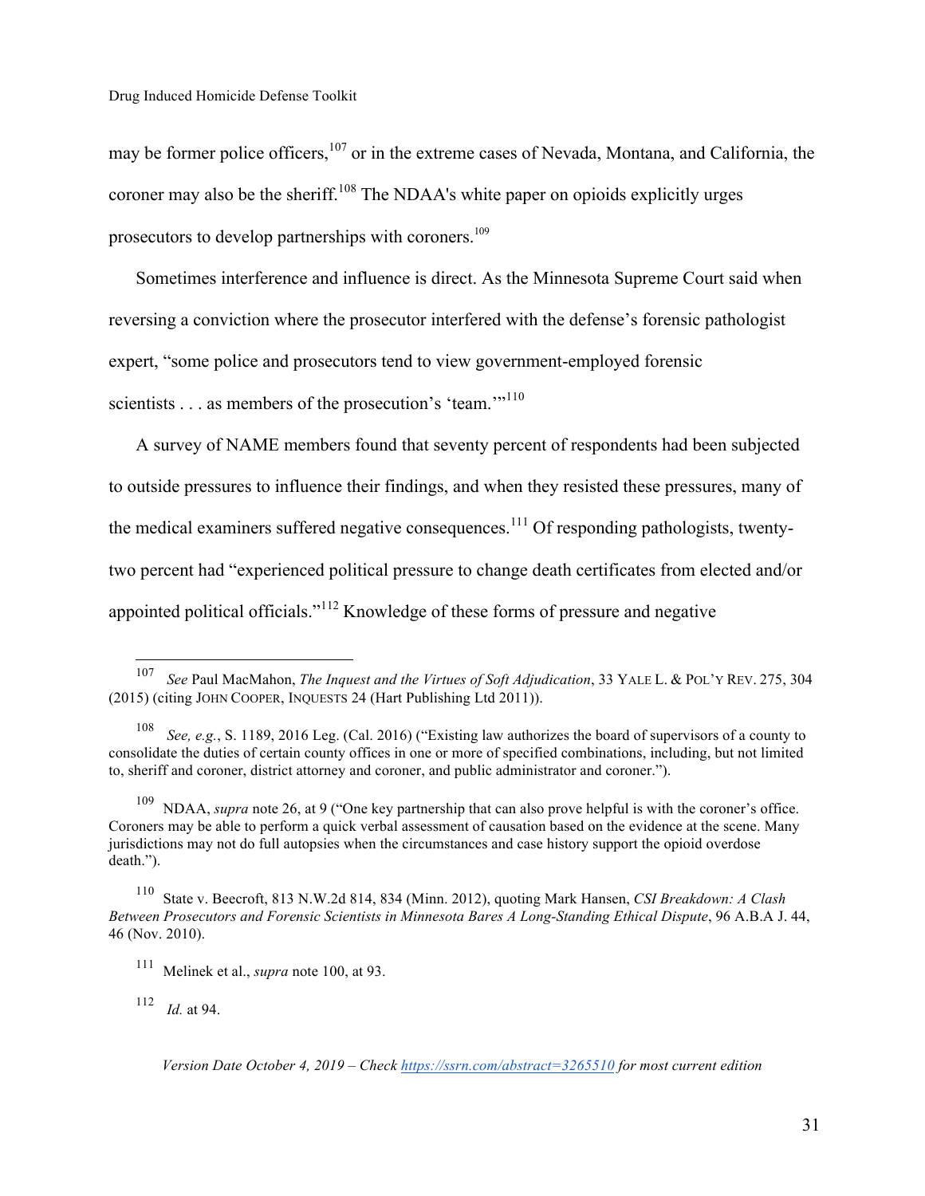may be former police officers,[107] or in the extreme cases of Nevada, Montana, and California, the coroner may also be the sheriff.[108] The NDAA's white paper on opioids explicitly urges prosecutors to develop partnerships with coroners.[109]

Sometimes interference and influence is direct. As the Minnesota Supreme Court said when reversing a conviction where the prosecutor interfered with the defense's forensic pathologist expert, "some police and prosecutors tend to view government-employed forensic scientists . . . as members of the prosecution's 'team.'"[110]

A survey of NAME members found that seventy percent of respondents had been subjected to outside pressures to influence their findings, and when they resisted these pressures, many of the medical examiners suffered negative consequences.[111] Of responding pathologists, twenty-two percent had "experienced political pressure to change death certificates from elected and/or appointed political officials."[112] Knowledge of these forms of pressure and negative

---

[107] *See* Paul MacMahon, *The Inquest and the Virtues of Soft Adjudication*, 33 YALE L. & POL'Y REV. 275, 304 (2015) (citing JOHN COOPER, INQUESTS 24 (Hart Publishing Ltd 2011)).

[108] *See, e.g.*, S. 1189, 2016 Leg. (Cal. 2016) ("Existing law authorizes the board of supervisors of a county to consolidate the duties of certain county offices in one or more of specified combinations, including, but not limited to, sheriff and coroner, district attorney and coroner, and public administrator and coroner.").

[109] NDAA, *supra* note 26, at 9 ("One key partnership that can also prove helpful is with the coroner's office. Coroners may be able to perform a quick verbal assessment of causation based on the evidence at the scene. Many jurisdictions may not do full autopsies when the circumstances and case history support the opioid overdose death.").

[110] State v. Beecroft, 813 N.W.2d 814, 834 (Minn. 2012), quoting Mark Hansen, *CSI Breakdown: A Clash Between Prosecutors and Forensic Scientists in Minnesota Bares A Long-Standing Ethical Dispute*, 96 A.B.A J. 44, 46 (Nov. 2010).

[111] Melinek et al., *supra* note 100, at 93.

[112] *Id.* at 94.

*Version Date October 4, 2019 – Check https://ssrn.com/abstract=3265510 for most current edition*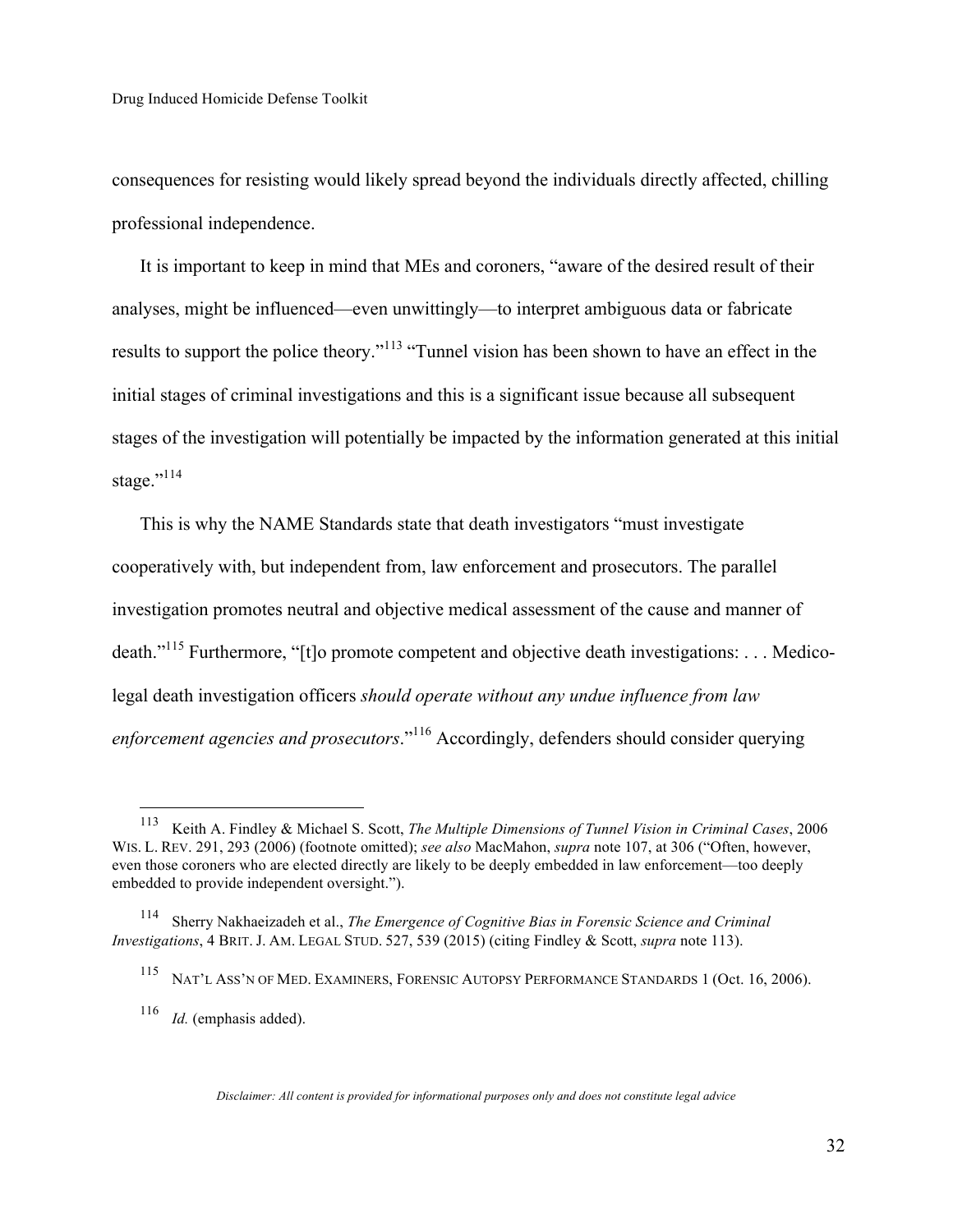consequences for resisting would likely spread beyond the individuals directly affected, chilling professional independence.

It is important to keep in mind that MEs and coroners, "aware of the desired result of their analyses, might be influenced—even unwittingly—to interpret ambiguous data or fabricate results to support the police theory."[113] "Tunnel vision has been shown to have an effect in the initial stages of criminal investigations and this is a significant issue because all subsequent stages of the investigation will potentially be impacted by the information generated at this initial stage."[114]

This is why the NAME Standards state that death investigators "must investigate cooperatively with, but independent from, law enforcement and prosecutors. The parallel investigation promotes neutral and objective medical assessment of the cause and manner of death."[115] Furthermore, "[t]o promote competent and objective death investigations: . . . Medico-legal death investigation officers *should operate without any undue influence from law enforcement agencies and prosecutors*."[116] Accordingly, defenders should consider querying

---

[113] Keith A. Findley & Michael S. Scott, *The Multiple Dimensions of Tunnel Vision in Criminal Cases*, 2006 WIS. L. REV. 291, 293 (2006) (footnote omitted); *see also* MacMahon, *supra* note 107, at 306 ("Often, however, even those coroners who are elected directly are likely to be deeply embedded in law enforcement—too deeply embedded to provide independent oversight.").

[114] Sherry Nakhaeizadeh et al., *The Emergence of Cognitive Bias in Forensic Science and Criminal Investigations*, 4 BRIT. J. AM. LEGAL STUD. 527, 539 (2015) (citing Findley & Scott, *supra* note 113).

[115] NAT'L ASS'N OF MED. EXAMINERS, FORENSIC AUTOPSY PERFORMANCE STANDARDS 1 (Oct. 16, 2006).

[116] *Id.* (emphasis added).

*Disclaimer: All content is provided for informational purposes only and does not constitute legal advice*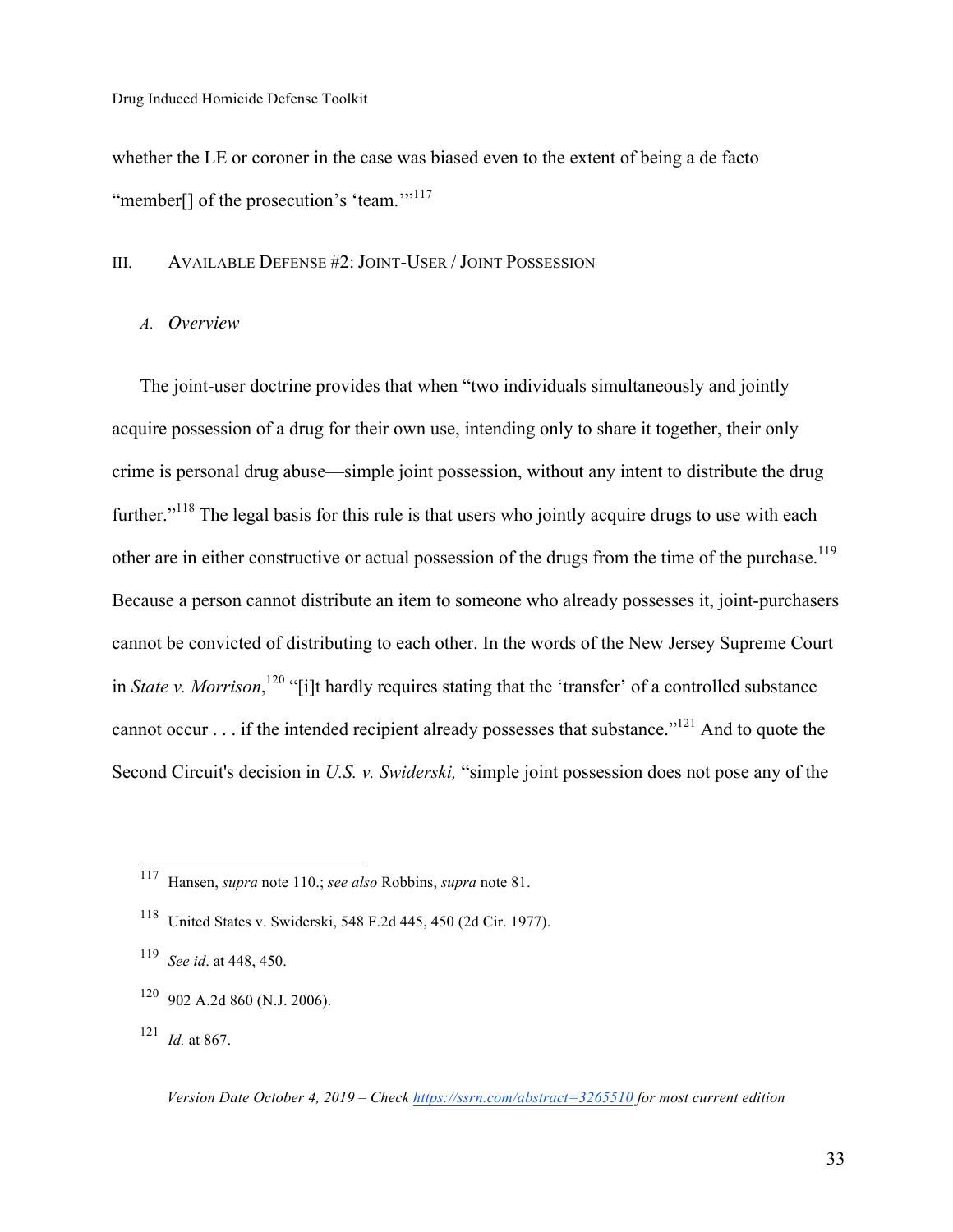whether the LE or coroner in the case was biased even to the extent of being a de facto "member[] of the prosecution's 'team.'"[117]

## III. Available Defense #2: Joint-User / Joint Possession

### A. *Overview*

The joint-user doctrine provides that when "two individuals simultaneously and jointly acquire possession of a drug for their own use, intending only to share it together, their only crime is personal drug abuse—simple joint possession, without any intent to distribute the drug further."[118] The legal basis for this rule is that users who jointly acquire drugs to use with each other are in either constructive or actual possession of the drugs from the time of the purchase.[119] Because a person cannot distribute an item to someone who already possesses it, joint-purchasers cannot be convicted of distributing to each other. In the words of the New Jersey Supreme Court in *State v. Morrison*,[120] "[i]t hardly requires stating that the 'transfer' of a controlled substance cannot occur . . . if the intended recipient already possesses that substance."[121] And to quote the Second Circuit's decision in *U.S. v. Swiderski,* "simple joint possession does not pose any of the

---

[117] Hansen, *supra* note 110.; *see also* Robbins, *supra* note 81.

[118] United States v. Swiderski, 548 F.2d 445, 450 (2d Cir. 1977).

[119] *See id*. at 448, 450.

[120] 902 A.2d 860 (N.J. 2006).

[121] *Id.* at 867.

*Version Date October 4, 2019 – Check https://ssrn.com/abstract=3265510 for most current edition*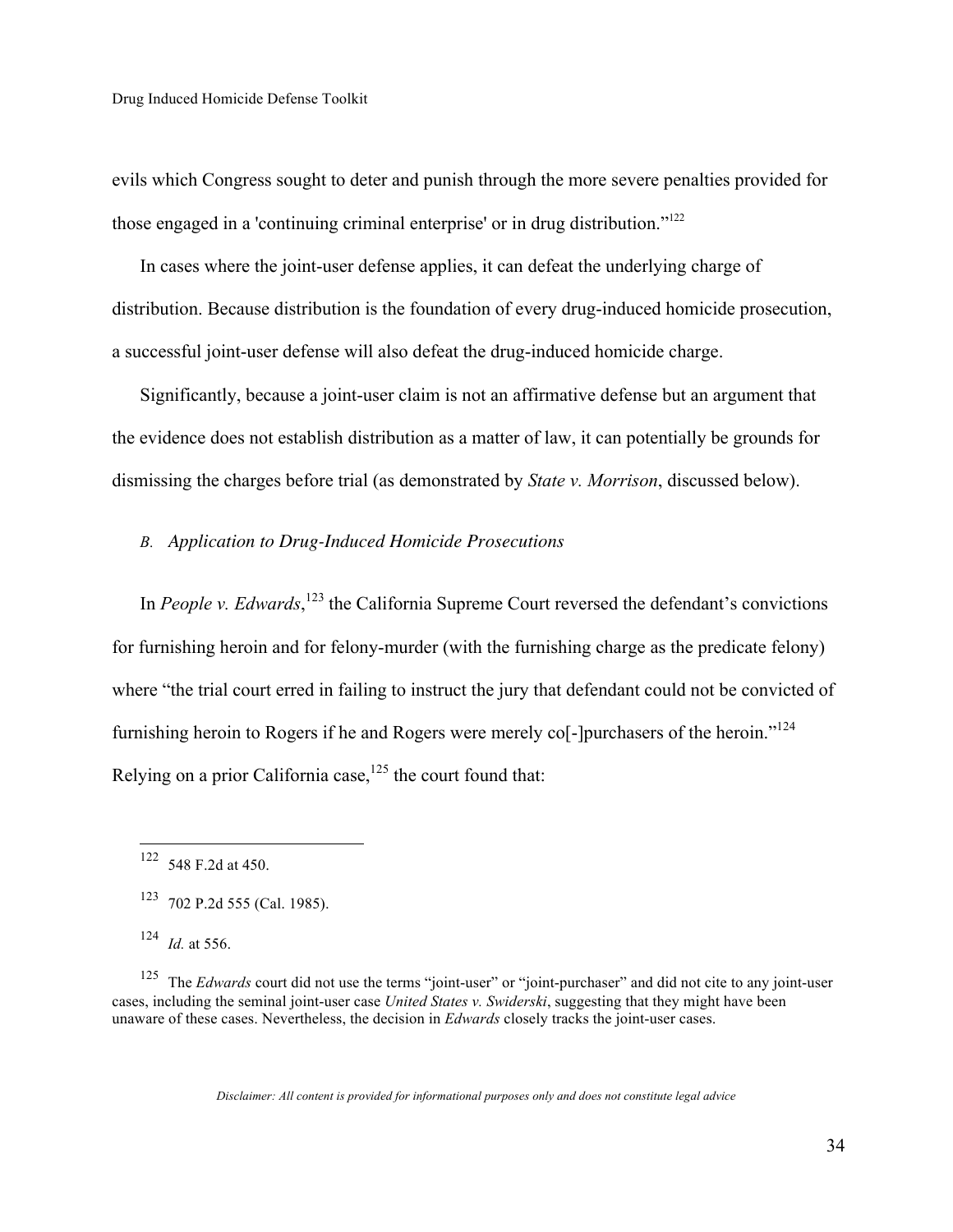evils which Congress sought to deter and punish through the more severe penalties provided for those engaged in a 'continuing criminal enterprise' or in drug distribution."[122]

In cases where the joint-user defense applies, it can defeat the underlying charge of distribution. Because distribution is the foundation of every drug-induced homicide prosecution, a successful joint-user defense will also defeat the drug-induced homicide charge.

Significantly, because a joint-user claim is not an affirmative defense but an argument that the evidence does not establish distribution as a matter of law, it can potentially be grounds for dismissing the charges before trial (as demonstrated by *State v. Morrison*, discussed below).

### *B. Application to Drug-Induced Homicide Prosecutions*

In *People v. Edwards*,[123] the California Supreme Court reversed the defendant's convictions for furnishing heroin and for felony-murder (with the furnishing charge as the predicate felony) where "the trial court erred in failing to instruct the jury that defendant could not be convicted of furnishing heroin to Rogers if he and Rogers were merely co[-]purchasers of the heroin."[124] Relying on a prior California case,[125] the court found that:

---

[122] 548 F.2d at 450.

[123] 702 P.2d 555 (Cal. 1985).

[124] *Id.* at 556.

[125] The *Edwards* court did not use the terms "joint-user" or "joint-purchaser" and did not cite to any joint-user cases, including the seminal joint-user case *United States v. Swiderski*, suggesting that they might have been unaware of these cases. Nevertheless, the decision in *Edwards* closely tracks the joint-user cases.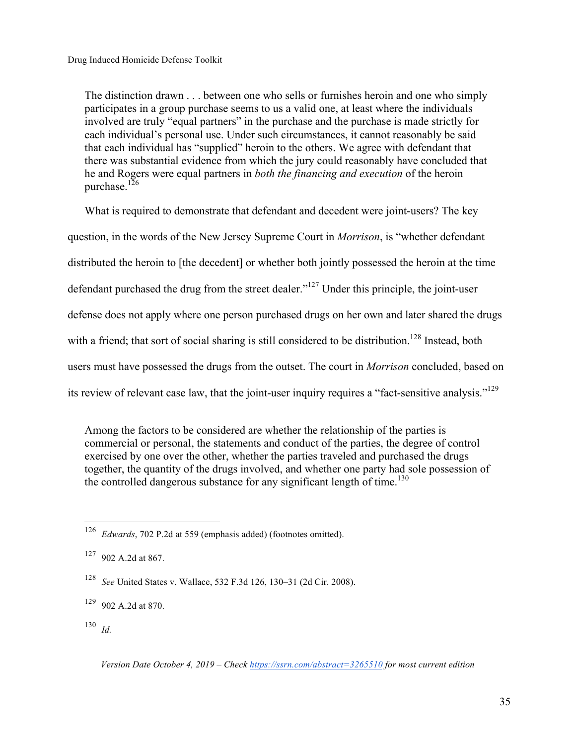> The distinction drawn . . . between one who sells or furnishes heroin and one who simply participates in a group purchase seems to us a valid one, at least where the individuals involved are truly "equal partners" in the purchase and the purchase is made strictly for each individual's personal use. Under such circumstances, it cannot reasonably be said that each individual has "supplied" heroin to the others. We agree with defendant that there was substantial evidence from which the jury could reasonably have concluded that he and Rogers were equal partners in *both the financing and execution* of the heroin purchase.[126]

What is required to demonstrate that defendant and decedent were joint-users? The key question, in the words of the New Jersey Supreme Court in *Morrison*, is "whether defendant distributed the heroin to [the decedent] or whether both jointly possessed the heroin at the time defendant purchased the drug from the street dealer."[127] Under this principle, the joint-user defense does not apply where one person purchased drugs on her own and later shared the drugs with a friend; that sort of social sharing is still considered to be distribution.[128] Instead, both users must have possessed the drugs from the outset. The court in *Morrison* concluded, based on its review of relevant case law, that the joint-user inquiry requires a "fact-sensitive analysis."[129]

> Among the factors to be considered are whether the relationship of the parties is commercial or personal, the statements and conduct of the parties, the degree of control exercised by one over the other, whether the parties traveled and purchased the drugs together, the quantity of the drugs involved, and whether one party had sole possession of the controlled dangerous substance for any significant length of time.[130]

---

[126] *Edwards*, 702 P.2d at 559 (emphasis added) (footnotes omitted).

[127] 902 A.2d at 867.

[128] *See* United States v. Wallace, 532 F.3d 126, 130–31 (2d Cir. 2008).

[129] 902 A.2d at 870.

[130] *Id.*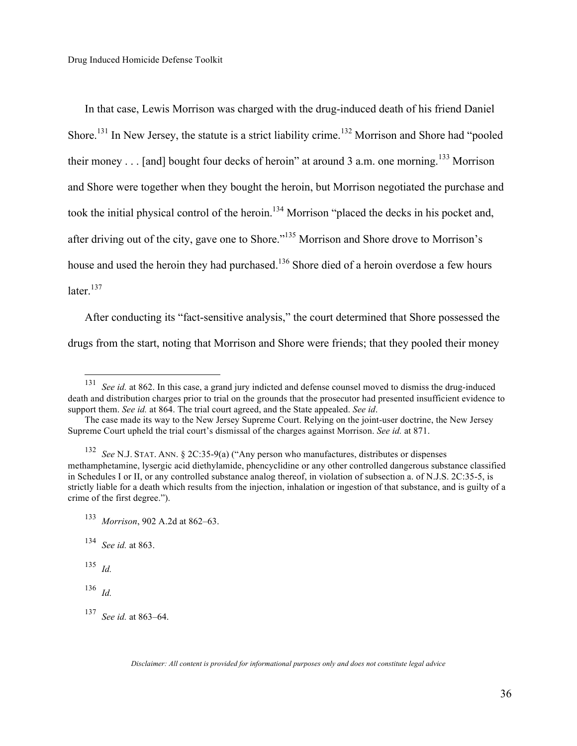In that case, Lewis Morrison was charged with the drug-induced death of his friend Daniel Shore.[131] In New Jersey, the statute is a strict liability crime.[132] Morrison and Shore had "pooled their money . . . [and] bought four decks of heroin" at around 3 a.m. one morning.[133] Morrison and Shore were together when they bought the heroin, but Morrison negotiated the purchase and took the initial physical control of the heroin.[134] Morrison "placed the decks in his pocket and, after driving out of the city, gave one to Shore."[135] Morrison and Shore drove to Morrison's house and used the heroin they had purchased.[136] Shore died of a heroin overdose a few hours later.[137]

After conducting its "fact-sensitive analysis," the court determined that Shore possessed the drugs from the start, noting that Morrison and Shore were friends; that they pooled their money

---

[131] *See id.* at 862. In this case, a grand jury indicted and defense counsel moved to dismiss the drug-induced death and distribution charges prior to trial on the grounds that the prosecutor had presented insufficient evidence to support them. *See id.* at 864. The trial court agreed, and the State appealed. *See id*.

The case made its way to the New Jersey Supreme Court. Relying on the joint-user doctrine, the New Jersey Supreme Court upheld the trial court's dismissal of the charges against Morrison. *See id.* at 871.

[132] *See* N.J. STAT. ANN. § 2C:35-9(a) ("Any person who manufactures, distributes or dispenses methamphetamine, lysergic acid diethylamide, phencyclidine or any other controlled dangerous substance classified in Schedules I or II, or any controlled substance analog thereof, in violation of subsection a. of N.J.S. 2C:35-5, is strictly liable for a death which results from the injection, inhalation or ingestion of that substance, and is guilty of a crime of the first degree.").

[133] *Morrison*, 902 A.2d at 862–63.

[134] *See id.* at 863.

[135] *Id.*

[136] *Id.*

[137] *See id.* at 863–64.

*Disclaimer: All content is provided for informational purposes only and does not constitute legal advice*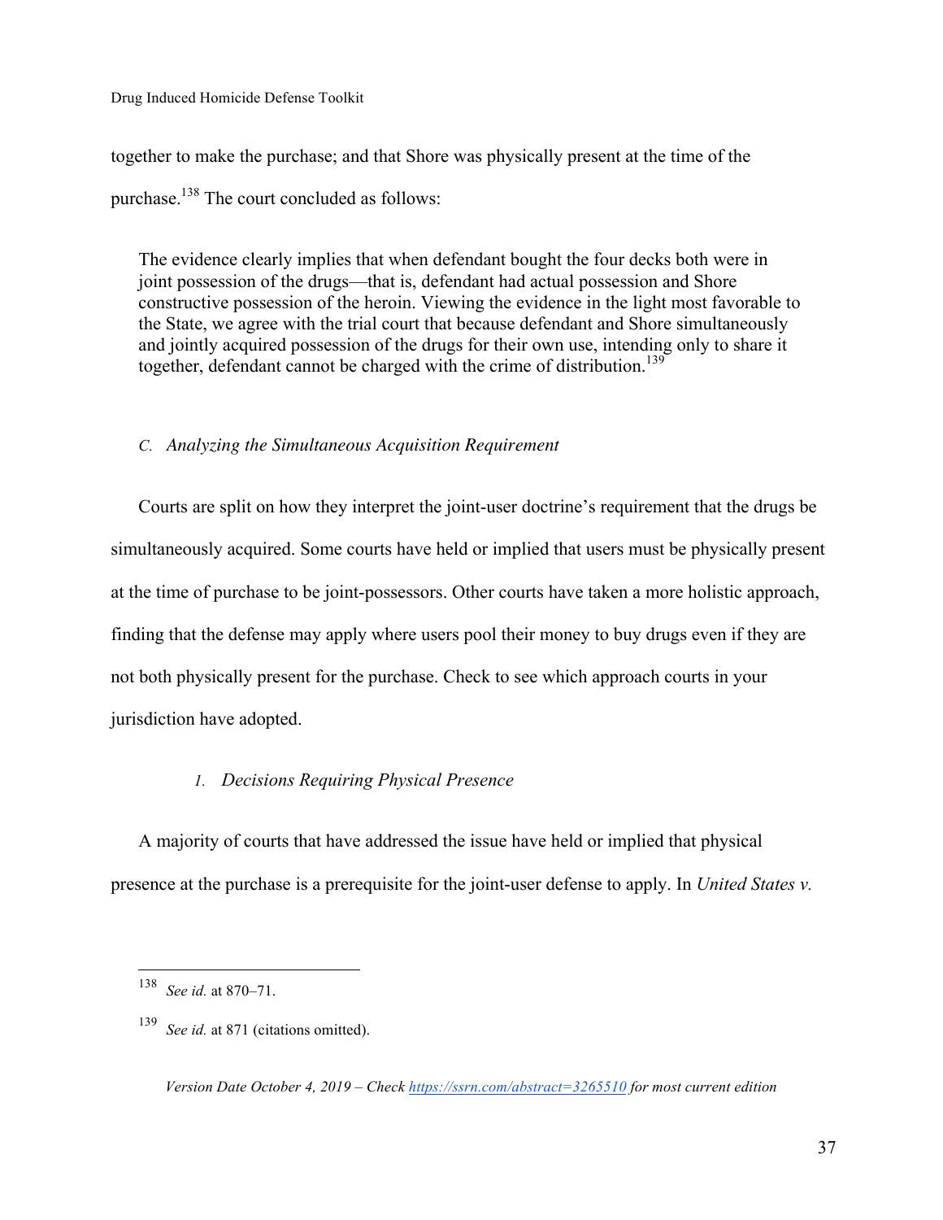together to make the purchase; and that Shore was physically present at the time of the purchase.[138] The court concluded as follows:

> The evidence clearly implies that when defendant bought the four decks both were in joint possession of the drugs—that is, defendant had actual possession and Shore constructive possession of the heroin. Viewing the evidence in the light most favorable to the State, we agree with the trial court that because defendant and Shore simultaneously and jointly acquired possession of the drugs for their own use, intending only to share it together, defendant cannot be charged with the crime of distribution.[139]

### C. *Analyzing the Simultaneous Acquisition Requirement*

Courts are split on how they interpret the joint-user doctrine's requirement that the drugs be simultaneously acquired. Some courts have held or implied that users must be physically present at the time of purchase to be joint-possessors. Other courts have taken a more holistic approach, finding that the defense may apply where users pool their money to buy drugs even if they are not both physically present for the purchase. Check to see which approach courts in your jurisdiction have adopted.

#### 1. *Decisions Requiring Physical Presence*

A majority of courts that have addressed the issue have held or implied that physical presence at the purchase is a prerequisite for the joint-user defense to apply. In *United States v.*

---

[138] *See id.* at 870–71.

[139] *See id.* at 871 (citations omitted).

*Version Date October 4, 2019 – Check https://ssrn.com/abstract=3265510 for most current edition*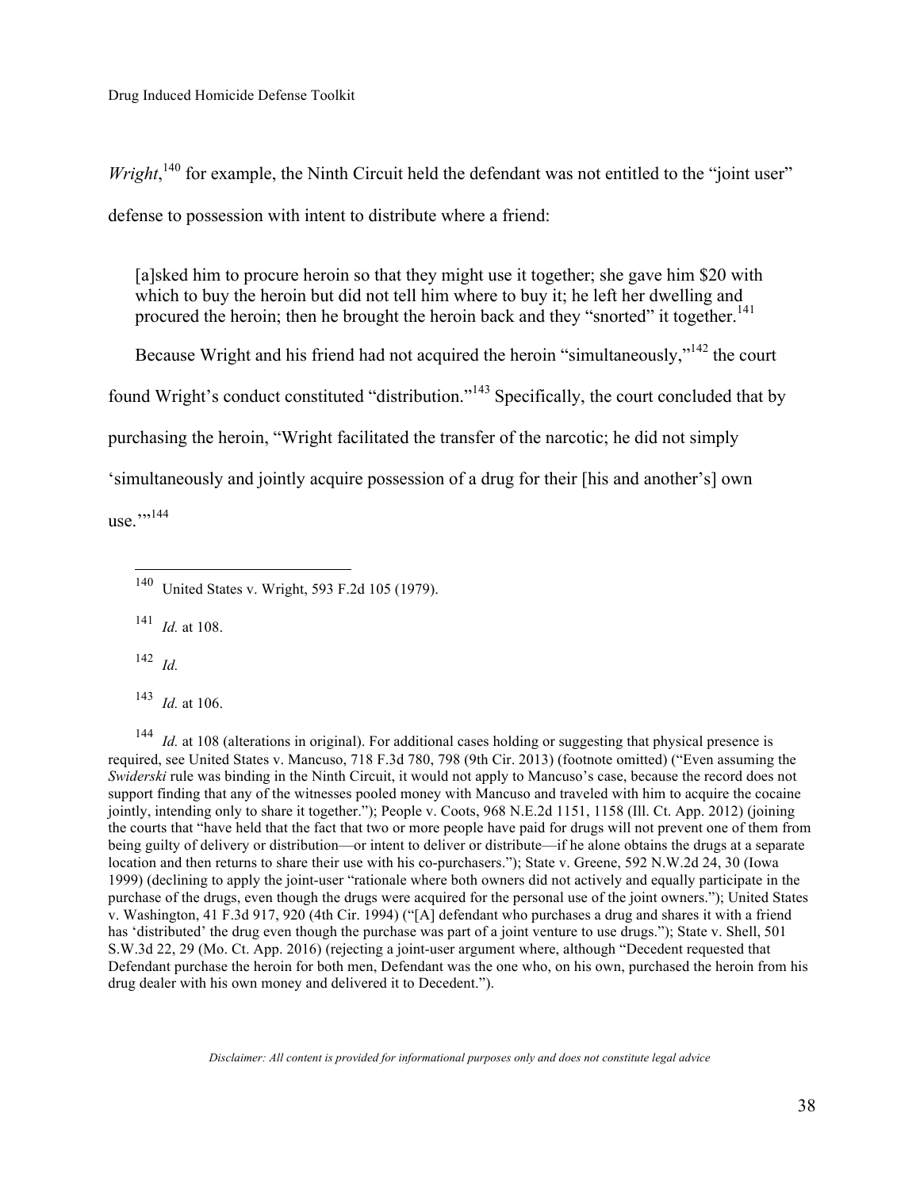*Wright*,[140] for example, the Ninth Circuit held the defendant was not entitled to the "joint user" defense to possession with intent to distribute where a friend:

> [a]sked him to procure heroin so that they might use it together; she gave him $20 with which to buy the heroin but did not tell him where to buy it; he left her dwelling and procured the heroin; then he brought the heroin back and they "snorted" it together.[141]

Because Wright and his friend had not acquired the heroin "simultaneously,"[142] the court found Wright's conduct constituted "distribution."[143] Specifically, the court concluded that by purchasing the heroin, "Wright facilitated the transfer of the narcotic; he did not simply 'simultaneously and jointly acquire possession of a drug for their [his and another's] own use.'"[144]

---

[140] United States v. Wright, 593 F.2d 105 (1979).

[141] *Id.* at 108.

[142] *Id.*

[143] *Id.* at 106.

[144] *Id.* at 108 (alterations in original). For additional cases holding or suggesting that physical presence is required, see United States v. Mancuso, 718 F.3d 780, 798 (9th Cir. 2013) (footnote omitted) ("Even assuming the *Swiderski* rule was binding in the Ninth Circuit, it would not apply to Mancuso's case, because the record does not support finding that any of the witnesses pooled money with Mancuso and traveled with him to acquire the cocaine jointly, intending only to share it together."); People v. Coots, 968 N.E.2d 1151, 1158 (Ill. Ct. App. 2012) (joining the courts that "have held that the fact that two or more people have paid for drugs will not prevent one of them from being guilty of delivery or distribution—or intent to deliver or distribute—if he alone obtains the drugs at a separate location and then returns to share their use with his co-purchasers."); State v. Greene, 592 N.W.2d 24, 30 (Iowa 1999) (declining to apply the joint-user "rationale where both owners did not actively and equally participate in the purchase of the drugs, even though the drugs were acquired for the personal use of the joint owners."); United States v. Washington, 41 F.3d 917, 920 (4th Cir. 1994) ("[A] defendant who purchases a drug and shares it with a friend has 'distributed' the drug even though the purchase was part of a joint venture to use drugs."); State v. Shell, 501 S.W.3d 22, 29 (Mo. Ct. App. 2016) (rejecting a joint-user argument where, although "Decedent requested that Defendant purchase the heroin for both men, Defendant was the one who, on his own, purchased the heroin from his drug dealer with his own money and delivered it to Decedent.").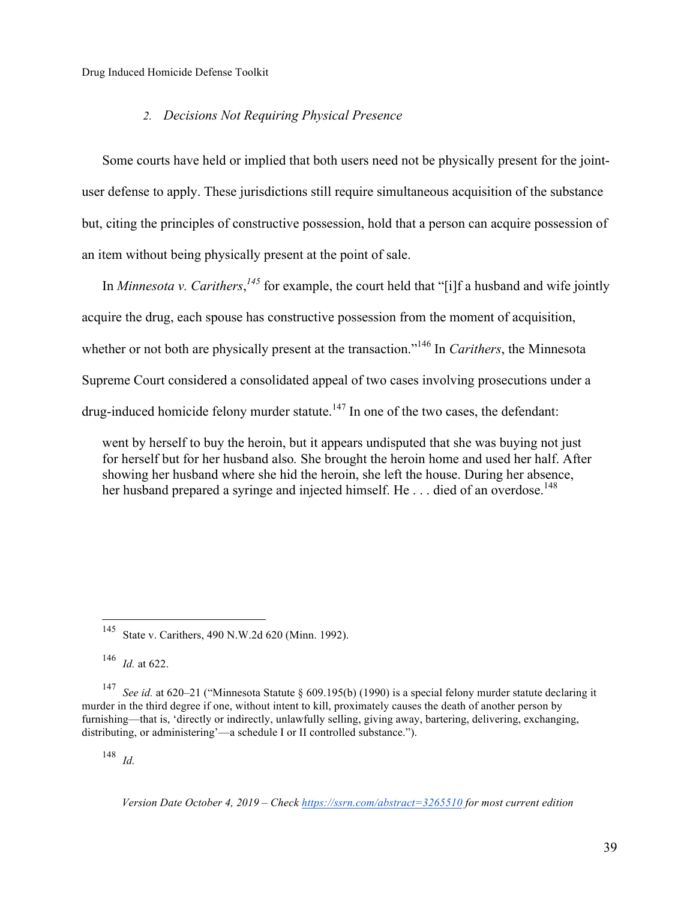### 2. *Decisions Not Requiring Physical Presence*

Some courts have held or implied that both users need not be physically present for the joint-user defense to apply. These jurisdictions still require simultaneous acquisition of the substance but, citing the principles of constructive possession, hold that a person can acquire possession of an item without being physically present at the point of sale.

In *Minnesota v. Carithers*,[145] for example, the court held that "[i]f a husband and wife jointly acquire the drug, each spouse has constructive possession from the moment of acquisition, whether or not both are physically present at the transaction."[146] In *Carithers*, the Minnesota Supreme Court considered a consolidated appeal of two cases involving prosecutions under a drug-induced homicide felony murder statute.[147] In one of the two cases, the defendant:

> went by herself to buy the heroin, but it appears undisputed that she was buying not just for herself but for her husband also. She brought the heroin home and used her half. After showing her husband where she hid the heroin, she left the house. During her absence, her husband prepared a syringe and injected himself. He . . . died of an overdose.[148]

---

[145] State v. Carithers, 490 N.W.2d 620 (Minn. 1992).

[146] *Id.* at 622.

[147] *See id.* at 620–21 ("Minnesota Statute § 609.195(b) (1990) is a special felony murder statute declaring it murder in the third degree if one, without intent to kill, proximately causes the death of another person by furnishing—that is, 'directly or indirectly, unlawfully selling, giving away, bartering, delivering, exchanging, distributing, or administering'—a schedule I or II controlled substance.").

[148] *Id.*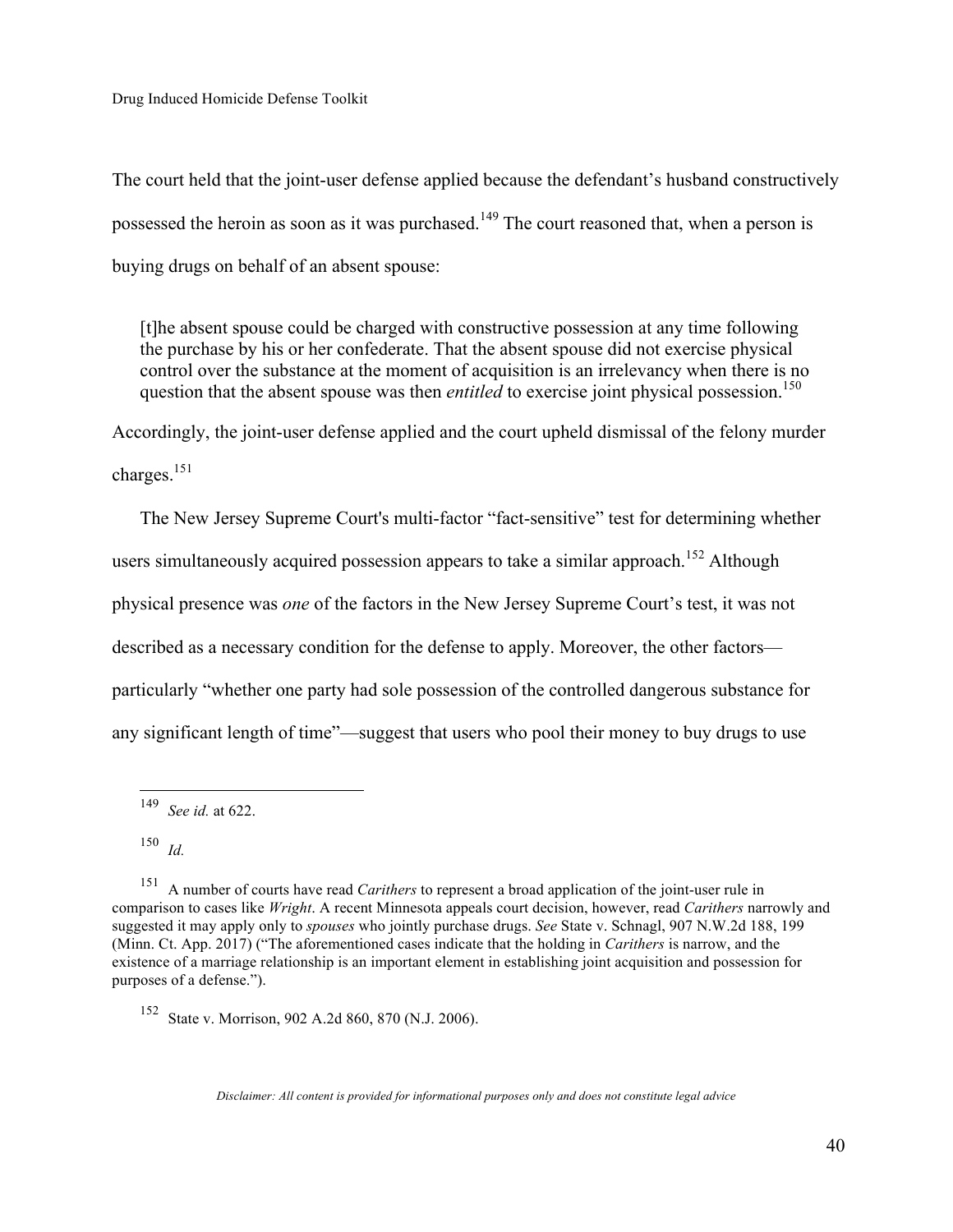The court held that the joint-user defense applied because the defendant's husband constructively possessed the heroin as soon as it was purchased.[149] The court reasoned that, when a person is buying drugs on behalf of an absent spouse:

> [t]he absent spouse could be charged with constructive possession at any time following the purchase by his or her confederate. That the absent spouse did not exercise physical control over the substance at the moment of acquisition is an irrelevancy when there is no question that the absent spouse was then *entitled* to exercise joint physical possession.[150]

Accordingly, the joint-user defense applied and the court upheld dismissal of the felony murder charges.[151]

The New Jersey Supreme Court's multi-factor "fact-sensitive" test for determining whether users simultaneously acquired possession appears to take a similar approach.[152] Although physical presence was *one* of the factors in the New Jersey Supreme Court's test, it was not described as a necessary condition for the defense to apply. Moreover, the other factors—particularly "whether one party had sole possession of the controlled dangerous substance for any significant length of time"—suggest that users who pool their money to buy drugs to use

---

[149] *See id.* at 622.

[150] *Id.*

[151] A number of courts have read *Carithers* to represent a broad application of the joint-user rule in comparison to cases like *Wright*. A recent Minnesota appeals court decision, however, read *Carithers* narrowly and suggested it may apply only to *spouses* who jointly purchase drugs. *See* State v. Schnagl, 907 N.W.2d 188, 199 (Minn. Ct. App. 2017) ("The aforementioned cases indicate that the holding in *Carithers* is narrow, and the existence of a marriage relationship is an important element in establishing joint acquisition and possession for purposes of a defense.").

[152] State v. Morrison, 902 A.2d 860, 870 (N.J. 2006).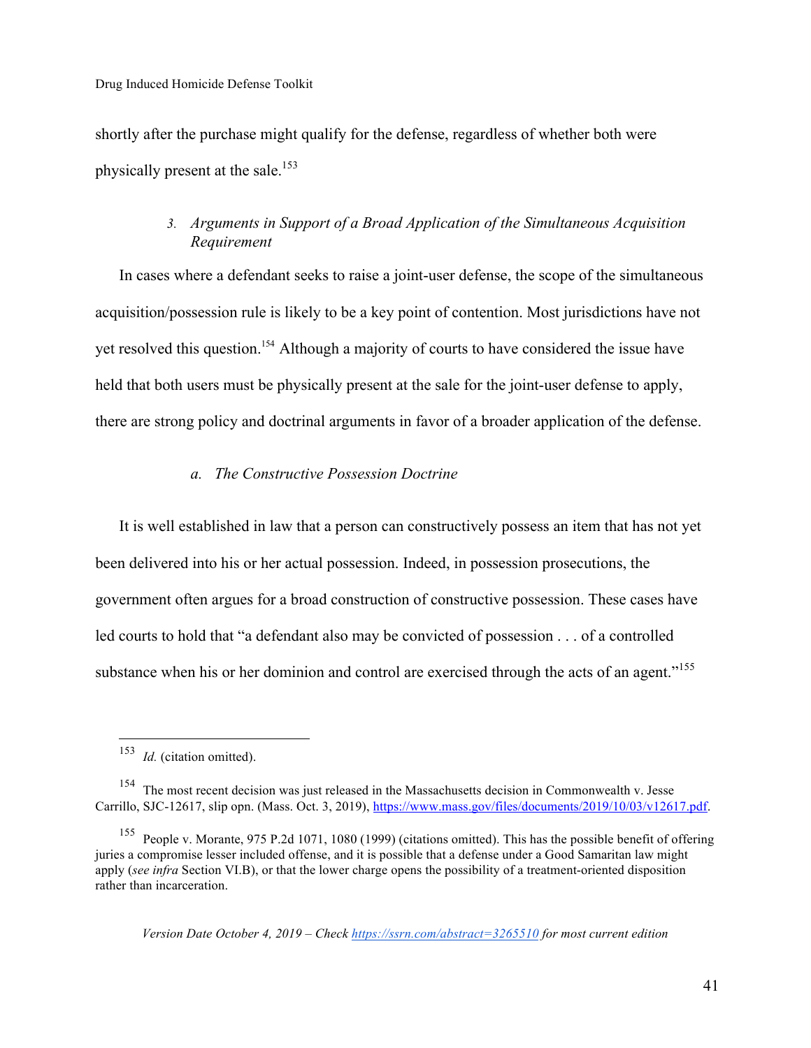shortly after the purchase might qualify for the defense, regardless of whether both were physically present at the sale.[153]

### 3. *Arguments in Support of a Broad Application of the Simultaneous Acquisition Requirement*

In cases where a defendant seeks to raise a joint-user defense, the scope of the simultaneous acquisition/possession rule is likely to be a key point of contention. Most jurisdictions have not yet resolved this question.[154] Although a majority of courts to have considered the issue have held that both users must be physically present at the sale for the joint-user defense to apply, there are strong policy and doctrinal arguments in favor of a broader application of the defense.

#### a. *The Constructive Possession Doctrine*

It is well established in law that a person can constructively possess an item that has not yet been delivered into his or her actual possession. Indeed, in possession prosecutions, the government often argues for a broad construction of constructive possession. These cases have led courts to hold that "a defendant also may be convicted of possession . . . of a controlled substance when his or her dominion and control are exercised through the acts of an agent."[155]

---

[153] *Id.* (citation omitted).

[154] The most recent decision was just released in the Massachusetts decision in Commonwealth v. Jesse Carrillo, SJC-12617, slip opn. (Mass. Oct. 3, 2019), https://www.mass.gov/files/documents/2019/10/03/v12617.pdf.

[155] People v. Morante, 975 P.2d 1071, 1080 (1999) (citations omitted). This has the possible benefit of offering juries a compromise lesser included offense, and it is possible that a defense under a Good Samaritan law might apply (*see infra* Section VI.B), or that the lower charge opens the possibility of a treatment-oriented disposition rather than incarceration.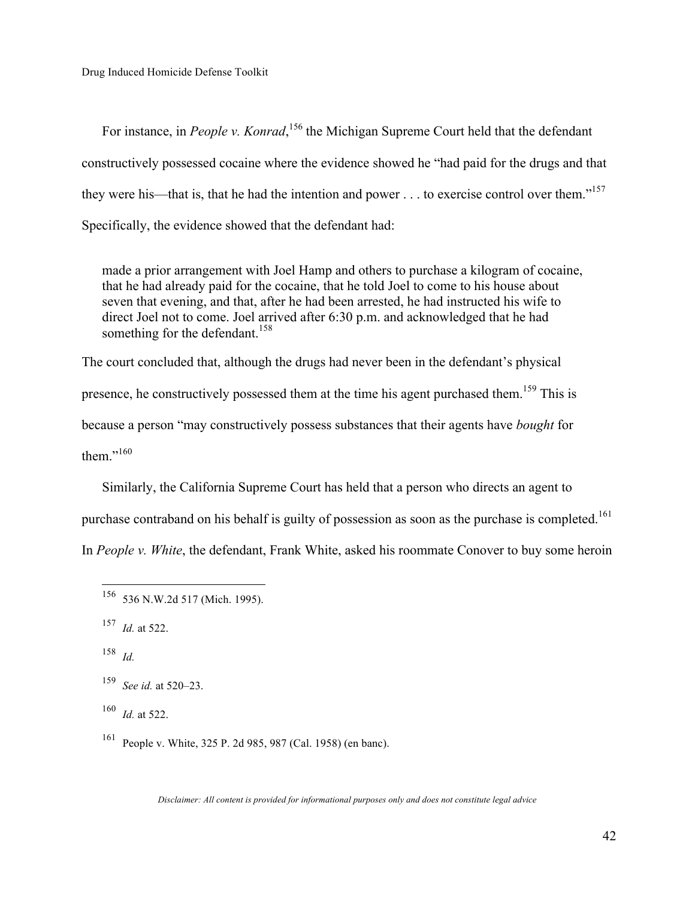For instance, in *People v. Konrad*,[156] the Michigan Supreme Court held that the defendant constructively possessed cocaine where the evidence showed he "had paid for the drugs and that they were his—that is, that he had the intention and power . . . to exercise control over them."[157] Specifically, the evidence showed that the defendant had:

> made a prior arrangement with Joel Hamp and others to purchase a kilogram of cocaine, that he had already paid for the cocaine, that he told Joel to come to his house about seven that evening, and that, after he had been arrested, he had instructed his wife to direct Joel not to come. Joel arrived after 6:30 p.m. and acknowledged that he had something for the defendant.[158]

The court concluded that, although the drugs had never been in the defendant's physical presence, he constructively possessed them at the time his agent purchased them.[159] This is because a person "may constructively possess substances that their agents have *bought* for them."[160]

Similarly, the California Supreme Court has held that a person who directs an agent to purchase contraband on his behalf is guilty of possession as soon as the purchase is completed.[161] In *People v. White*, the defendant, Frank White, asked his roommate Conover to buy some heroin

---

[156] 536 N.W.2d 517 (Mich. 1995).

[157] *Id.* at 522.

[158] *Id.*

[159] *See id.* at 520–23.

[160] *Id.* at 522.

[161] People v. White, 325 P. 2d 985, 987 (Cal. 1958) (en banc).

*Disclaimer: All content is provided for informational purposes only and does not constitute legal advice*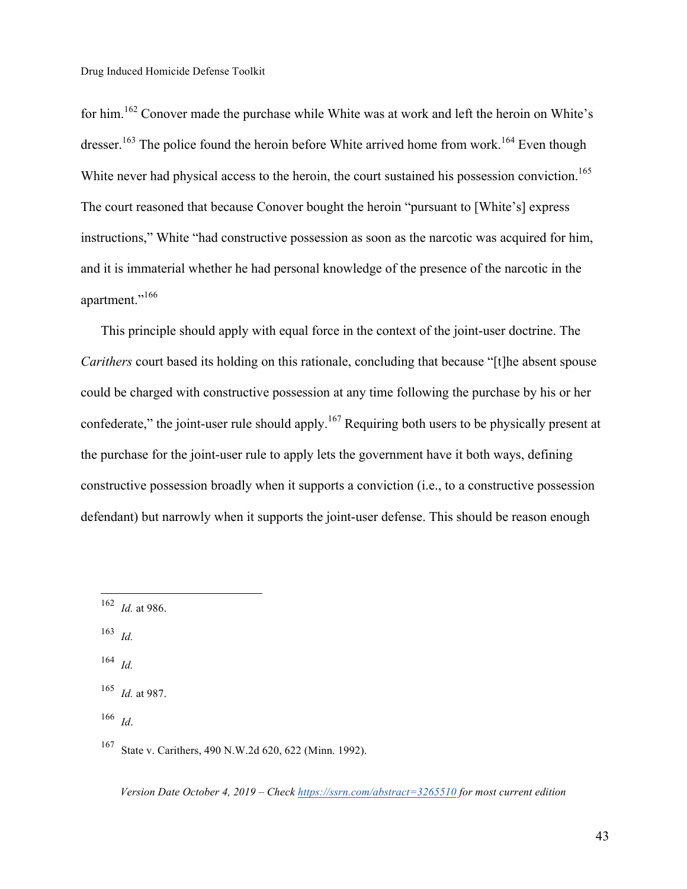for him.[162] Conover made the purchase while White was at work and left the heroin on White's dresser.[163] The police found the heroin before White arrived home from work.[164] Even though White never had physical access to the heroin, the court sustained his possession conviction.[165] The court reasoned that because Conover bought the heroin "pursuant to [White's] express instructions," White "had constructive possession as soon as the narcotic was acquired for him, and it is immaterial whether he had personal knowledge of the presence of the narcotic in the apartment."[166]

This principle should apply with equal force in the context of the joint-user doctrine. The *Carithers* court based its holding on this rationale, concluding that because "[t]he absent spouse could be charged with constructive possession at any time following the purchase by his or her confederate," the joint-user rule should apply.[167] Requiring both users to be physically present at the purchase for the joint-user rule to apply lets the government have it both ways, defining constructive possession broadly when it supports a conviction (i.e., to a constructive possession defendant) but narrowly when it supports the joint-user defense. This should be reason enough

---

[162] *Id.* at 986.

[163] *Id.*

[164] *Id.*

[165] *Id.* at 987.

[166] *Id*.

[167] State v. Carithers, 490 N.W.2d 620, 622 (Minn. 1992).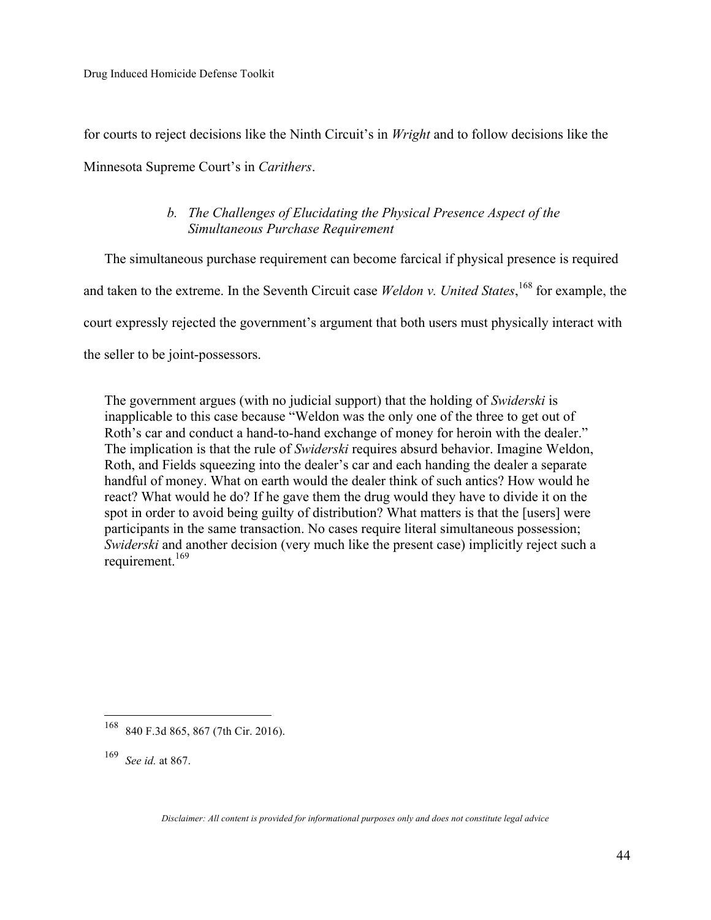for courts to reject decisions like the Ninth Circuit's in *Wright* and to follow decisions like the Minnesota Supreme Court's in *Carithers*.

### *b. The Challenges of Elucidating the Physical Presence Aspect of the Simultaneous Purchase Requirement*

The simultaneous purchase requirement can become farcical if physical presence is required and taken to the extreme. In the Seventh Circuit case *Weldon v. United States*,[168] for example, the court expressly rejected the government's argument that both users must physically interact with the seller to be joint-possessors.

> The government argues (with no judicial support) that the holding of *Swiderski* is inapplicable to this case because "Weldon was the only one of the three to get out of Roth's car and conduct a hand-to-hand exchange of money for heroin with the dealer." The implication is that the rule of *Swiderski* requires absurd behavior. Imagine Weldon, Roth, and Fields squeezing into the dealer's car and each handing the dealer a separate handful of money. What on earth would the dealer think of such antics? How would he react? What would he do? If he gave them the drug would they have to divide it on the spot in order to avoid being guilty of distribution? What matters is that the [users] were participants in the same transaction. No cases require literal simultaneous possession; *Swiderski* and another decision (very much like the present case) implicitly reject such a requirement.[169]

---

[168] 840 F.3d 865, 867 (7th Cir. 2016).

[169] *See id.* at 867.

*Disclaimer: All content is provided for informational purposes only and does not constitute legal advice*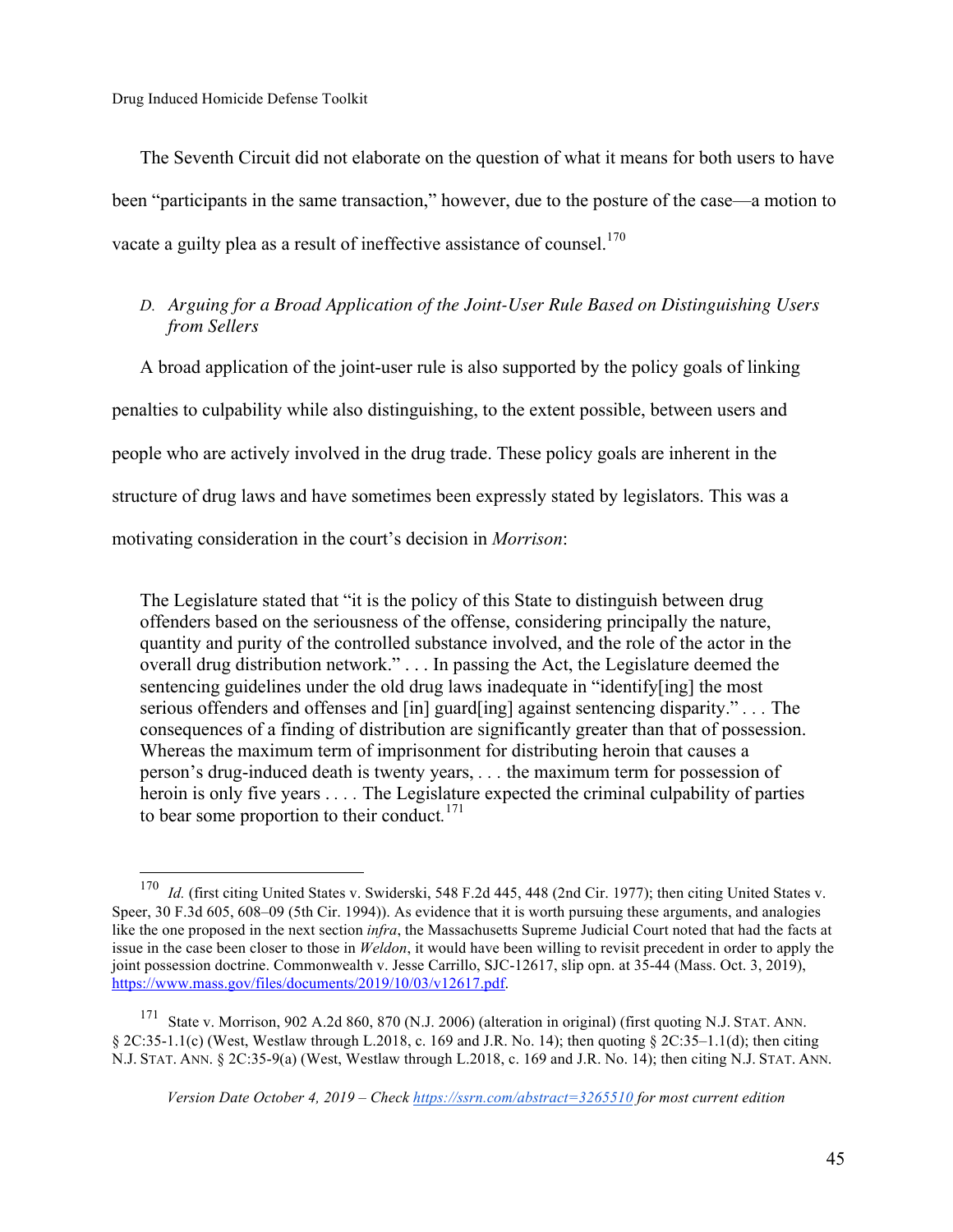The Seventh Circuit did not elaborate on the question of what it means for both users to have been "participants in the same transaction," however, due to the posture of the case—a motion to vacate a guilty plea as a result of ineffective assistance of counsel.[170]

### D. *Arguing for a Broad Application of the Joint-User Rule Based on Distinguishing Users from Sellers*

A broad application of the joint-user rule is also supported by the policy goals of linking penalties to culpability while also distinguishing, to the extent possible, between users and people who are actively involved in the drug trade. These policy goals are inherent in the structure of drug laws and have sometimes been expressly stated by legislators. This was a motivating consideration in the court's decision in *Morrison*:

> The Legislature stated that "it is the policy of this State to distinguish between drug offenders based on the seriousness of the offense, considering principally the nature, quantity and purity of the controlled substance involved, and the role of the actor in the overall drug distribution network." . . . In passing the Act, the Legislature deemed the sentencing guidelines under the old drug laws inadequate in "identify[ing] the most serious offenders and offenses and [in] guard[ing] against sentencing disparity." . . . The consequences of a finding of distribution are significantly greater than that of possession. Whereas the maximum term of imprisonment for distributing heroin that causes a person's drug-induced death is twenty years, . . . the maximum term for possession of heroin is only five years . . . . The Legislature expected the criminal culpability of parties to bear some proportion to their conduct.[171]

---

[170] *Id.* (first citing United States v. Swiderski, 548 F.2d 445, 448 (2nd Cir. 1977); then citing United States v. Speer, 30 F.3d 605, 608–09 (5th Cir. 1994)). As evidence that it is worth pursuing these arguments, and analogies like the one proposed in the next section *infra*, the Massachusetts Supreme Judicial Court noted that had the facts at issue in the case been closer to those in *Weldon*, it would have been willing to revisit precedent in order to apply the joint possession doctrine. Commonwealth v. Jesse Carrillo, SJC-12617, slip opn. at 35-44 (Mass. Oct. 3, 2019), https://www.mass.gov/files/documents/2019/10/03/v12617.pdf.

[171] State v. Morrison, 902 A.2d 860, 870 (N.J. 2006) (alteration in original) (first quoting N.J. STAT. ANN. § 2C:35-1.1(c) (West, Westlaw through L.2018, c. 169 and J.R. No. 14); then quoting § 2C:35–1.1(d); then citing N.J. STAT. ANN. § 2C:35-9(a) (West, Westlaw through L.2018, c. 169 and J.R. No. 14); then citing N.J. STAT. ANN.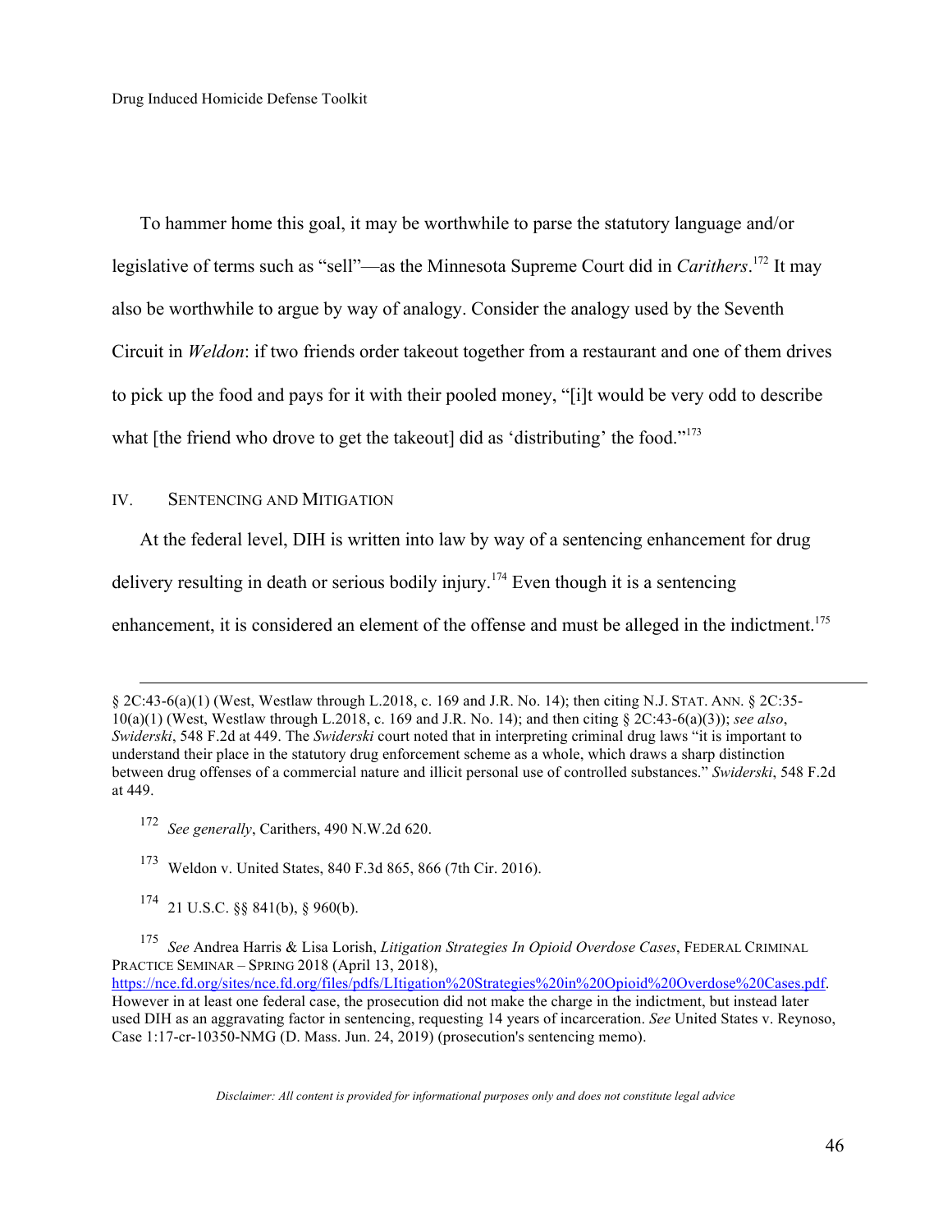To hammer home this goal, it may be worthwhile to parse the statutory language and/or legislative of terms such as "sell"—as the Minnesota Supreme Court did in *Carithers*.[172] It may also be worthwhile to argue by way of analogy. Consider the analogy used by the Seventh Circuit in *Weldon*: if two friends order takeout together from a restaurant and one of them drives to pick up the food and pays for it with their pooled money, "[i]t would be very odd to describe what [the friend who drove to get the takeout] did as 'distributing' the food."[173]

## IV. Sentencing and Mitigation

At the federal level, DIH is written into law by way of a sentencing enhancement for drug delivery resulting in death or serious bodily injury.[174] Even though it is a sentencing enhancement, it is considered an element of the offense and must be alleged in the indictment.[175]

---

§ 2C:43-6(a)(1) (West, Westlaw through L.2018, c. 169 and J.R. No. 14); then citing N.J. STAT. ANN. § 2C:35-10(a)(1) (West, Westlaw through L.2018, c. 169 and J.R. No. 14); and then citing § 2C:43-6(a)(3)); *see also*, *Swiderski*, 548 F.2d at 449. The *Swiderski* court noted that in interpreting criminal drug laws "it is important to understand their place in the statutory drug enforcement scheme as a whole, which draws a sharp distinction between drug offenses of a commercial nature and illicit personal use of controlled substances." *Swiderski*, 548 F.2d at 449.

[172] *See generally*, Carithers, 490 N.W.2d 620.

[173] Weldon v. United States, 840 F.3d 865, 866 (7th Cir. 2016).

[174] 21 U.S.C. §§ 841(b), § 960(b).

[175] *See* Andrea Harris & Lisa Lorish, *Litigation Strategies In Opioid Overdose Cases*, FEDERAL CRIMINAL PRACTICE SEMINAR – SPRING 2018 (April 13, 2018), https://nce.fd.org/sites/nce.fd.org/files/pdfs/LItigation%20Strategies%20in%20Opioid%20Overdose%20Cases.pdf. However in at least one federal case, the prosecution did not make the charge in the indictment, but instead later used DIH as an aggravating factor in sentencing, requesting 14 years of incarceration. *See* United States v. Reynoso, Case 1:17-cr-10350-NMG (D. Mass. Jun. 24, 2019) (prosecution's sentencing memo).

*Disclaimer: All content is provided for informational purposes only and does not constitute legal advice*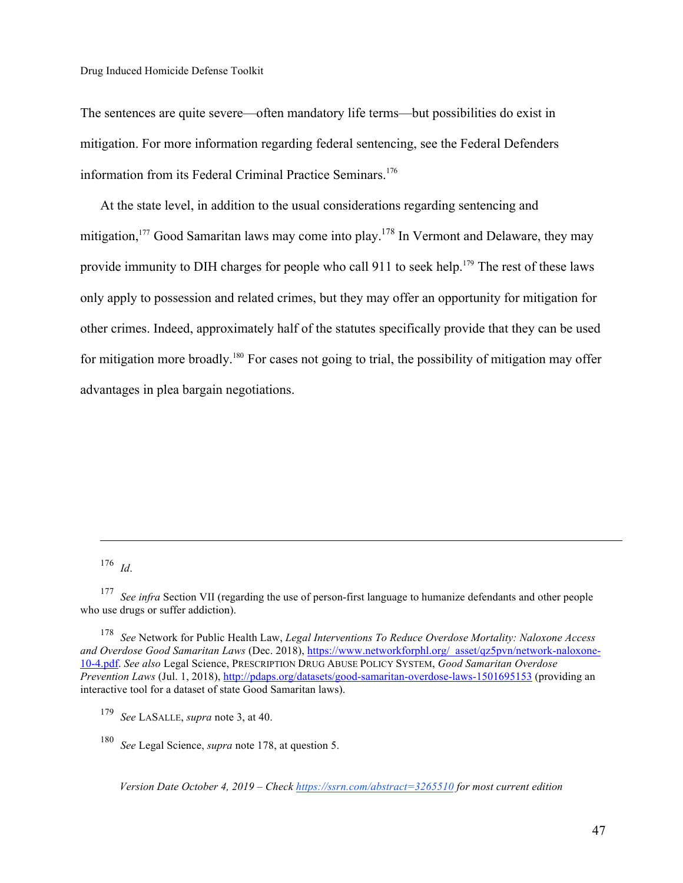The sentences are quite severe—often mandatory life terms—but possibilities do exist in mitigation. For more information regarding federal sentencing, see the Federal Defenders information from its Federal Criminal Practice Seminars.[176]

At the state level, in addition to the usual considerations regarding sentencing and mitigation,[177] Good Samaritan laws may come into play.[178] In Vermont and Delaware, they may provide immunity to DIH charges for people who call 911 to seek help.[179] The rest of these laws only apply to possession and related crimes, but they may offer an opportunity for mitigation for other crimes. Indeed, approximately half of the statutes specifically provide that they can be used for mitigation more broadly.[180] For cases not going to trial, the possibility of mitigation may offer advantages in plea bargain negotiations.

---

[176] *Id*.

[177] *See infra* Section VII (regarding the use of person-first language to humanize defendants and other people who use drugs or suffer addiction).

[178] *See* Network for Public Health Law, *Legal Interventions To Reduce Overdose Mortality: Naloxone Access and Overdose Good Samaritan Laws* (Dec. 2018), https://www.networkforphl.org/_asset/qz5pvn/network-naloxone-10-4.pdf. *See also* Legal Science, PRESCRIPTION DRUG ABUSE POLICY SYSTEM, *Good Samaritan Overdose Prevention Laws* (Jul. 1, 2018), http://pdaps.org/datasets/good-samaritan-overdose-laws-1501695153 (providing an interactive tool for a dataset of state Good Samaritan laws).

[179] *See* LASALLE, *supra* note 3, at 40.

[180] *See* Legal Science, *supra* note 178, at question 5.

*Version Date October 4, 2019 – Check https://ssrn.com/abstract=3265510 for most current edition*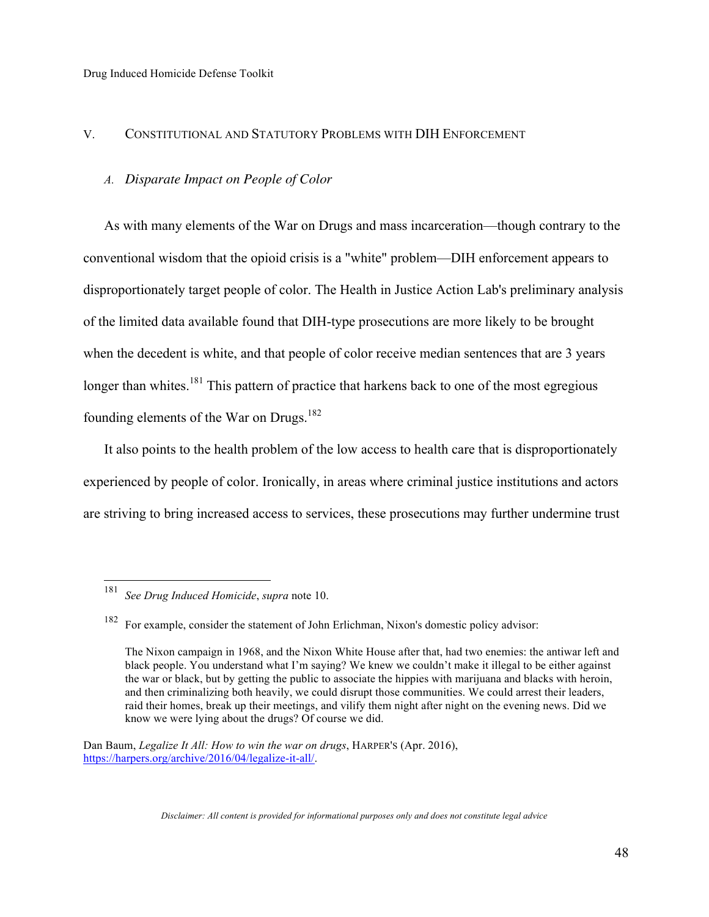## V. CONSTITUTIONAL AND STATUTORY PROBLEMS WITH DIH ENFORCEMENT

### *A. Disparate Impact on People of Color*

As with many elements of the War on Drugs and mass incarceration—though contrary to the conventional wisdom that the opioid crisis is a "white" problem—DIH enforcement appears to disproportionately target people of color. The Health in Justice Action Lab's preliminary analysis of the limited data available found that DIH-type prosecutions are more likely to be brought when the decedent is white, and that people of color receive median sentences that are 3 years longer than whites.[181] This pattern of practice that harkens back to one of the most egregious founding elements of the War on Drugs.[182]

It also points to the health problem of the low access to health care that is disproportionately experienced by people of color. Ironically, in areas where criminal justice institutions and actors are striving to bring increased access to services, these prosecutions may further undermine trust

---

[181] *See Drug Induced Homicide*, *supra* note 10.

[182] For example, consider the statement of John Erlichman, Nixon's domestic policy advisor:

> The Nixon campaign in 1968, and the Nixon White House after that, had two enemies: the antiwar left and black people. You understand what I'm saying? We knew we couldn't make it illegal to be either against the war or black, but by getting the public to associate the hippies with marijuana and blacks with heroin, and then criminalizing both heavily, we could disrupt those communities. We could arrest their leaders, raid their homes, break up their meetings, and vilify them night after night on the evening news. Did we know we were lying about the drugs? Of course we did.

Dan Baum, *Legalize It All: How to win the war on drugs*, HARPER'S (Apr. 2016), https://harpers.org/archive/2016/04/legalize-it-all/.

*Disclaimer: All content is provided for informational purposes only and does not constitute legal advice*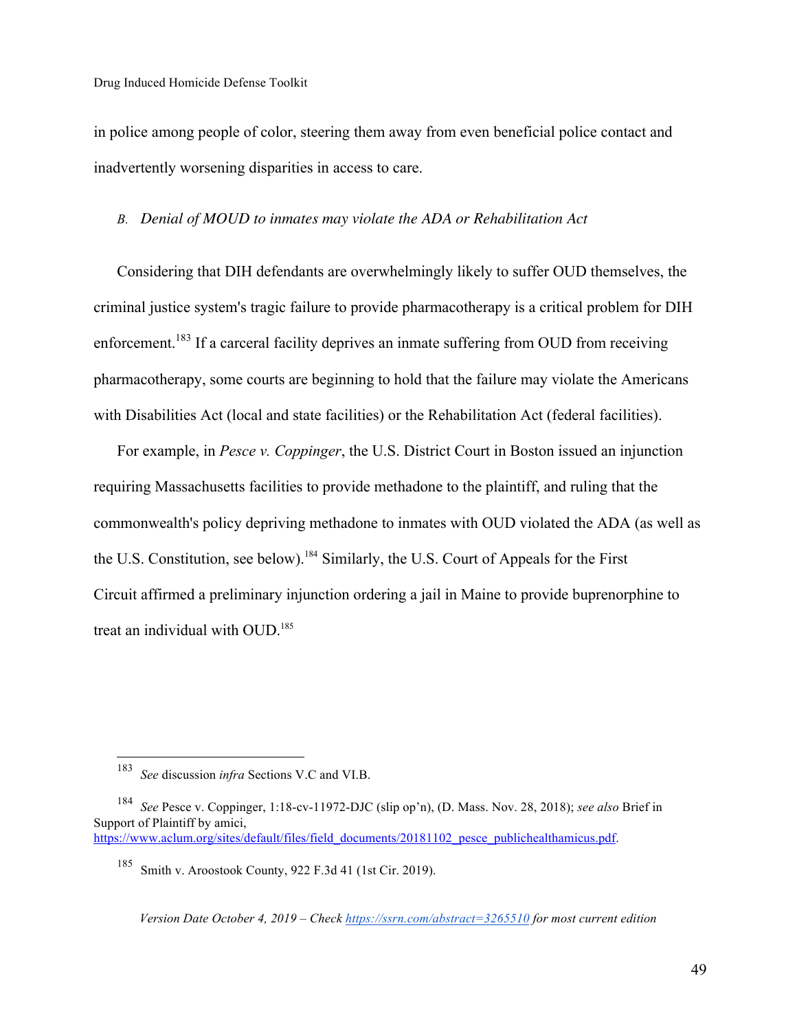in police among people of color, steering them away from even beneficial police contact and inadvertently worsening disparities in access to care.

### B. *Denial of MOUD to inmates may violate the ADA or Rehabilitation Act*

Considering that DIH defendants are overwhelmingly likely to suffer OUD themselves, the criminal justice system's tragic failure to provide pharmacotherapy is a critical problem for DIH enforcement.[183] If a carceral facility deprives an inmate suffering from OUD from receiving pharmacotherapy, some courts are beginning to hold that the failure may violate the Americans with Disabilities Act (local and state facilities) or the Rehabilitation Act (federal facilities).

For example, in *Pesce v. Coppinger*, the U.S. District Court in Boston issued an injunction requiring Massachusetts facilities to provide methadone to the plaintiff, and ruling that the commonwealth's policy depriving methadone to inmates with OUD violated the ADA (as well as the U.S. Constitution, see below).[184] Similarly, the U.S. Court of Appeals for the First Circuit affirmed a preliminary injunction ordering a jail in Maine to provide buprenorphine to treat an individual with OUD.[185]

---

[183] *See* discussion *infra* Sections V.C and VI.B.

[184] *See* Pesce v. Coppinger, 1:18-cv-11972-DJC (slip op'n), (D. Mass. Nov. 28, 2018); *see also* Brief in Support of Plaintiff by amici, https://www.aclum.org/sites/default/files/field_documents/20181102_pesce_publichealthamicus.pdf.

[185] Smith v. Aroostook County, 922 F.3d 41 (1st Cir. 2019).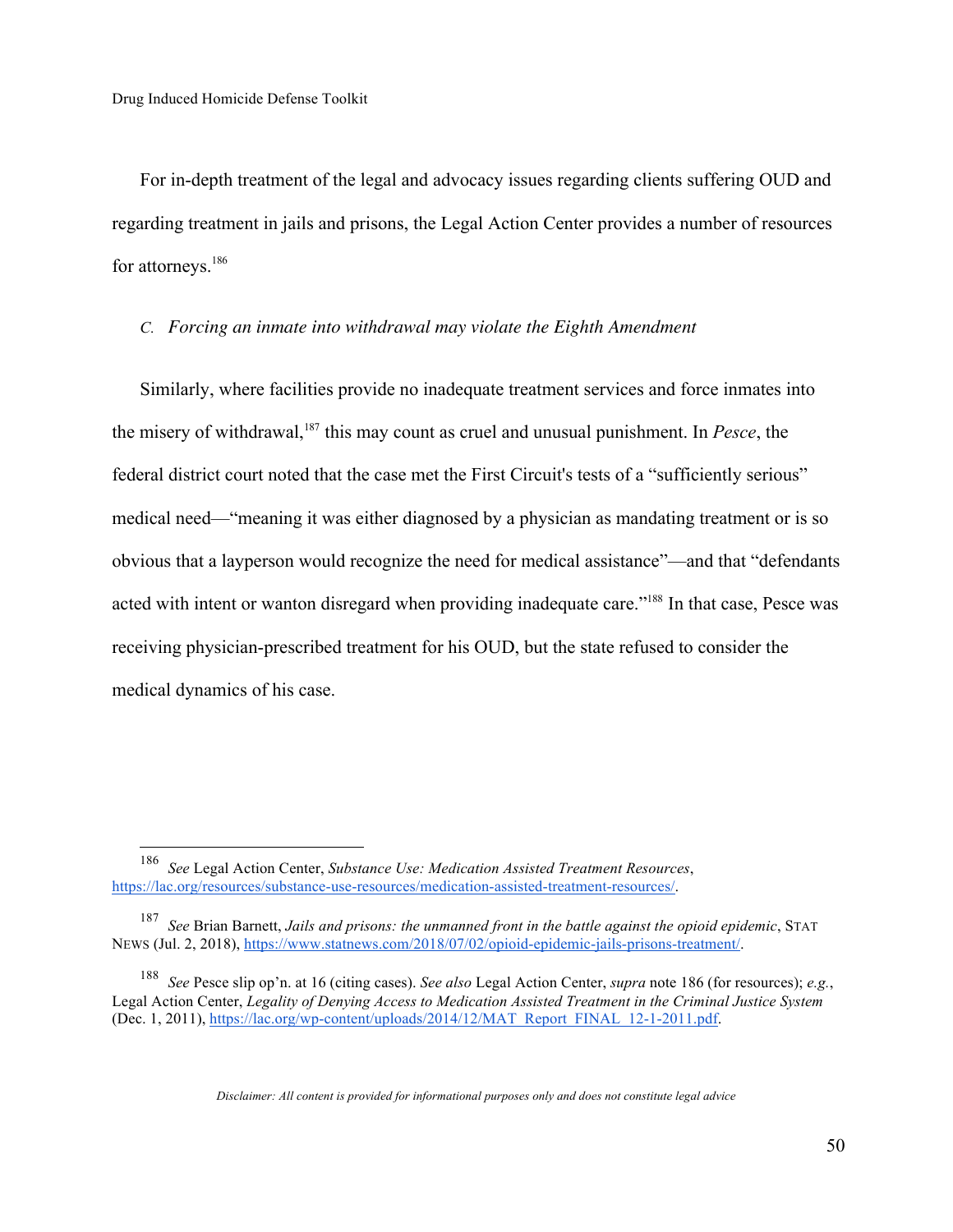For in-depth treatment of the legal and advocacy issues regarding clients suffering OUD and regarding treatment in jails and prisons, the Legal Action Center provides a number of resources for attorneys.[186]

### C. *Forcing an inmate into withdrawal may violate the Eighth Amendment*

Similarly, where facilities provide no inadequate treatment services and force inmates into the misery of withdrawal,[187] this may count as cruel and unusual punishment. In *Pesce*, the federal district court noted that the case met the First Circuit's tests of a "sufficiently serious" medical need—"meaning it was either diagnosed by a physician as mandating treatment or is so obvious that a layperson would recognize the need for medical assistance"—and that "defendants acted with intent or wanton disregard when providing inadequate care."[188] In that case, Pesce was receiving physician-prescribed treatment for his OUD, but the state refused to consider the medical dynamics of his case.

---

[186] *See* Legal Action Center, *Substance Use: Medication Assisted Treatment Resources*, https://lac.org/resources/substance-use-resources/medication-assisted-treatment-resources/.

[187] *See* Brian Barnett, *Jails and prisons: the unmanned front in the battle against the opioid epidemic*, STAT NEWS (Jul. 2, 2018), https://www.statnews.com/2018/07/02/opioid-epidemic-jails-prisons-treatment/.

[188] *See* Pesce slip op'n. at 16 (citing cases). *See also* Legal Action Center, *supra* note 186 (for resources); *e.g.*, Legal Action Center, *Legality of Denying Access to Medication Assisted Treatment in the Criminal Justice System* (Dec. 1, 2011), https://lac.org/wp-content/uploads/2014/12/MAT_Report_FINAL_12-1-2011.pdf.

*Disclaimer: All content is provided for informational purposes only and does not constitute legal advice*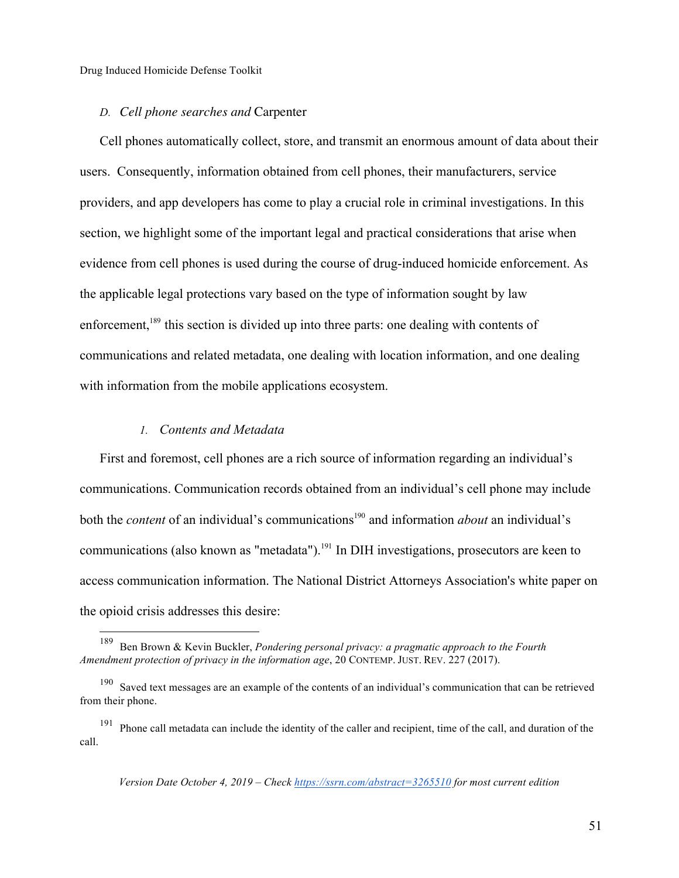### D. *Cell phone searches and* Carpenter

Cell phones automatically collect, store, and transmit an enormous amount of data about their users. Consequently, information obtained from cell phones, their manufacturers, service providers, and app developers has come to play a crucial role in criminal investigations. In this section, we highlight some of the important legal and practical considerations that arise when evidence from cell phones is used during the course of drug-induced homicide enforcement. As the applicable legal protections vary based on the type of information sought by law enforcement,[189] this section is divided up into three parts: one dealing with contents of communications and related metadata, one dealing with location information, and one dealing with information from the mobile applications ecosystem.

#### 1. *Contents and Metadata*

First and foremost, cell phones are a rich source of information regarding an individual's communications. Communication records obtained from an individual's cell phone may include both the *content* of an individual's communications[190] and information *about* an individual's communications (also known as "metadata").[191] In DIH investigations, prosecutors are keen to access communication information. The National District Attorneys Association's white paper on the opioid crisis addresses this desire:

---

[189] Ben Brown & Kevin Buckler, *Pondering personal privacy: a pragmatic approach to the Fourth Amendment protection of privacy in the information age*, 20 CONTEMP. JUST. REV. 227 (2017).

[190] Saved text messages are an example of the contents of an individual's communication that can be retrieved from their phone.

[191] Phone call metadata can include the identity of the caller and recipient, time of the call, and duration of the call.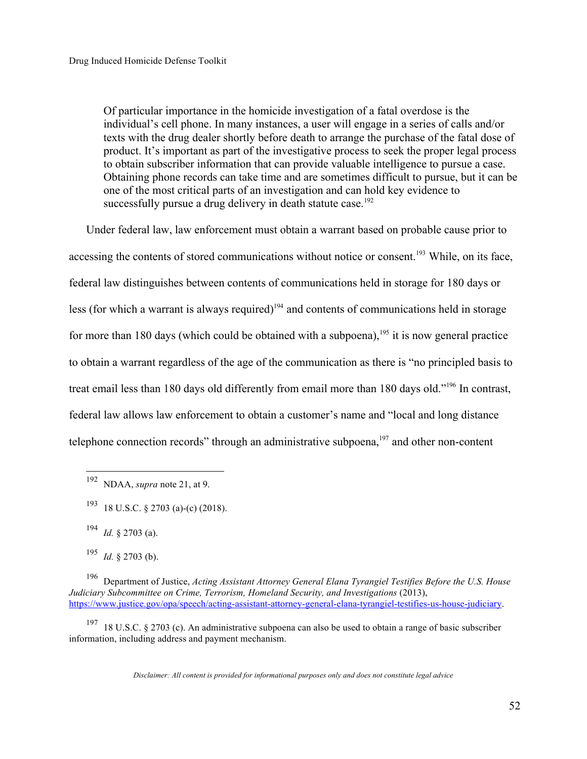> Of particular importance in the homicide investigation of a fatal overdose is the individual's cell phone. In many instances, a user will engage in a series of calls and/or texts with the drug dealer shortly before death to arrange the purchase of the fatal dose of product. It's important as part of the investigative process to seek the proper legal process to obtain subscriber information that can provide valuable intelligence to pursue a case. Obtaining phone records can take time and are sometimes difficult to pursue, but it can be one of the most critical parts of an investigation and can hold key evidence to successfully pursue a drug delivery in death statute case.[192]

Under federal law, law enforcement must obtain a warrant based on probable cause prior to accessing the contents of stored communications without notice or consent.[193] While, on its face, federal law distinguishes between contents of communications held in storage for 180 days or less (for which a warrant is always required)[194] and contents of communications held in storage for more than 180 days (which could be obtained with a subpoena),[195] it is now general practice to obtain a warrant regardless of the age of the communication as there is "no principled basis to treat email less than 180 days old differently from email more than 180 days old."[196] In contrast, federal law allows law enforcement to obtain a customer's name and "local and long distance telephone connection records" through an administrative subpoena,[197] and other non-content

---

[192] NDAA, *supra* note 21, at 9.

[193] 18 U.S.C. § 2703 (a)-(c) (2018).

[194] *Id.* § 2703 (a).

[195] *Id.* § 2703 (b).

[196] Department of Justice, *Acting Assistant Attorney General Elana Tyrangiel Testifies Before the U.S. House Judiciary Subcommittee on Crime, Terrorism, Homeland Security, and Investigations* (2013), https://www.justice.gov/opa/speech/acting-assistant-attorney-general-elana-tyrangiel-testifies-us-house-judiciary.

[197] 18 U.S.C. § 2703 (c). An administrative subpoena can also be used to obtain a range of basic subscriber information, including address and payment mechanism.

*Disclaimer: All content is provided for informational purposes only and does not constitute legal advice*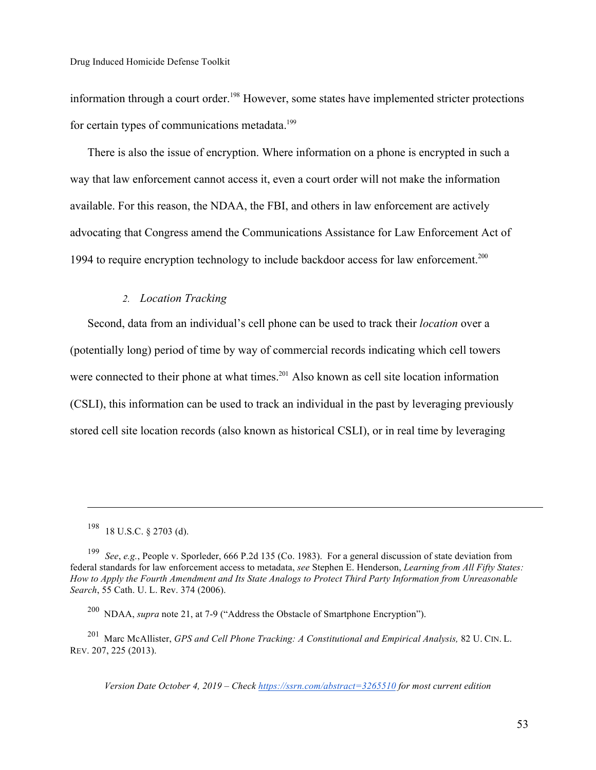information through a court order.[198] However, some states have implemented stricter protections for certain types of communications metadata.[199]

There is also the issue of encryption. Where information on a phone is encrypted in such a way that law enforcement cannot access it, even a court order will not make the information available. For this reason, the NDAA, the FBI, and others in law enforcement are actively advocating that Congress amend the Communications Assistance for Law Enforcement Act of 1994 to require encryption technology to include backdoor access for law enforcement.[200]

### 2. *Location Tracking*

Second, data from an individual's cell phone can be used to track their *location* over a (potentially long) period of time by way of commercial records indicating which cell towers were connected to their phone at what times.[201] Also known as cell site location information (CSLI), this information can be used to track an individual in the past by leveraging previously stored cell site location records (also known as historical CSLI), or in real time by leveraging

---

[198] 18 U.S.C. § 2703 (d).

[199] *See*, *e.g.*, People v. Sporleder, 666 P.2d 135 (Co. 1983). For a general discussion of state deviation from federal standards for law enforcement access to metadata, *see* Stephen E. Henderson, *Learning from All Fifty States: How to Apply the Fourth Amendment and Its State Analogs to Protect Third Party Information from Unreasonable Search*, 55 Cath. U. L. Rev. 374 (2006).

[200] NDAA, *supra* note 21, at 7-9 ("Address the Obstacle of Smartphone Encryption").

[201] Marc McAllister, *GPS and Cell Phone Tracking: A Constitutional and Empirical Analysis,* 82 U. CIN. L. REV. 207, 225 (2013).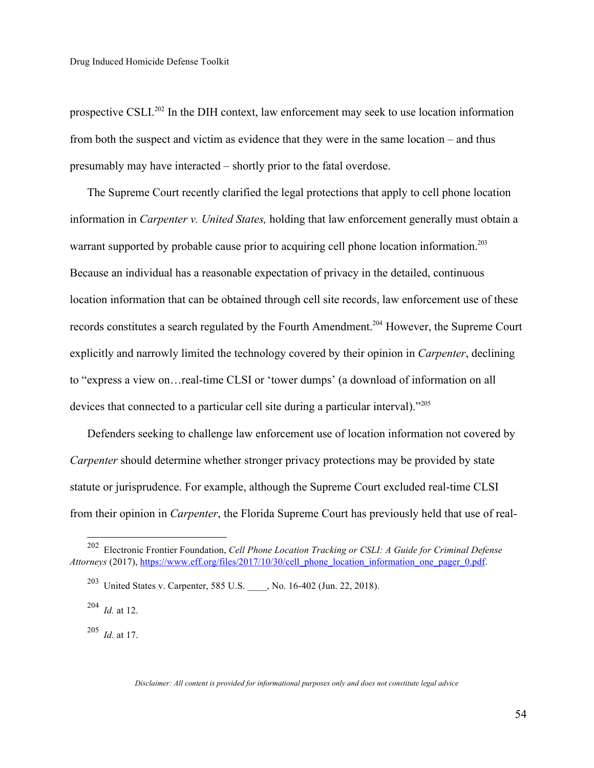prospective CSLI.[202] In the DIH context, law enforcement may seek to use location information from both the suspect and victim as evidence that they were in the same location – and thus presumably may have interacted – shortly prior to the fatal overdose.

The Supreme Court recently clarified the legal protections that apply to cell phone location information in *Carpenter v. United States,* holding that law enforcement generally must obtain a warrant supported by probable cause prior to acquiring cell phone location information.[203] Because an individual has a reasonable expectation of privacy in the detailed, continuous location information that can be obtained through cell site records, law enforcement use of these records constitutes a search regulated by the Fourth Amendment.[204] However, the Supreme Court explicitly and narrowly limited the technology covered by their opinion in *Carpenter*, declining to "express a view on…real-time CLSI or 'tower dumps' (a download of information on all devices that connected to a particular cell site during a particular interval)."[205]

Defenders seeking to challenge law enforcement use of location information not covered by *Carpenter* should determine whether stronger privacy protections may be provided by state statute or jurisprudence. For example, although the Supreme Court excluded real-time CLSI from their opinion in *Carpenter*, the Florida Supreme Court has previously held that use of real-

---

[202] Electronic Frontier Foundation, *Cell Phone Location Tracking or CSLI: A Guide for Criminal Defense Attorneys* (2017), https://www.eff.org/files/2017/10/30/cell_phone_location_information_one_pager_0.pdf.

[203] United States v. Carpenter, 585 U.S. ____, No. 16-402 (Jun. 22, 2018).

[204] *Id.* at 12.

[205] *Id.* at 17.

*Disclaimer: All content is provided for informational purposes only and does not constitute legal advice*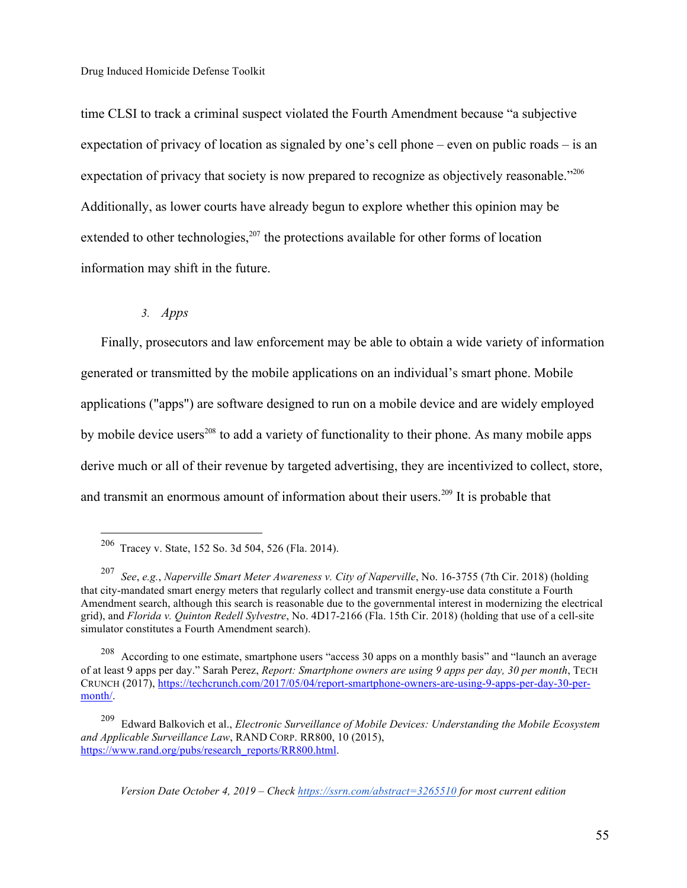time CLSI to track a criminal suspect violated the Fourth Amendment because "a subjective expectation of privacy of location as signaled by one's cell phone – even on public roads – is an expectation of privacy that society is now prepared to recognize as objectively reasonable."[206] Additionally, as lower courts have already begun to explore whether this opinion may be extended to other technologies,[207] the protections available for other forms of location information may shift in the future.

### 3. *Apps*

Finally, prosecutors and law enforcement may be able to obtain a wide variety of information generated or transmitted by the mobile applications on an individual's smart phone. Mobile applications ("apps") are software designed to run on a mobile device and are widely employed by mobile device users[208] to add a variety of functionality to their phone. As many mobile apps derive much or all of their revenue by targeted advertising, they are incentivized to collect, store, and transmit an enormous amount of information about their users.[209] It is probable that

---

[206] Tracey v. State, 152 So. 3d 504, 526 (Fla. 2014).

[207] *See*, *e.g.*, *Naperville Smart Meter Awareness v. City of Naperville*, No. 16-3755 (7th Cir. 2018) (holding that city-mandated smart energy meters that regularly collect and transmit energy-use data constitute a Fourth Amendment search, although this search is reasonable due to the governmental interest in modernizing the electrical grid), and *Florida v. Quinton Redell Sylvestre*, No. 4D17-2166 (Fla. 15th Cir. 2018) (holding that use of a cell-site simulator constitutes a Fourth Amendment search).

[208] According to one estimate, smartphone users "access 30 apps on a monthly basis" and "launch an average of at least 9 apps per day." Sarah Perez, *Report: Smartphone owners are using 9 apps per day, 30 per month*, TECH CRUNCH (2017), https://techcrunch.com/2017/05/04/report-smartphone-owners-are-using-9-apps-per-day-30-per-month/.

[209] Edward Balkovich et al., *Electronic Surveillance of Mobile Devices: Understanding the Mobile Ecosystem and Applicable Surveillance Law*, RAND CORP. RR800, 10 (2015), https://www.rand.org/pubs/research_reports/RR800.html.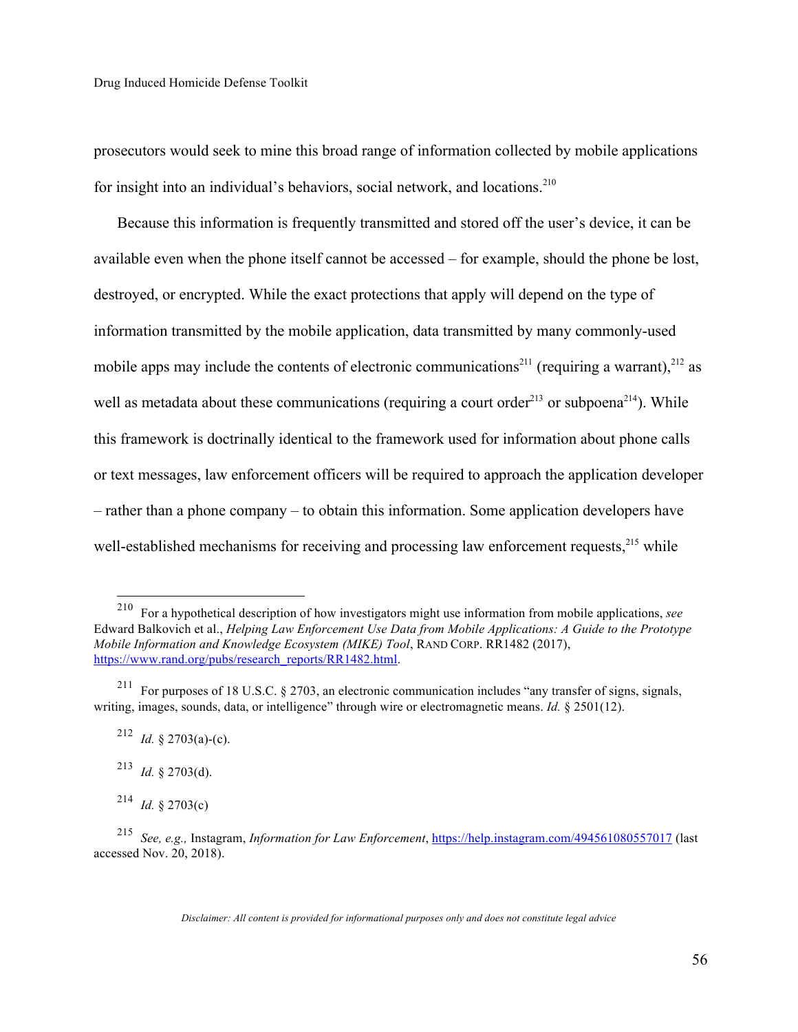prosecutors would seek to mine this broad range of information collected by mobile applications for insight into an individual's behaviors, social network, and locations.[210]

Because this information is frequently transmitted and stored off the user's device, it can be available even when the phone itself cannot be accessed – for example, should the phone be lost, destroyed, or encrypted. While the exact protections that apply will depend on the type of information transmitted by the mobile application, data transmitted by many commonly-used mobile apps may include the contents of electronic communications[211] (requiring a warrant),[212] as well as metadata about these communications (requiring a court order[213] or subpoena[214]). While this framework is doctrinally identical to the framework used for information about phone calls or text messages, law enforcement officers will be required to approach the application developer – rather than a phone company – to obtain this information. Some application developers have well-established mechanisms for receiving and processing law enforcement requests,[215] while

---

[210] For a hypothetical description of how investigators might use information from mobile applications, *see* Edward Balkovich et al., *Helping Law Enforcement Use Data from Mobile Applications: A Guide to the Prototype Mobile Information and Knowledge Ecosystem (MIKE) Tool*, RAND CORP. RR1482 (2017), https://www.rand.org/pubs/research_reports/RR1482.html.

[211] For purposes of 18 U.S.C. § 2703, an electronic communication includes "any transfer of signs, signals, writing, images, sounds, data, or intelligence" through wire or electromagnetic means. *Id.* § 2501(12).

[212] *Id.* § 2703(a)-(c).

[213] *Id.* § 2703(d).

[214] *Id.* § 2703(c)

[215] *See, e.g.,* Instagram, *Information for Law Enforcement*, https://help.instagram.com/494561080557017 (last accessed Nov. 20, 2018).

*Disclaimer: All content is provided for informational purposes only and does not constitute legal advice*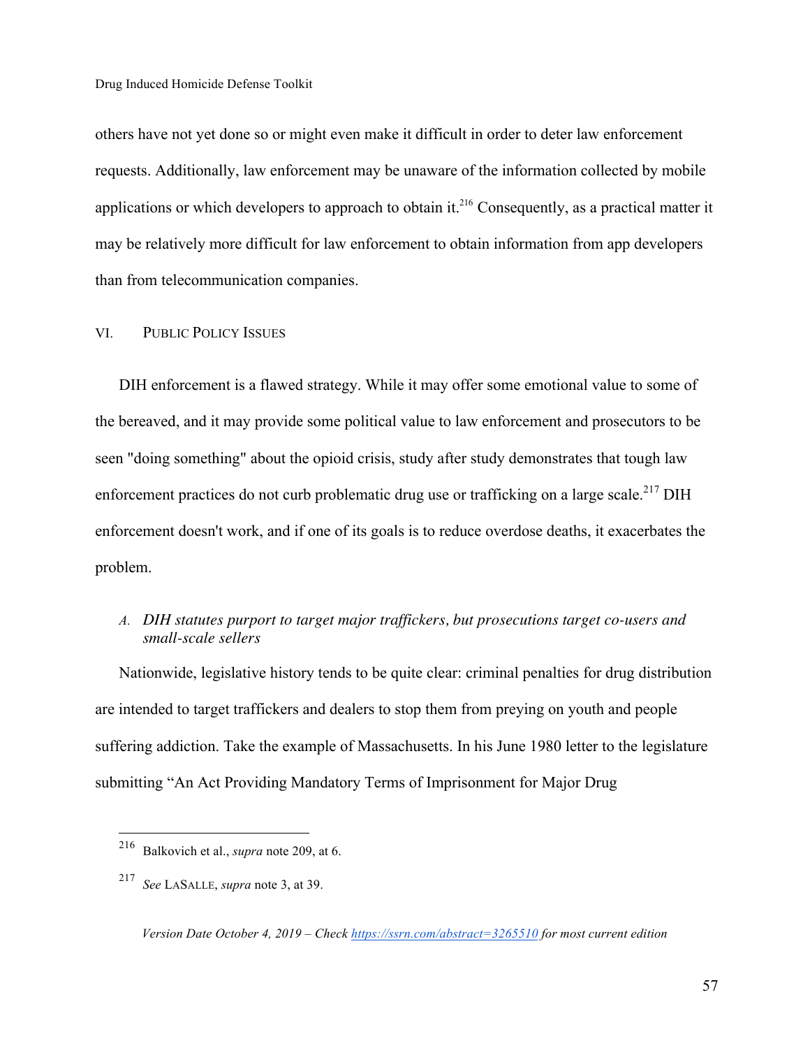others have not yet done so or might even make it difficult in order to deter law enforcement requests. Additionally, law enforcement may be unaware of the information collected by mobile applications or which developers to approach to obtain it.[216] Consequently, as a practical matter it may be relatively more difficult for law enforcement to obtain information from app developers than from telecommunication companies.

## VI. Public Policy Issues

DIH enforcement is a flawed strategy. While it may offer some emotional value to some of the bereaved, and it may provide some political value to law enforcement and prosecutors to be seen "doing something" about the opioid crisis, study after study demonstrates that tough law enforcement practices do not curb problematic drug use or trafficking on a large scale.[217] DIH enforcement doesn't work, and if one of its goals is to reduce overdose deaths, it exacerbates the problem.

### A. *DIH statutes purport to target major traffickers, but prosecutions target co-users and small-scale sellers*

Nationwide, legislative history tends to be quite clear: criminal penalties for drug distribution are intended to target traffickers and dealers to stop them from preying on youth and people suffering addiction. Take the example of Massachusetts. In his June 1980 letter to the legislature submitting "An Act Providing Mandatory Terms of Imprisonment for Major Drug

---

[216] Balkovich et al., *supra* note 209, at 6.

[217] *See* LaSalle, *supra* note 3, at 39.

*Version Date October 4, 2019 – Check https://ssrn.com/abstract=3265510 for most current edition*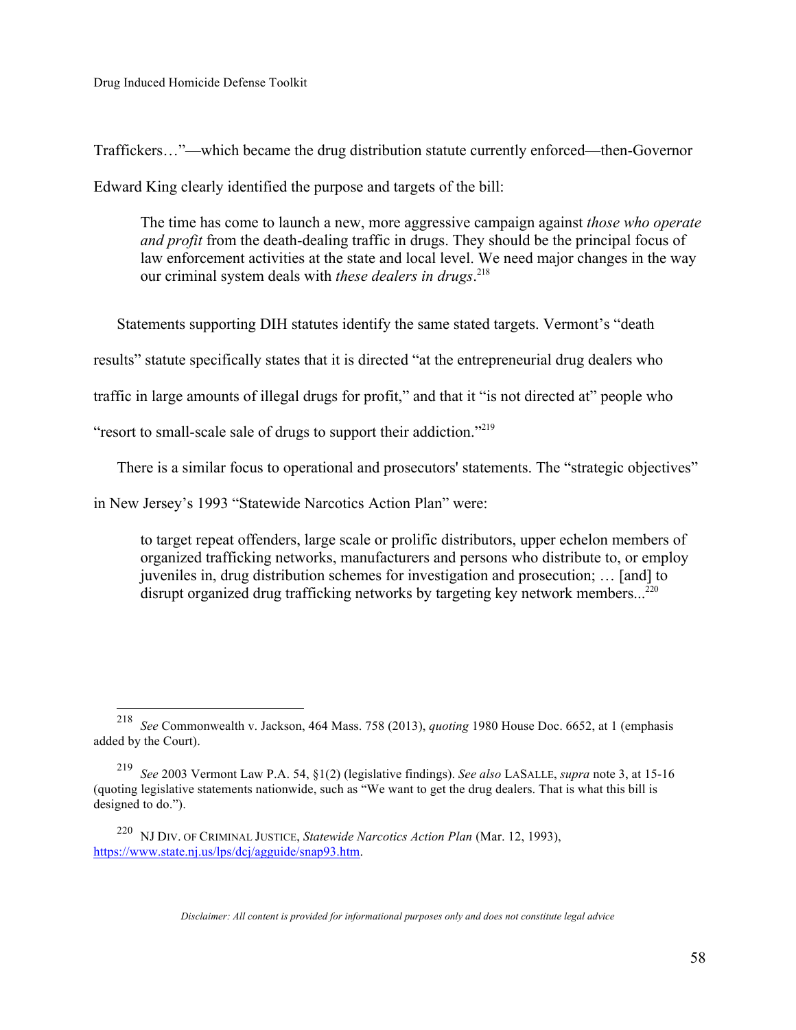Traffickers…"—which became the drug distribution statute currently enforced—then-Governor Edward King clearly identified the purpose and targets of the bill:

> The time has come to launch a new, more aggressive campaign against *those who operate and profit* from the death-dealing traffic in drugs. They should be the principal focus of law enforcement activities at the state and local level. We need major changes in the way our criminal system deals with *these dealers in drugs*.[218]

Statements supporting DIH statutes identify the same stated targets. Vermont's "death results" statute specifically states that it is directed "at the entrepreneurial drug dealers who traffic in large amounts of illegal drugs for profit," and that it "is not directed at" people who "resort to small-scale sale of drugs to support their addiction."[219]

There is a similar focus to operational and prosecutors' statements. The "strategic objectives" in New Jersey's 1993 "Statewide Narcotics Action Plan" were:

> to target repeat offenders, large scale or prolific distributors, upper echelon members of organized trafficking networks, manufacturers and persons who distribute to, or employ juveniles in, drug distribution schemes for investigation and prosecution; … [and] to disrupt organized drug trafficking networks by targeting key network members...[220]

---

[218] *See* Commonwealth v. Jackson, 464 Mass. 758 (2013), *quoting* 1980 House Doc. 6652, at 1 (emphasis added by the Court).

[219] *See* 2003 Vermont Law P.A. 54, §1(2) (legislative findings). *See also* LASALLE, *supra* note 3, at 15-16 (quoting legislative statements nationwide, such as "We want to get the drug dealers. That is what this bill is designed to do.").

[220] NJ DIV. OF CRIMINAL JUSTICE, *Statewide Narcotics Action Plan* (Mar. 12, 1993), https://www.state.nj.us/lps/dcj/agguide/snap93.htm.

*Disclaimer: All content is provided for informational purposes only and does not constitute legal advice*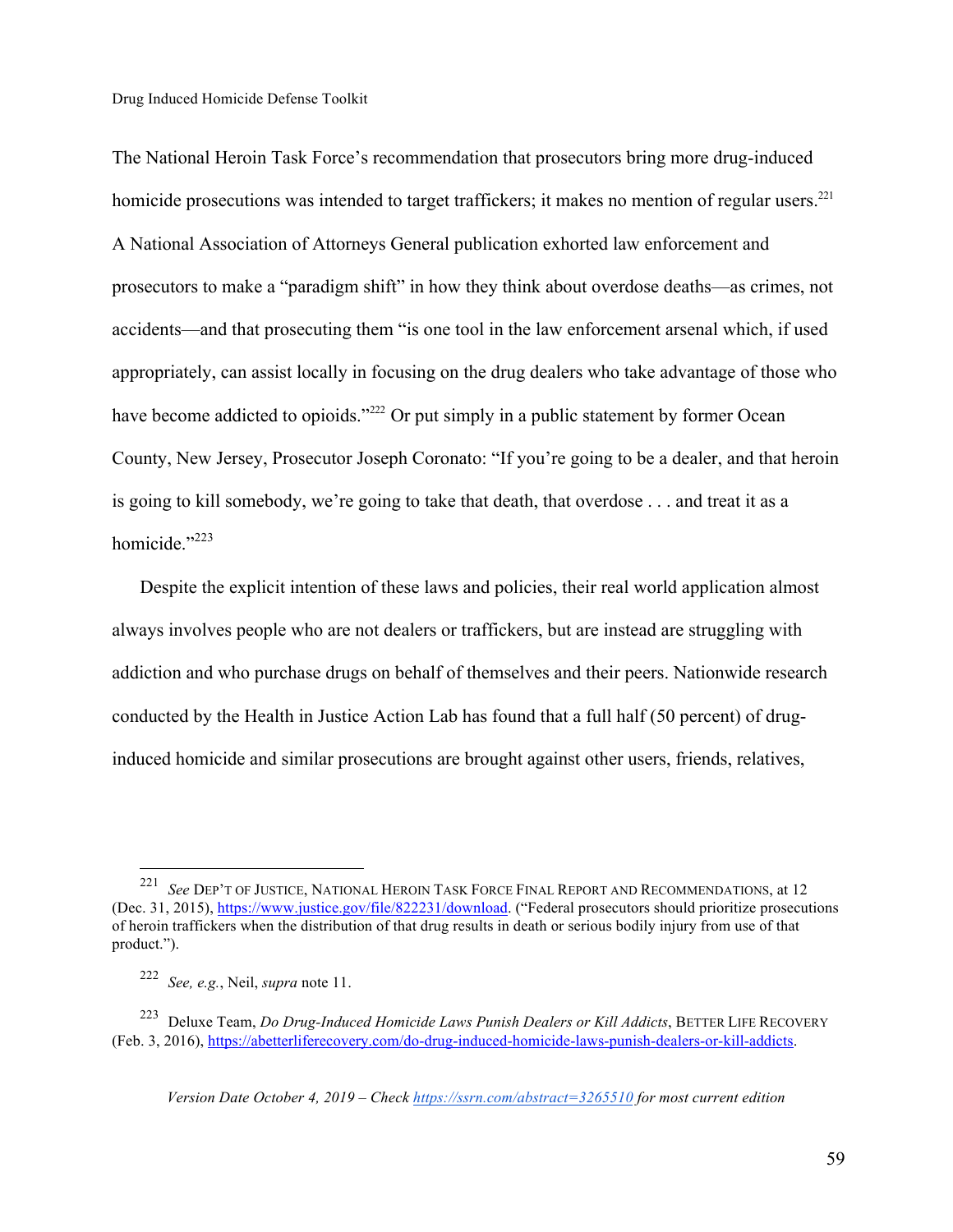The National Heroin Task Force's recommendation that prosecutors bring more drug-induced homicide prosecutions was intended to target traffickers; it makes no mention of regular users.[221] A National Association of Attorneys General publication exhorted law enforcement and prosecutors to make a "paradigm shift" in how they think about overdose deaths—as crimes, not accidents—and that prosecuting them "is one tool in the law enforcement arsenal which, if used appropriately, can assist locally in focusing on the drug dealers who take advantage of those who have become addicted to opioids."[222] Or put simply in a public statement by former Ocean County, New Jersey, Prosecutor Joseph Coronato: "If you're going to be a dealer, and that heroin is going to kill somebody, we're going to take that death, that overdose . . . and treat it as a homicide."[223]

Despite the explicit intention of these laws and policies, their real world application almost always involves people who are not dealers or traffickers, but are instead are struggling with addiction and who purchase drugs on behalf of themselves and their peers. Nationwide research conducted by the Health in Justice Action Lab has found that a full half (50 percent) of drug-induced homicide and similar prosecutions are brought against other users, friends, relatives,

---

[221] *See* DEP'T OF JUSTICE, NATIONAL HEROIN TASK FORCE FINAL REPORT AND RECOMMENDATIONS, at 12 (Dec. 31, 2015), https://www.justice.gov/file/822231/download. ("Federal prosecutors should prioritize prosecutions of heroin traffickers when the distribution of that drug results in death or serious bodily injury from use of that product.").

[222] *See, e.g.*, Neil, *supra* note 11.

[223] Deluxe Team, *Do Drug-Induced Homicide Laws Punish Dealers or Kill Addicts*, BETTER LIFE RECOVERY (Feb. 3, 2016), https://abetterliferecovery.com/do-drug-induced-homicide-laws-punish-dealers-or-kill-addicts.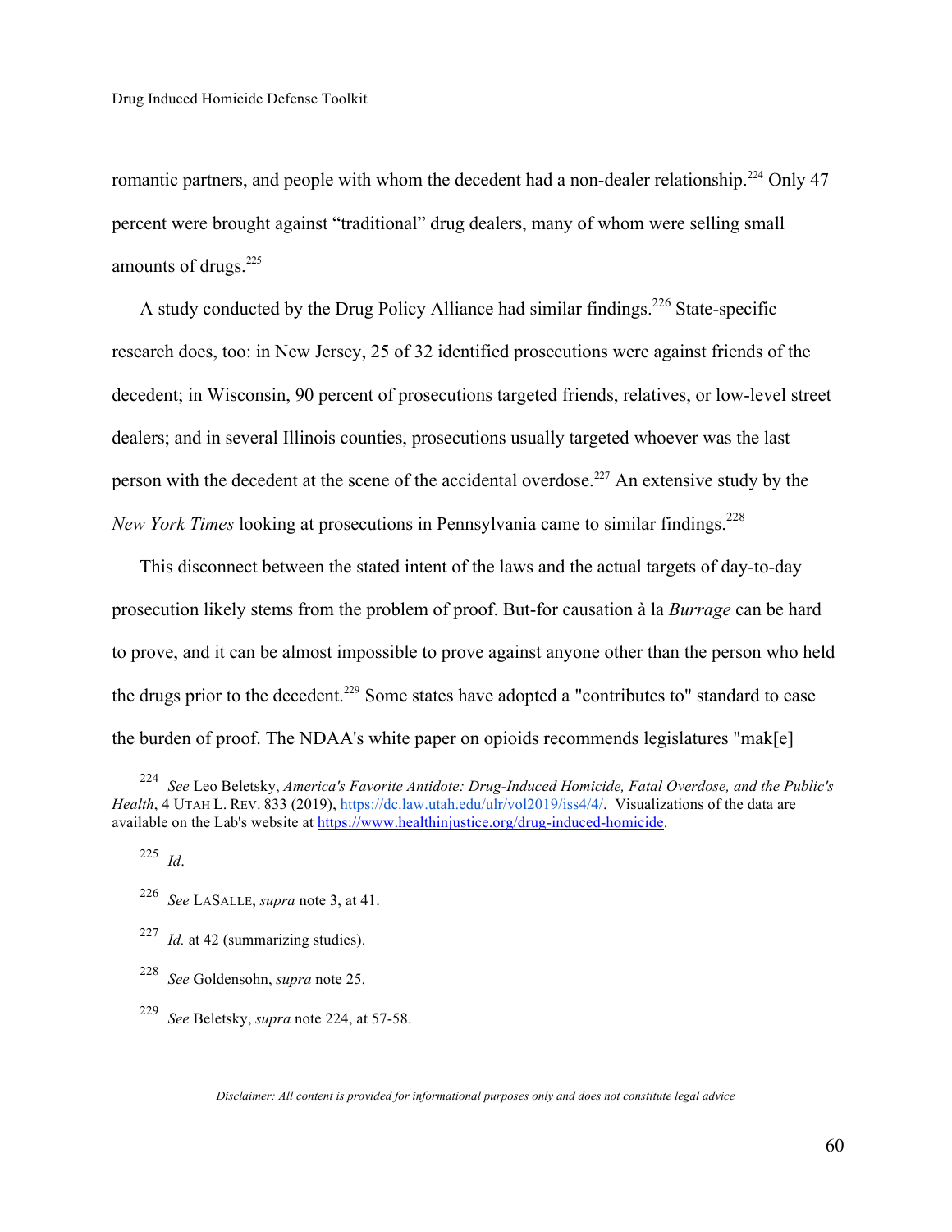romantic partners, and people with whom the decedent had a non-dealer relationship.[224] Only 47 percent were brought against "traditional" drug dealers, many of whom were selling small amounts of drugs.[225]

A study conducted by the Drug Policy Alliance had similar findings.[226] State-specific research does, too: in New Jersey, 25 of 32 identified prosecutions were against friends of the decedent; in Wisconsin, 90 percent of prosecutions targeted friends, relatives, or low-level street dealers; and in several Illinois counties, prosecutions usually targeted whoever was the last person with the decedent at the scene of the accidental overdose.[227] An extensive study by the *New York Times* looking at prosecutions in Pennsylvania came to similar findings.[228]

This disconnect between the stated intent of the laws and the actual targets of day-to-day prosecution likely stems from the problem of proof. But-for causation à la *Burrage* can be hard to prove, and it can be almost impossible to prove against anyone other than the person who held the drugs prior to the decedent.[229] Some states have adopted a "contributes to" standard to ease the burden of proof. The NDAA's white paper on opioids recommends legislatures "mak[e]

---

[224] *See* Leo Beletsky, *America's Favorite Antidote: Drug-Induced Homicide, Fatal Overdose, and the Public's Health*, 4 UTAH L. REV. 833 (2019), https://dc.law.utah.edu/ulr/vol2019/iss4/4/. Visualizations of the data are available on the Lab's website at https://www.healthinjustice.org/drug-induced-homicide.

[225] *Id*.

[226] *See* LASALLE, *supra* note 3, at 41.

[227] *Id.* at 42 (summarizing studies).

[228] *See* Goldensohn, *supra* note 25.

[229] *See* Beletsky, *supra* note 224, at 57-58.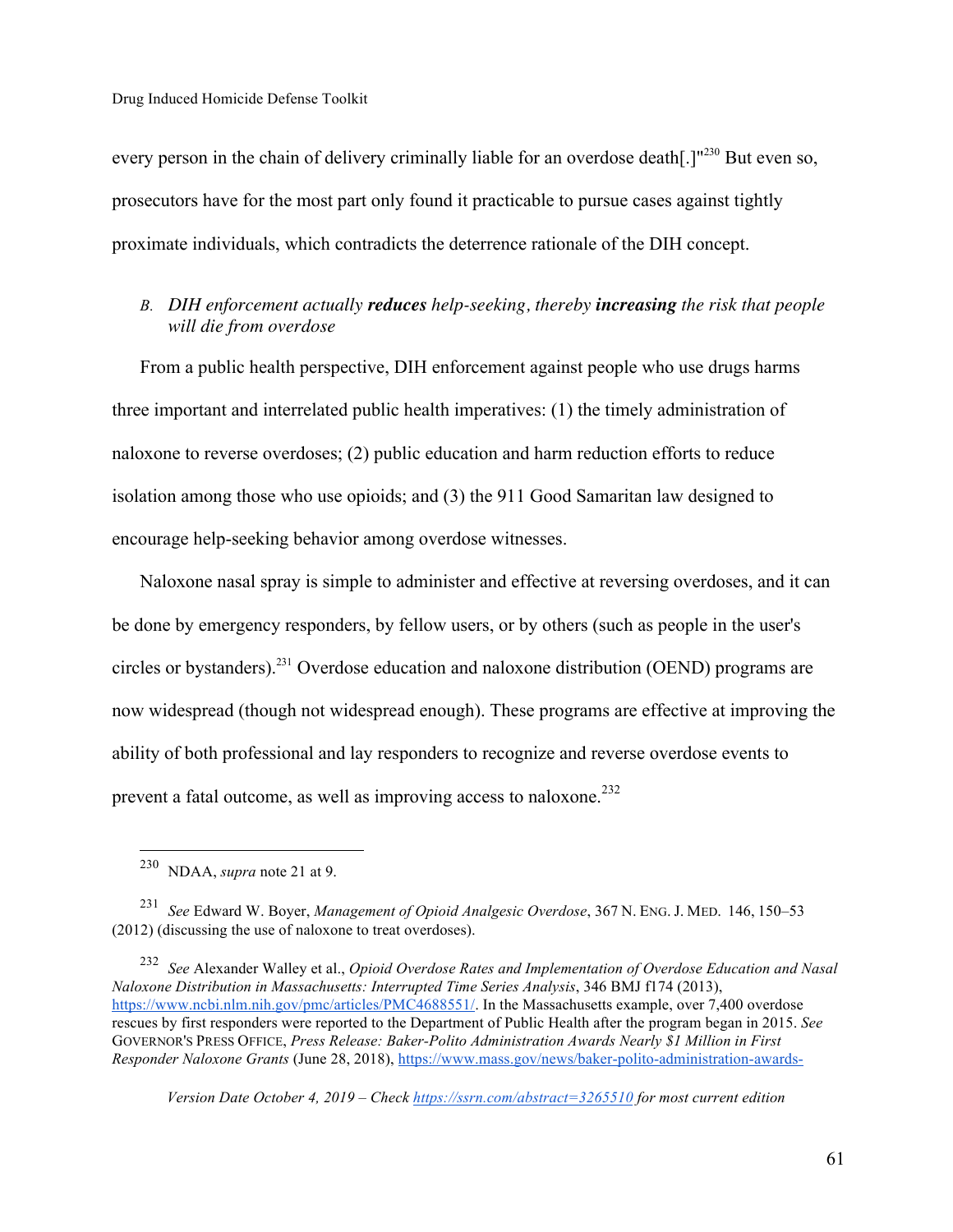every person in the chain of delivery criminally liable for an overdose death[.]"[230] But even so, prosecutors have for the most part only found it practicable to pursue cases against tightly proximate individuals, which contradicts the deterrence rationale of the DIH concept.

### B. *DIH enforcement actually **reduces** help-seeking, thereby **increasing** the risk that people will die from overdose*

From a public health perspective, DIH enforcement against people who use drugs harms three important and interrelated public health imperatives: (1) the timely administration of naloxone to reverse overdoses; (2) public education and harm reduction efforts to reduce isolation among those who use opioids; and (3) the 911 Good Samaritan law designed to encourage help-seeking behavior among overdose witnesses.

Naloxone nasal spray is simple to administer and effective at reversing overdoses, and it can be done by emergency responders, by fellow users, or by others (such as people in the user's circles or bystanders).[231] Overdose education and naloxone distribution (OEND) programs are now widespread (though not widespread enough). These programs are effective at improving the ability of both professional and lay responders to recognize and reverse overdose events to prevent a fatal outcome, as well as improving access to naloxone.[232]

---

[230] NDAA, *supra* note 21 at 9.

[231] *See* Edward W. Boyer, *Management of Opioid Analgesic Overdose*, 367 N. ENG. J. MED. 146, 150–53 (2012) (discussing the use of naloxone to treat overdoses).

[232] *See* Alexander Walley et al., *Opioid Overdose Rates and Implementation of Overdose Education and Nasal Naloxone Distribution in Massachusetts: Interrupted Time Series Analysis*, 346 BMJ f174 (2013), https://www.ncbi.nlm.nih.gov/pmc/articles/PMC4688551/. In the Massachusetts example, over 7,400 overdose rescues by first responders were reported to the Department of Public Health after the program began in 2015. *See* GOVERNOR'S PRESS OFFICE, *Press Release: Baker-Polito Administration Awards Nearly $1 Million in First Responder Naloxone Grants* (June 28, 2018), https://www.mass.gov/news/baker-polito-administration-awards-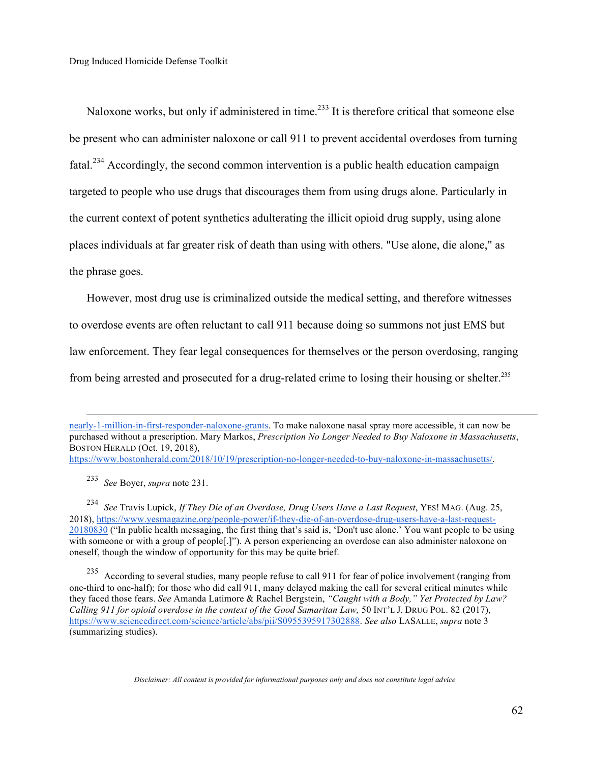Naloxone works, but only if administered in time.[233] It is therefore critical that someone else be present who can administer naloxone or call 911 to prevent accidental overdoses from turning fatal.[234] Accordingly, the second common intervention is a public health education campaign targeted to people who use drugs that discourages them from using drugs alone. Particularly in the current context of potent synthetics adulterating the illicit opioid drug supply, using alone places individuals at far greater risk of death than using with others. "Use alone, die alone," as the phrase goes.

However, most drug use is criminalized outside the medical setting, and therefore witnesses to overdose events are often reluctant to call 911 because doing so summons not just EMS but law enforcement. They fear legal consequences for themselves or the person overdosing, ranging from being arrested and prosecuted for a drug-related crime to losing their housing or shelter.[235]

---

nearly-1-million-in-first-responder-naloxone-grants. To make naloxone nasal spray more accessible, it can now be purchased without a prescription. Mary Markos, *Prescription No Longer Needed to Buy Naloxone in Massachusetts*, BOSTON HERALD (Oct. 19, 2018), https://www.bostonherald.com/2018/10/19/prescription-no-longer-needed-to-buy-naloxone-in-massachusetts/.

[233] *See* Boyer, *supra* note 231.

[234] *See* Travis Lupick, *If They Die of an Overdose, Drug Users Have a Last Request*, YES! MAG. (Aug. 25, 2018), https://www.yesmagazine.org/people-power/if-they-die-of-an-overdose-drug-users-have-a-last-request-20180830 ("In public health messaging, the first thing that's said is, 'Don't use alone.' You want people to be using with someone or with a group of people[.]"). A person experiencing an overdose can also administer naloxone on oneself, though the window of opportunity for this may be quite brief.

[235] According to several studies, many people refuse to call 911 for fear of police involvement (ranging from one-third to one-half); for those who did call 911, many delayed making the call for several critical minutes while they faced those fears. *See* Amanda Latimore & Rachel Bergstein, *"Caught with a Body," Yet Protected by Law? Calling 911 for opioid overdose in the context of the Good Samaritan Law,* 50 INT'L J. DRUG POL. 82 (2017), https://www.sciencedirect.com/science/article/abs/pii/S0955395917302888. *See also* LASALLE, *supra* note 3 (summarizing studies).

*Disclaimer: All content is provided for informational purposes only and does not constitute legal advice*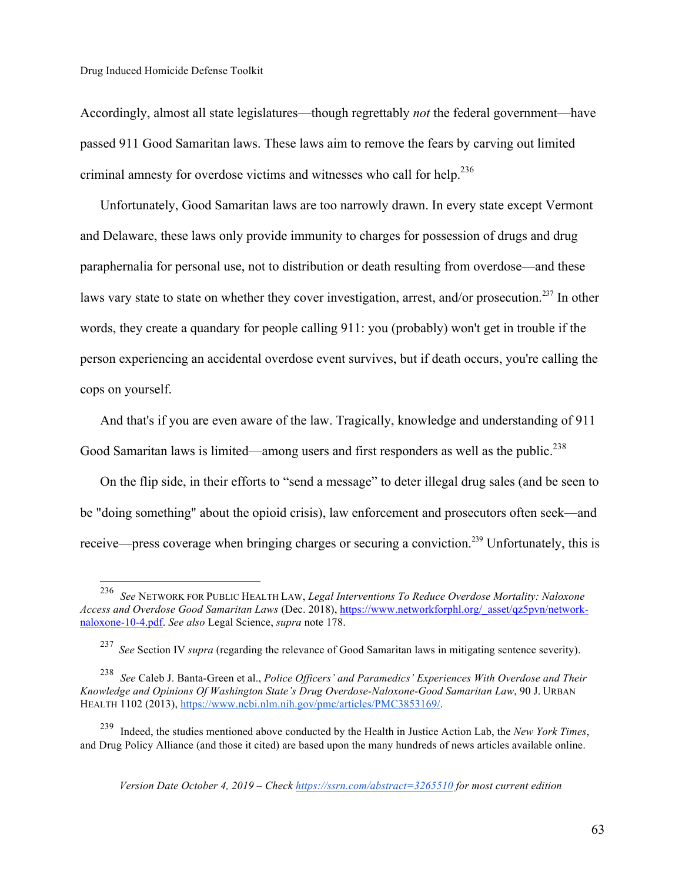Accordingly, almost all state legislatures—though regrettably *not* the federal government—have passed 911 Good Samaritan laws. These laws aim to remove the fears by carving out limited criminal amnesty for overdose victims and witnesses who call for help.[236]

Unfortunately, Good Samaritan laws are too narrowly drawn. In every state except Vermont and Delaware, these laws only provide immunity to charges for possession of drugs and drug paraphernalia for personal use, not to distribution or death resulting from overdose—and these laws vary state to state on whether they cover investigation, arrest, and/or prosecution.[237] In other words, they create a quandary for people calling 911: you (probably) won't get in trouble if the person experiencing an accidental overdose event survives, but if death occurs, you're calling the cops on yourself.

And that's if you are even aware of the law. Tragically, knowledge and understanding of 911 Good Samaritan laws is limited—among users and first responders as well as the public.[238]

On the flip side, in their efforts to "send a message" to deter illegal drug sales (and be seen to be "doing something" about the opioid crisis), law enforcement and prosecutors often seek—and receive—press coverage when bringing charges or securing a conviction.[239] Unfortunately, this is

---

[236] *See* NETWORK FOR PUBLIC HEALTH LAW, *Legal Interventions To Reduce Overdose Mortality: Naloxone Access and Overdose Good Samaritan Laws* (Dec. 2018), https://www.networkforphl.org/_asset/qz5pvn/network-naloxone-10-4.pdf. *See also* Legal Science, *supra* note 178.

[237] *See* Section IV *supra* (regarding the relevance of Good Samaritan laws in mitigating sentence severity).

[238] *See* Caleb J. Banta-Green et al., *Police Officers' and Paramedics' Experiences With Overdose and Their Knowledge and Opinions Of Washington State's Drug Overdose-Naloxone-Good Samaritan Law*, 90 J. URBAN HEALTH 1102 (2013), https://www.ncbi.nlm.nih.gov/pmc/articles/PMC3853169/.

[239] Indeed, the studies mentioned above conducted by the Health in Justice Action Lab, the *New York Times*, and Drug Policy Alliance (and those it cited) are based upon the many hundreds of news articles available online.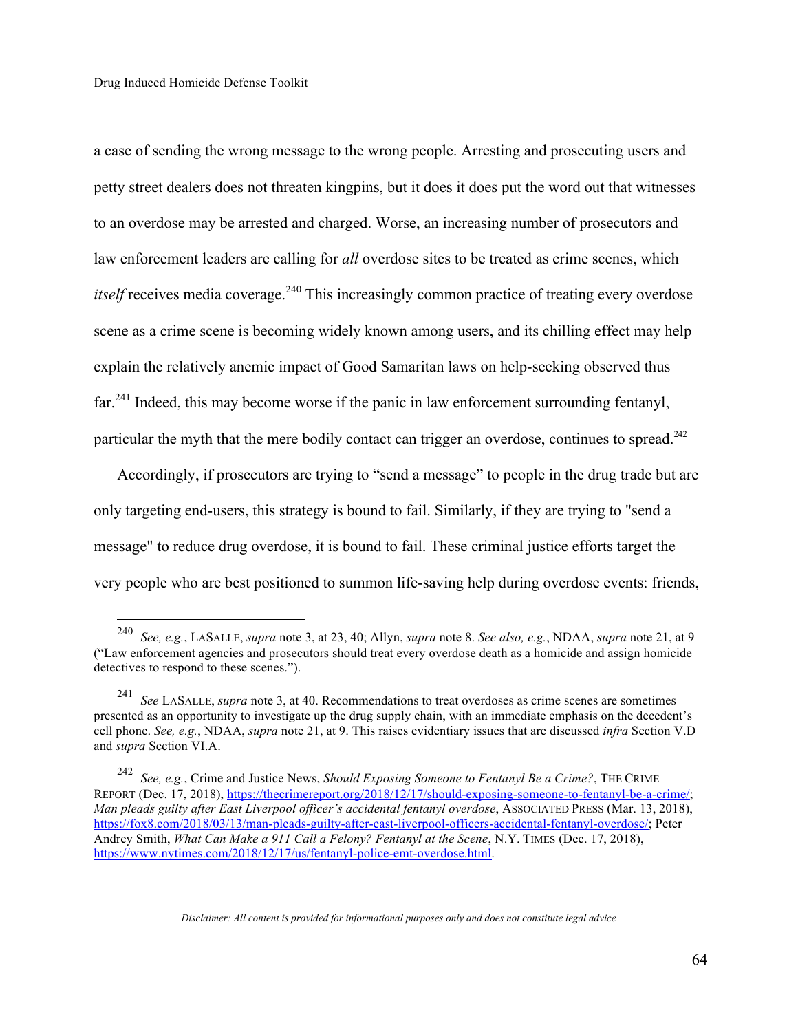a case of sending the wrong message to the wrong people. Arresting and prosecuting users and petty street dealers does not threaten kingpins, but it does it does put the word out that witnesses to an overdose may be arrested and charged. Worse, an increasing number of prosecutors and law enforcement leaders are calling for *all* overdose sites to be treated as crime scenes, which *itself* receives media coverage.[240] This increasingly common practice of treating every overdose scene as a crime scene is becoming widely known among users, and its chilling effect may help explain the relatively anemic impact of Good Samaritan laws on help-seeking observed thus far.[241] Indeed, this may become worse if the panic in law enforcement surrounding fentanyl, particular the myth that the mere bodily contact can trigger an overdose, continues to spread.[242]

Accordingly, if prosecutors are trying to "send a message" to people in the drug trade but are only targeting end-users, this strategy is bound to fail. Similarly, if they are trying to "send a message" to reduce drug overdose, it is bound to fail. These criminal justice efforts target the very people who are best positioned to summon life-saving help during overdose events: friends,

---

[240] *See, e.g.*, LASALLE, *supra* note 3, at 23, 40; Allyn, *supra* note 8. *See also, e.g.*, NDAA, *supra* note 21, at 9 ("Law enforcement agencies and prosecutors should treat every overdose death as a homicide and assign homicide detectives to respond to these scenes.").

[241] *See* LASALLE, *supra* note 3, at 40. Recommendations to treat overdoses as crime scenes are sometimes presented as an opportunity to investigate up the drug supply chain, with an immediate emphasis on the decedent's cell phone. *See, e.g.*, NDAA, *supra* note 21, at 9. This raises evidentiary issues that are discussed *infra* Section V.D and *supra* Section VI.A.

[242] *See, e.g.*, Crime and Justice News, *Should Exposing Someone to Fentanyl Be a Crime?*, THE CRIME REPORT (Dec. 17, 2018), https://thecrimereport.org/2018/12/17/should-exposing-someone-to-fentanyl-be-a-crime/; *Man pleads guilty after East Liverpool officer's accidental fentanyl overdose*, ASSOCIATED PRESS (Mar. 13, 2018), https://fox8.com/2018/03/13/man-pleads-guilty-after-east-liverpool-officers-accidental-fentanyl-overdose/; Peter Andrey Smith, *What Can Make a 911 Call a Felony? Fentanyl at the Scene*, N.Y. TIMES (Dec. 17, 2018), https://www.nytimes.com/2018/12/17/us/fentanyl-police-emt-overdose.html.

*Disclaimer: All content is provided for informational purposes only and does not constitute legal advice*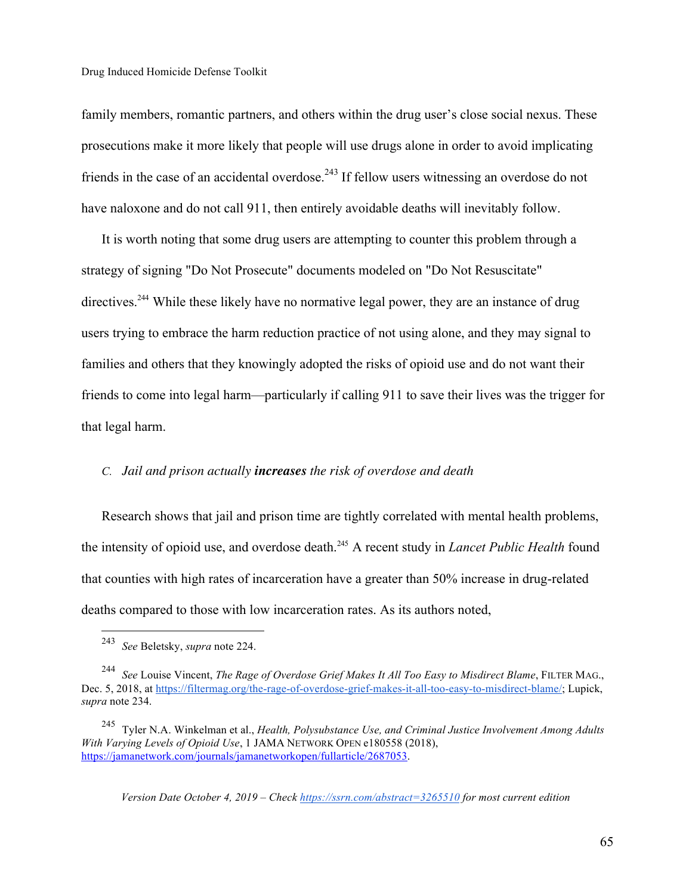family members, romantic partners, and others within the drug user's close social nexus. These prosecutions make it more likely that people will use drugs alone in order to avoid implicating friends in the case of an accidental overdose.[243] If fellow users witnessing an overdose do not have naloxone and do not call 911, then entirely avoidable deaths will inevitably follow.

It is worth noting that some drug users are attempting to counter this problem through a strategy of signing "Do Not Prosecute" documents modeled on "Do Not Resuscitate" directives.[244] While these likely have no normative legal power, they are an instance of drug users trying to embrace the harm reduction practice of not using alone, and they may signal to families and others that they knowingly adopted the risks of opioid use and do not want their friends to come into legal harm—particularly if calling 911 to save their lives was the trigger for that legal harm.

### C. *Jail and prison actually **increases** the risk of overdose and death*

Research shows that jail and prison time are tightly correlated with mental health problems, the intensity of opioid use, and overdose death.[245] A recent study in *Lancet Public Health* found that counties with high rates of incarceration have a greater than 50% increase in drug-related deaths compared to those with low incarceration rates. As its authors noted,

---

[243] *See* Beletsky, *supra* note 224.

[244] *See* Louise Vincent, *The Rage of Overdose Grief Makes It All Too Easy to Misdirect Blame*, FILTER MAG., Dec. 5, 2018, at https://filtermag.org/the-rage-of-overdose-grief-makes-it-all-too-easy-to-misdirect-blame/; Lupick, *supra* note 234.

[245] Tyler N.A. Winkelman et al., *Health, Polysubstance Use, and Criminal Justice Involvement Among Adults With Varying Levels of Opioid Use*, 1 JAMA NETWORK OPEN e180558 (2018), https://jamanetwork.com/journals/jamanetworkopen/fullarticle/2687053.

*Version Date October 4, 2019 – Check https://ssrn.com/abstract=3265510 for most current edition*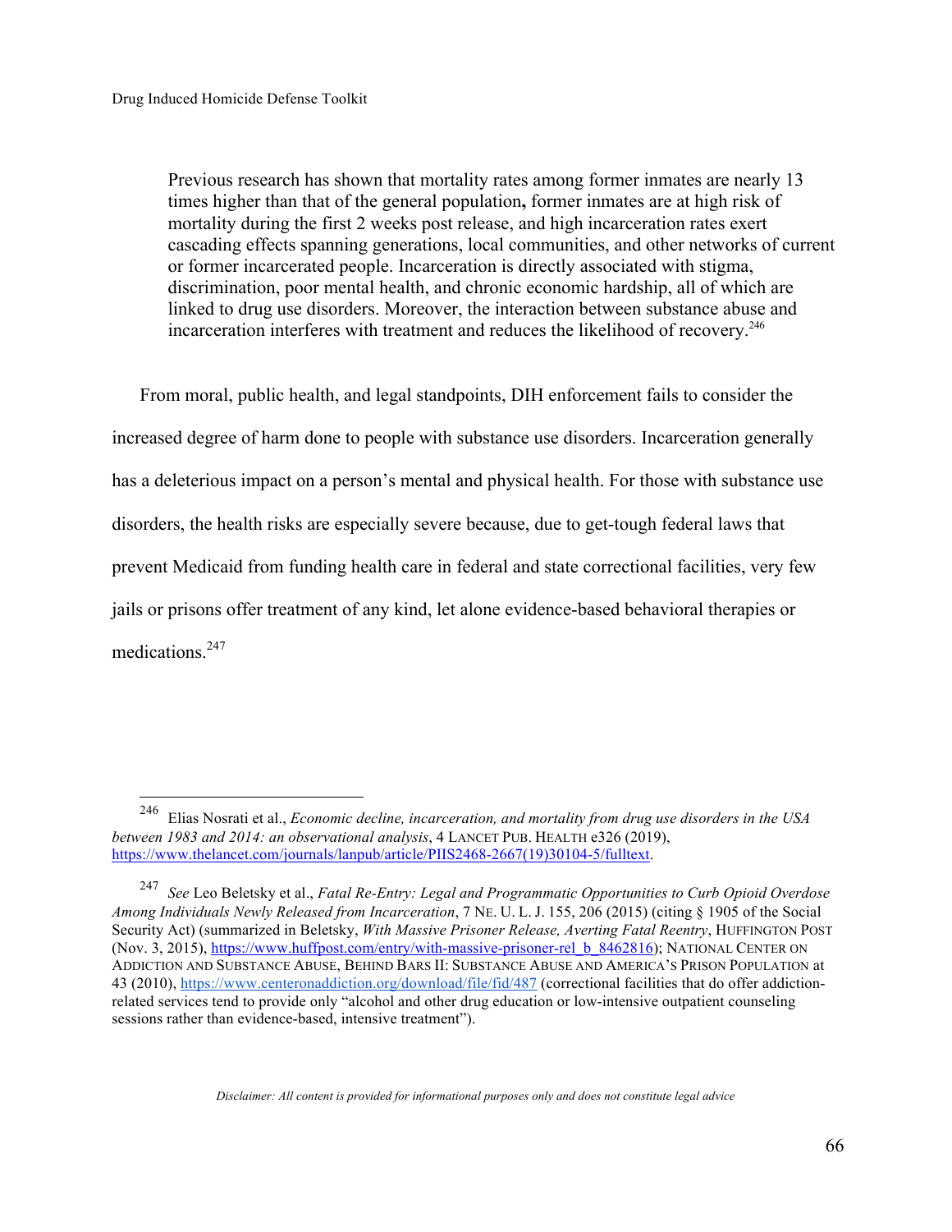> Previous research has shown that mortality rates among former inmates are nearly 13 times higher than that of the general population**,** former inmates are at high risk of mortality during the first 2 weeks post release, and high incarceration rates exert cascading effects spanning generations, local communities, and other networks of current or former incarcerated people. Incarceration is directly associated with stigma, discrimination, poor mental health, and chronic economic hardship, all of which are linked to drug use disorders. Moreover, the interaction between substance abuse and incarceration interferes with treatment and reduces the likelihood of recovery.[246]

From moral, public health, and legal standpoints, DIH enforcement fails to consider the increased degree of harm done to people with substance use disorders. Incarceration generally has a deleterious impact on a person's mental and physical health. For those with substance use disorders, the health risks are especially severe because, due to get-tough federal laws that prevent Medicaid from funding health care in federal and state correctional facilities, very few jails or prisons offer treatment of any kind, let alone evidence-based behavioral therapies or medications.[247]

---

[246] Elias Nosrati et al., *Economic decline, incarceration, and mortality from drug use disorders in the USA between 1983 and 2014: an observational analysis*, 4 LANCET PUB. HEALTH e326 (2019), https://www.thelancet.com/journals/lanpub/article/PIIS2468-2667(19)30104-5/fulltext.

[247] *See* Leo Beletsky et al., *Fatal Re-Entry: Legal and Programmatic Opportunities to Curb Opioid Overdose Among Individuals Newly Released from Incarceration*, 7 NE. U. L. J. 155, 206 (2015) (citing § 1905 of the Social Security Act) (summarized in Beletsky, *With Massive Prisoner Release, Averting Fatal Reentry*, HUFFINGTON POST (Nov. 3, 2015), https://www.huffpost.com/entry/with-massive-prisoner-rel_b_8462816); NATIONAL CENTER ON ADDICTION AND SUBSTANCE ABUSE, BEHIND BARS II: SUBSTANCE ABUSE AND AMERICA'S PRISON POPULATION at 43 (2010), https://www.centeronaddiction.org/download/file/fid/487 (correctional facilities that do offer addiction-related services tend to provide only "alcohol and other drug education or low-intensive outpatient counseling sessions rather than evidence-based, intensive treatment").

*Disclaimer: All content is provided for informational purposes only and does not constitute legal advice*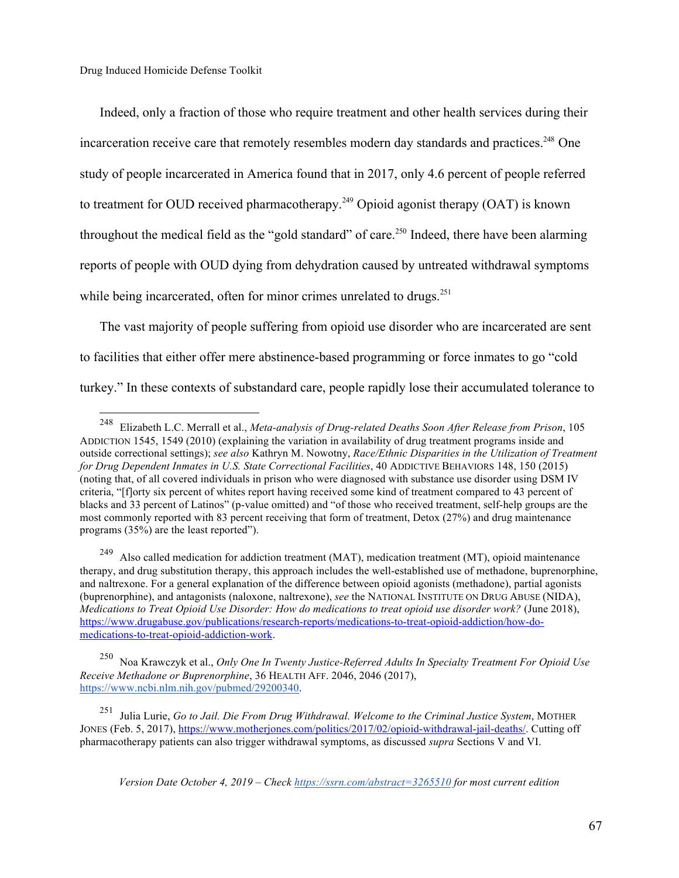Indeed, only a fraction of those who require treatment and other health services during their incarceration receive care that remotely resembles modern day standards and practices.[248] One study of people incarcerated in America found that in 2017, only 4.6 percent of people referred to treatment for OUD received pharmacotherapy.[249] Opioid agonist therapy (OAT) is known throughout the medical field as the "gold standard" of care.[250] Indeed, there have been alarming reports of people with OUD dying from dehydration caused by untreated withdrawal symptoms while being incarcerated, often for minor crimes unrelated to drugs.[251]

The vast majority of people suffering from opioid use disorder who are incarcerated are sent to facilities that either offer mere abstinence-based programming or force inmates to go "cold turkey." In these contexts of substandard care, people rapidly lose their accumulated tolerance to

---

[248] Elizabeth L.C. Merrall et al., *Meta-analysis of Drug-related Deaths Soon After Release from Prison*, 105 ADDICTION 1545, 1549 (2010) (explaining the variation in availability of drug treatment programs inside and outside correctional settings); *see also* Kathryn M. Nowotny, *Race/Ethnic Disparities in the Utilization of Treatment for Drug Dependent Inmates in U.S. State Correctional Facilities*, 40 ADDICTIVE BEHAVIORS 148, 150 (2015) (noting that, of all covered individuals in prison who were diagnosed with substance use disorder using DSM IV criteria, "[f]orty six percent of whites report having received some kind of treatment compared to 43 percent of blacks and 33 percent of Latinos" (p-value omitted) and "of those who received treatment, self-help groups are the most commonly reported with 83 percent receiving that form of treatment, Detox (27%) and drug maintenance programs (35%) are the least reported").

[249] Also called medication for addiction treatment (MAT), medication treatment (MT), opioid maintenance therapy, and drug substitution therapy, this approach includes the well-established use of methadone, buprenorphine, and naltrexone. For a general explanation of the difference between opioid agonists (methadone), partial agonists (buprenorphine), and antagonists (naloxone, naltrexone), *see* the NATIONAL INSTITUTE ON DRUG ABUSE (NIDA), *Medications to Treat Opioid Use Disorder: How do medications to treat opioid use disorder work?* (June 2018), https://www.drugabuse.gov/publications/research-reports/medications-to-treat-opioid-addiction/how-do-medications-to-treat-opioid-addiction-work.

[250] Noa Krawczyk et al., *Only One In Twenty Justice-Referred Adults In Specialty Treatment For Opioid Use Receive Methadone or Buprenorphine*, 36 HEALTH AFF. 2046, 2046 (2017), https://www.ncbi.nlm.nih.gov/pubmed/29200340.

[251] Julia Lurie, *Go to Jail. Die From Drug Withdrawal. Welcome to the Criminal Justice System*, MOTHER JONES (Feb. 5, 2017), https://www.motherjones.com/politics/2017/02/opioid-withdrawal-jail-deaths/. Cutting off pharmacotherapy patients can also trigger withdrawal symptoms, as discussed *supra* Sections V and VI.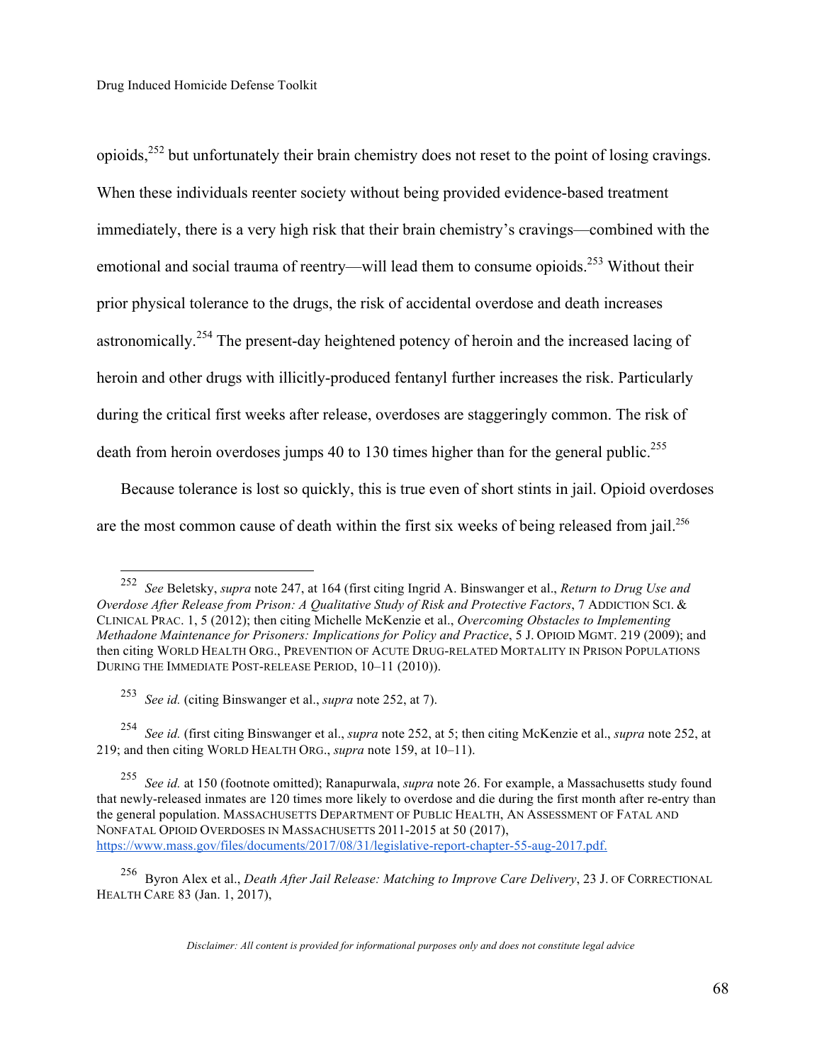opioids,[252] but unfortunately their brain chemistry does not reset to the point of losing cravings. When these individuals reenter society without being provided evidence-based treatment immediately, there is a very high risk that their brain chemistry's cravings—combined with the emotional and social trauma of reentry—will lead them to consume opioids.[253] Without their prior physical tolerance to the drugs, the risk of accidental overdose and death increases astronomically.[254] The present-day heightened potency of heroin and the increased lacing of heroin and other drugs with illicitly-produced fentanyl further increases the risk. Particularly during the critical first weeks after release, overdoses are staggeringly common. The risk of death from heroin overdoses jumps 40 to 130 times higher than for the general public.[255]

Because tolerance is lost so quickly, this is true even of short stints in jail. Opioid overdoses are the most common cause of death within the first six weeks of being released from jail.[256]

---

[252] *See* Beletsky, *supra* note 247, at 164 (first citing Ingrid A. Binswanger et al., *Return to Drug Use and Overdose After Release from Prison: A Qualitative Study of Risk and Protective Factors*, 7 ADDICTION SCI. & CLINICAL PRAC. 1, 5 (2012); then citing Michelle McKenzie et al., *Overcoming Obstacles to Implementing Methadone Maintenance for Prisoners: Implications for Policy and Practice*, 5 J. OPIOID MGMT. 219 (2009); and then citing WORLD HEALTH ORG., PREVENTION OF ACUTE DRUG-RELATED MORTALITY IN PRISON POPULATIONS DURING THE IMMEDIATE POST-RELEASE PERIOD, 10–11 (2010)).

[253] *See id.* (citing Binswanger et al., *supra* note 252, at 7).

[254] *See id.* (first citing Binswanger et al., *supra* note 252, at 5; then citing McKenzie et al., *supra* note 252, at 219; and then citing WORLD HEALTH ORG., *supra* note 159, at 10–11).

[255] *See id.* at 150 (footnote omitted); Ranapurwala, *supra* note 26. For example, a Massachusetts study found that newly-released inmates are 120 times more likely to overdose and die during the first month after re-entry than the general population. MASSACHUSETTS DEPARTMENT OF PUBLIC HEALTH, AN ASSESSMENT OF FATAL AND NONFATAL OPIOID OVERDOSES IN MASSACHUSETTS 2011-2015 at 50 (2017), https://www.mass.gov/files/documents/2017/08/31/legislative-report-chapter-55-aug-2017.pdf.

[256] Byron Alex et al., *Death After Jail Release: Matching to Improve Care Delivery*, 23 J. OF CORRECTIONAL HEALTH CARE 83 (Jan. 1, 2017),

*Disclaimer: All content is provided for informational purposes only and does not constitute legal advice*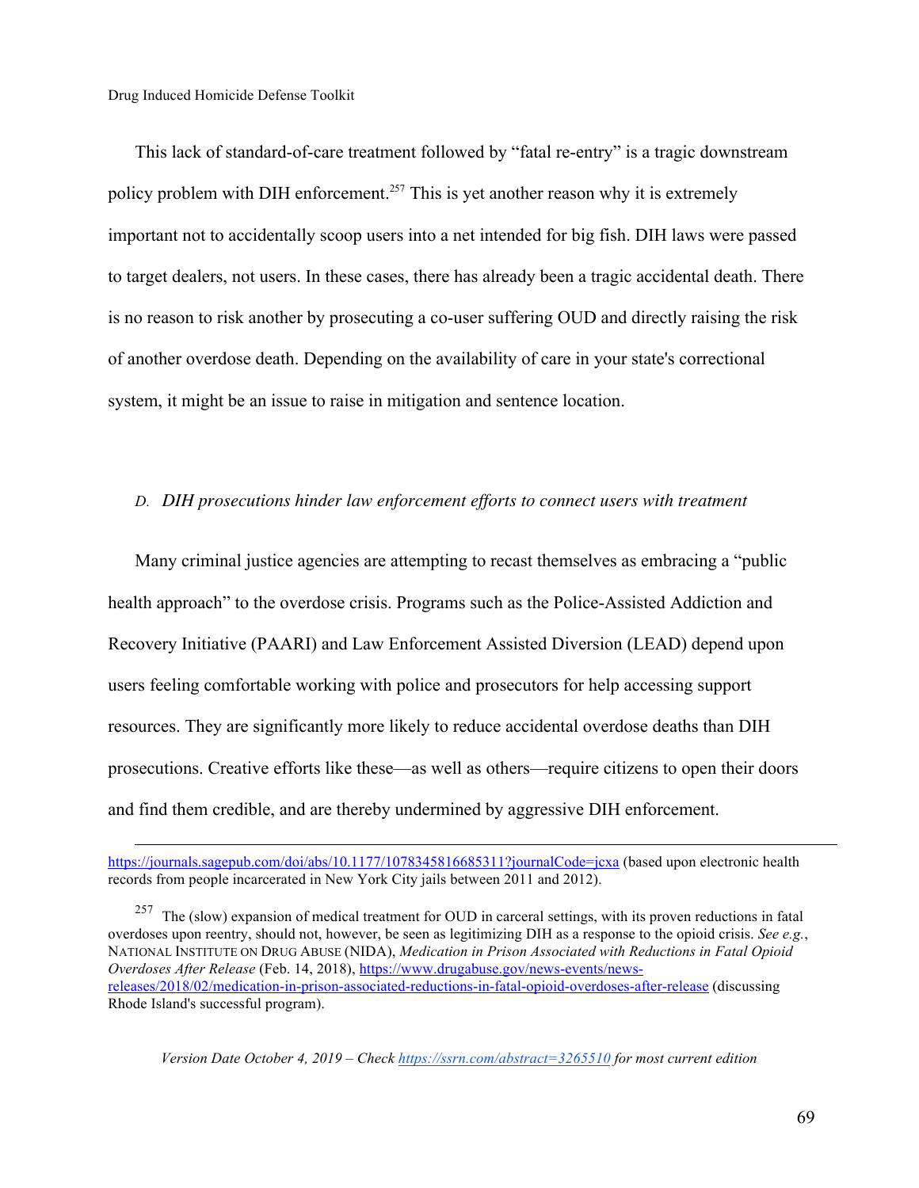This lack of standard-of-care treatment followed by "fatal re-entry" is a tragic downstream policy problem with DIH enforcement.[257] This is yet another reason why it is extremely important not to accidentally scoop users into a net intended for big fish. DIH laws were passed to target dealers, not users. In these cases, there has already been a tragic accidental death. There is no reason to risk another by prosecuting a co-user suffering OUD and directly raising the risk of another overdose death. Depending on the availability of care in your state's correctional system, it might be an issue to raise in mitigation and sentence location.

### D. *DIH prosecutions hinder law enforcement efforts to connect users with treatment*

Many criminal justice agencies are attempting to recast themselves as embracing a "public health approach" to the overdose crisis. Programs such as the Police-Assisted Addiction and Recovery Initiative (PAARI) and Law Enforcement Assisted Diversion (LEAD) depend upon users feeling comfortable working with police and prosecutors for help accessing support resources. They are significantly more likely to reduce accidental overdose deaths than DIH prosecutions. Creative efforts like these—as well as others—require citizens to open their doors and find them credible, and are thereby undermined by aggressive DIH enforcement.

---

https://journals.sagepub.com/doi/abs/10.1177/1078345816685311?journalCode=jcxa (based upon electronic health records from people incarcerated in New York City jails between 2011 and 2012).

[257] The (slow) expansion of medical treatment for OUD in carceral settings, with its proven reductions in fatal overdoses upon reentry, should not, however, be seen as legitimizing DIH as a response to the opioid crisis. *See e.g.*, National Institute on Drug Abuse (NIDA), *Medication in Prison Associated with Reductions in Fatal Opioid Overdoses After Release* (Feb. 14, 2018), https://www.drugabuse.gov/news-events/news-releases/2018/02/medication-in-prison-associated-reductions-in-fatal-opioid-overdoses-after-release (discussing Rhode Island's successful program).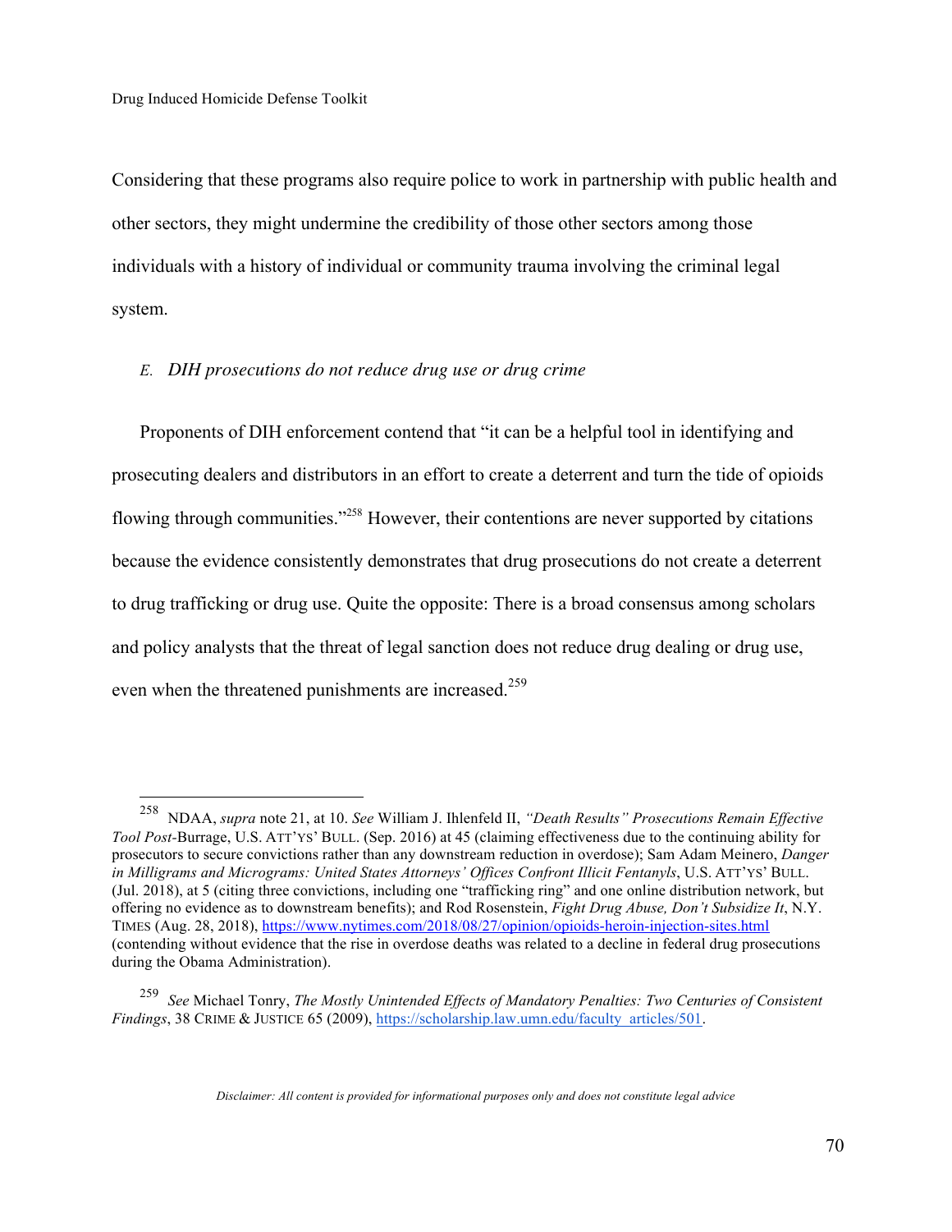Considering that these programs also require police to work in partnership with public health and other sectors, they might undermine the credibility of those other sectors among those individuals with a history of individual or community trauma involving the criminal legal system.

### *E. DIH prosecutions do not reduce drug use or drug crime*

Proponents of DIH enforcement contend that "it can be a helpful tool in identifying and prosecuting dealers and distributors in an effort to create a deterrent and turn the tide of opioids flowing through communities."[258] However, their contentions are never supported by citations because the evidence consistently demonstrates that drug prosecutions do not create a deterrent to drug trafficking or drug use. Quite the opposite: There is a broad consensus among scholars and policy analysts that the threat of legal sanction does not reduce drug dealing or drug use, even when the threatened punishments are increased.[259]

---

[258] NDAA, *supra* note 21, at 10. *See* William J. Ihlenfeld II, *"Death Results" Prosecutions Remain Effective Tool Post-*Burrage, U.S. ATT'YS' BULL. (Sep. 2016) at 45 (claiming effectiveness due to the continuing ability for prosecutors to secure convictions rather than any downstream reduction in overdose); Sam Adam Meinero, *Danger in Milligrams and Micrograms: United States Attorneys' Offices Confront Illicit Fentanyls*, U.S. ATT'YS' BULL. (Jul. 2018), at 5 (citing three convictions, including one "trafficking ring" and one online distribution network, but offering no evidence as to downstream benefits); and Rod Rosenstein, *Fight Drug Abuse, Don't Subsidize It*, N.Y. TIMES (Aug. 28, 2018), https://www.nytimes.com/2018/08/27/opinion/opioids-heroin-injection-sites.html (contending without evidence that the rise in overdose deaths was related to a decline in federal drug prosecutions during the Obama Administration).

[259] *See* Michael Tonry, *The Mostly Unintended Effects of Mandatory Penalties: Two Centuries of Consistent Findings*, 38 CRIME & JUSTICE 65 (2009), https://scholarship.law.umn.edu/faculty_articles/501.

*Disclaimer: All content is provided for informational purposes only and does not constitute legal advice*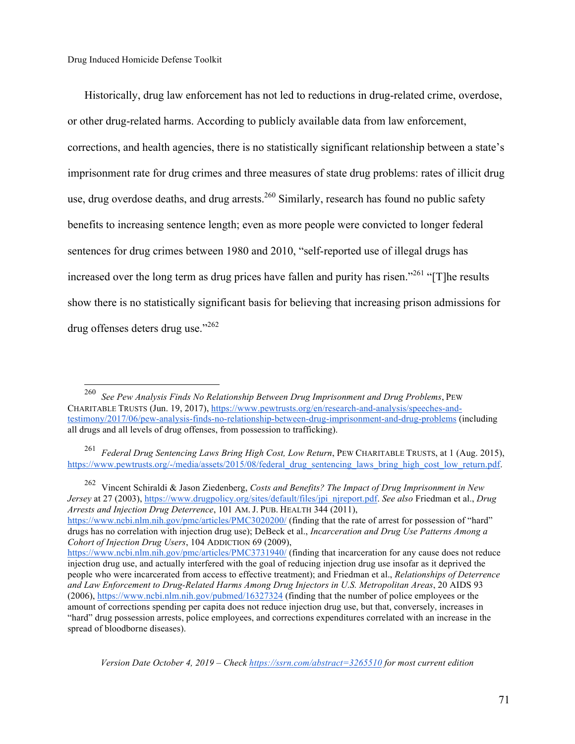Historically, drug law enforcement has not led to reductions in drug-related crime, overdose, or other drug-related harms. According to publicly available data from law enforcement, corrections, and health agencies, there is no statistically significant relationship between a state's imprisonment rate for drug crimes and three measures of state drug problems: rates of illicit drug use, drug overdose deaths, and drug arrests.[260] Similarly, research has found no public safety benefits to increasing sentence length; even as more people were convicted to longer federal sentences for drug crimes between 1980 and 2010, "self-reported use of illegal drugs has increased over the long term as drug prices have fallen and purity has risen."[261] "[T]he results show there is no statistically significant basis for believing that increasing prison admissions for drug offenses deters drug use."[262]

---

[260] *See Pew Analysis Finds No Relationship Between Drug Imprisonment and Drug Problems*, PEW CHARITABLE TRUSTS (Jun. 19, 2017), https://www.pewtrusts.org/en/research-and-analysis/speeches-and-testimony/2017/06/pew-analysis-finds-no-relationship-between-drug-imprisonment-and-drug-problems (including all drugs and all levels of drug offenses, from possession to trafficking).

[261] *Federal Drug Sentencing Laws Bring High Cost, Low Return*, PEW CHARITABLE TRUSTS, at 1 (Aug. 2015), https://www.pewtrusts.org/-/media/assets/2015/08/federal_drug_sentencing_laws_bring_high_cost_low_return.pdf.

[262] Vincent Schiraldi & Jason Ziedenberg, *Costs and Benefits? The Impact of Drug Imprisonment in New Jersey* at 27 (2003), https://www.drugpolicy.org/sites/default/files/jpi_njreport.pdf. *See also* Friedman et al., *Drug Arrests and Injection Drug Deterrence*, 101 AM. J. PUB. HEALTH 344 (2011), https://www.ncbi.nlm.nih.gov/pmc/articles/PMC3020200/ (finding that the rate of arrest for possession of "hard" drugs has no correlation with injection drug use); DeBeck et al., *Incarceration and Drug Use Patterns Among a Cohort of Injection Drug Users*, 104 ADDICTION 69 (2009), https://www.ncbi.nlm.nih.gov/pmc/articles/PMC3731940/ (finding that incarceration for any cause does not reduce injection drug use, and actually interfered with the goal of reducing injection drug use insofar as it deprived the people who were incarcerated from access to effective treatment); and Friedman et al., *Relationships of Deterrence and Law Enforcement to Drug-Related Harms Among Drug Injectors in U.S. Metropolitan Areas*, 20 AIDS 93 (2006), https://www.ncbi.nlm.nih.gov/pubmed/16327324 (finding that the number of police employees or the amount of corrections spending per capita does not reduce injection drug use, but that, conversely, increases in "hard" drug possession arrests, police employees, and corrections expenditures correlated with an increase in the spread of bloodborne diseases).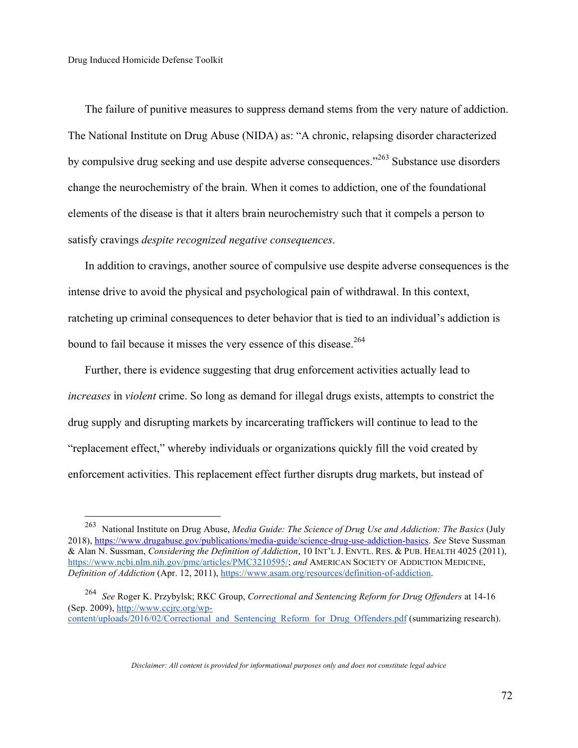The failure of punitive measures to suppress demand stems from the very nature of addiction. The National Institute on Drug Abuse (NIDA) as: "A chronic, relapsing disorder characterized by compulsive drug seeking and use despite adverse consequences."[263] Substance use disorders change the neurochemistry of the brain. When it comes to addiction, one of the foundational elements of the disease is that it alters brain neurochemistry such that it compels a person to satisfy cravings *despite recognized negative consequences*.

In addition to cravings, another source of compulsive use despite adverse consequences is the intense drive to avoid the physical and psychological pain of withdrawal. In this context, ratcheting up criminal consequences to deter behavior that is tied to an individual's addiction is bound to fail because it misses the very essence of this disease.[264]

Further, there is evidence suggesting that drug enforcement activities actually lead to *increases* in *violent* crime. So long as demand for illegal drugs exists, attempts to constrict the drug supply and disrupting markets by incarcerating traffickers will continue to lead to the "replacement effect," whereby individuals or organizations quickly fill the void created by enforcement activities. This replacement effect further disrupts drug markets, but instead of

---

[263] National Institute on Drug Abuse, *Media Guide: The Science of Drug Use and Addiction: The Basics* (July 2018), https://www.drugabuse.gov/publications/media-guide/science-drug-use-addiction-basics. *See* Steve Sussman & Alan N. Sussman, *Considering the Definition of Addiction*, 10 INT'L J. ENVTL. RES. & PUB. HEALTH 4025 (2011), https://www.ncbi.nlm.nih.gov/pmc/articles/PMC3210595/; *and* AMERICAN SOCIETY OF ADDICTION MEDICINE, *Definition of Addiction* (Apr. 12, 2011), https://www.asam.org/resources/definition-of-addiction.

[264] *See* Roger K. Przybylsk; RKC Group, *Correctional and Sentencing Reform for Drug Offenders* at 14-16 (Sep. 2009), http://www.ccjrc.org/wp-content/uploads/2016/02/Correctional_and_Sentencing_Reform_for_Drug_Offenders.pdf (summarizing research).

*Disclaimer: All content is provided for informational purposes only and does not constitute legal advice*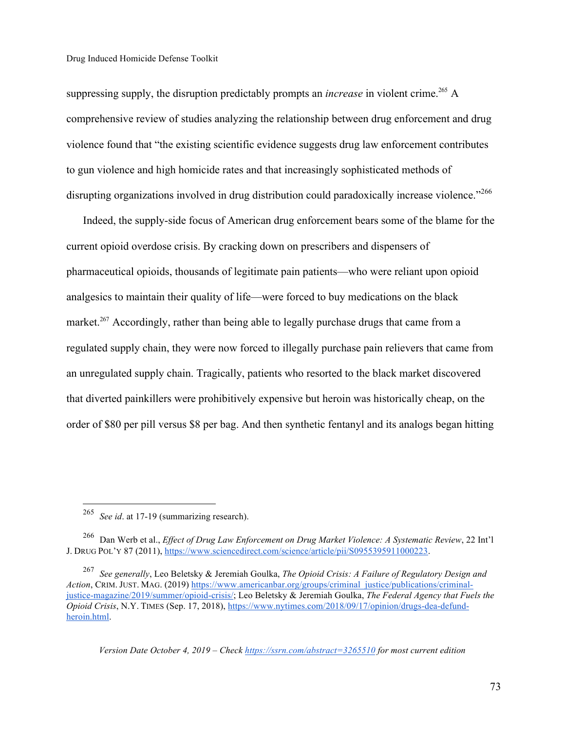suppressing supply, the disruption predictably prompts an *increase* in violent crime.[265] A comprehensive review of studies analyzing the relationship between drug enforcement and drug violence found that "the existing scientific evidence suggests drug law enforcement contributes to gun violence and high homicide rates and that increasingly sophisticated methods of disrupting organizations involved in drug distribution could paradoxically increase violence."[266]

Indeed, the supply-side focus of American drug enforcement bears some of the blame for the current opioid overdose crisis. By cracking down on prescribers and dispensers of pharmaceutical opioids, thousands of legitimate pain patients—who were reliant upon opioid analgesics to maintain their quality of life—were forced to buy medications on the black market.[267] Accordingly, rather than being able to legally purchase drugs that came from a regulated supply chain, they were now forced to illegally purchase pain relievers that came from an unregulated supply chain. Tragically, patients who resorted to the black market discovered that diverted painkillers were prohibitively expensive but heroin was historically cheap, on the order of $80 per pill versus $8 per bag. And then synthetic fentanyl and its analogs began hitting

---

[265] *See id*. at 17-19 (summarizing research).

[266] Dan Werb et al., *Effect of Drug Law Enforcement on Drug Market Violence: A Systematic Review*, 22 Int'l J. DRUG POL'Y 87 (2011), https://www.sciencedirect.com/science/article/pii/S0955395911000223.

[267] *See generally*, Leo Beletsky & Jeremiah Goulka, *The Opioid Crisis: A Failure of Regulatory Design and Action*, CRIM. JUST. MAG. (2019) https://www.americanbar.org/groups/criminal_justice/publications/criminal-justice-magazine/2019/summer/opioid-crisis/; Leo Beletsky & Jeremiah Goulka, *The Federal Agency that Fuels the Opioid Crisis*, N.Y. TIMES (Sep. 17, 2018), https://www.nytimes.com/2018/09/17/opinion/drugs-dea-defund-heroin.html.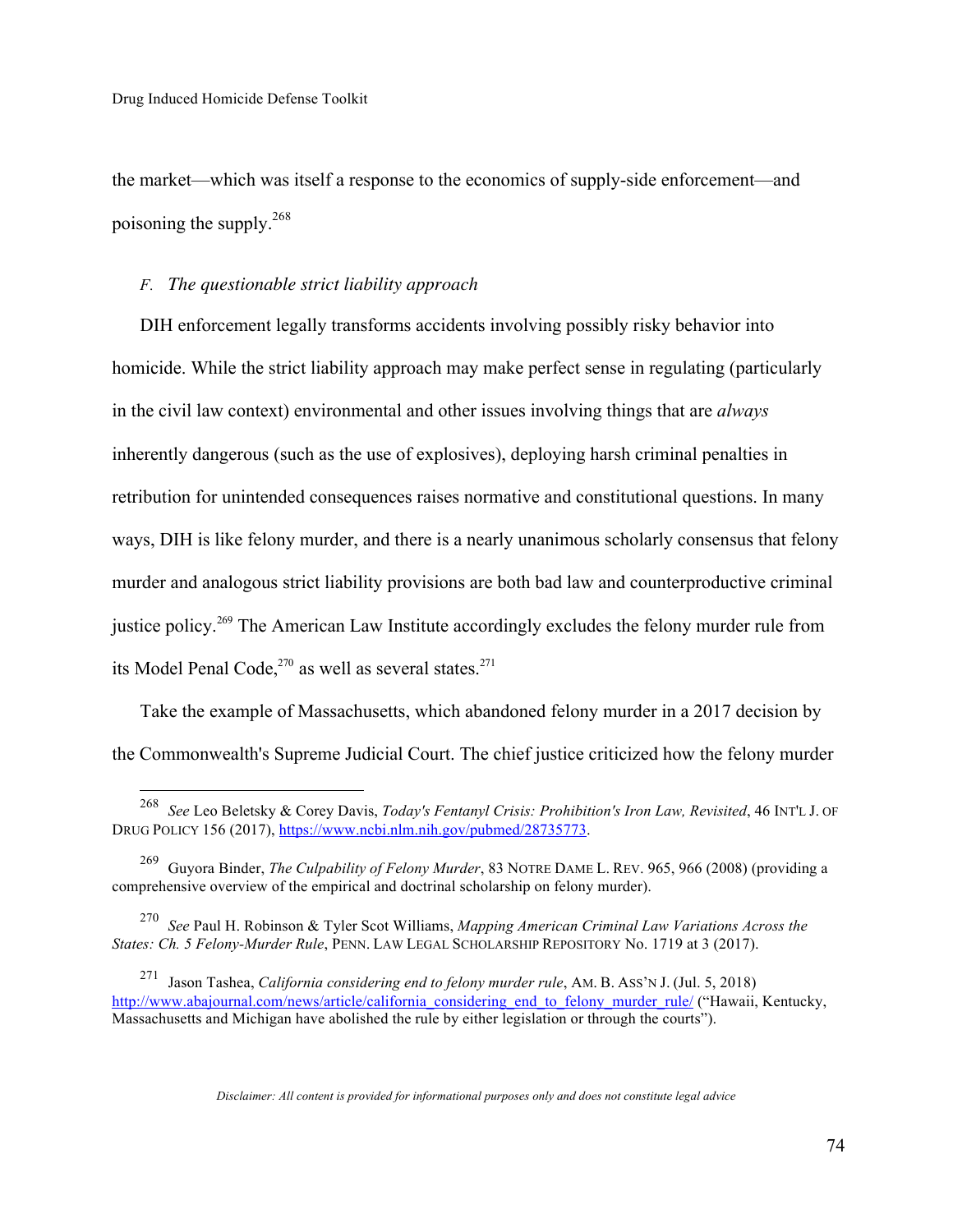the market—which was itself a response to the economics of supply-side enforcement—and poisoning the supply.[268]

### *F. The questionable strict liability approach*

DIH enforcement legally transforms accidents involving possibly risky behavior into homicide. While the strict liability approach may make perfect sense in regulating (particularly in the civil law context) environmental and other issues involving things that are *always* inherently dangerous (such as the use of explosives), deploying harsh criminal penalties in retribution for unintended consequences raises normative and constitutional questions. In many ways, DIH is like felony murder, and there is a nearly unanimous scholarly consensus that felony murder and analogous strict liability provisions are both bad law and counterproductive criminal justice policy.[269] The American Law Institute accordingly excludes the felony murder rule from its Model Penal Code,[270] as well as several states.[271]

Take the example of Massachusetts, which abandoned felony murder in a 2017 decision by the Commonwealth's Supreme Judicial Court. The chief justice criticized how the felony murder

---

[268] *See* Leo Beletsky & Corey Davis, *Today's Fentanyl Crisis: Prohibition's Iron Law, Revisited*, 46 INT'L J. OF DRUG POLICY 156 (2017), https://www.ncbi.nlm.nih.gov/pubmed/28735773.

[269] Guyora Binder, *The Culpability of Felony Murder*, 83 NOTRE DAME L. REV. 965, 966 (2008) (providing a comprehensive overview of the empirical and doctrinal scholarship on felony murder).

[270] *See* Paul H. Robinson & Tyler Scot Williams, *Mapping American Criminal Law Variations Across the States: Ch. 5 Felony-Murder Rule*, PENN. LAW LEGAL SCHOLARSHIP REPOSITORY No. 1719 at 3 (2017).

[271] Jason Tashea, *California considering end to felony murder rule*, AM. B. ASS'N J. (Jul. 5, 2018) http://www.abajournal.com/news/article/california_considering_end_to_felony_murder_rule/ ("Hawaii, Kentucky, Massachusetts and Michigan have abolished the rule by either legislation or through the courts").

*Disclaimer: All content is provided for informational purposes only and does not constitute legal advice*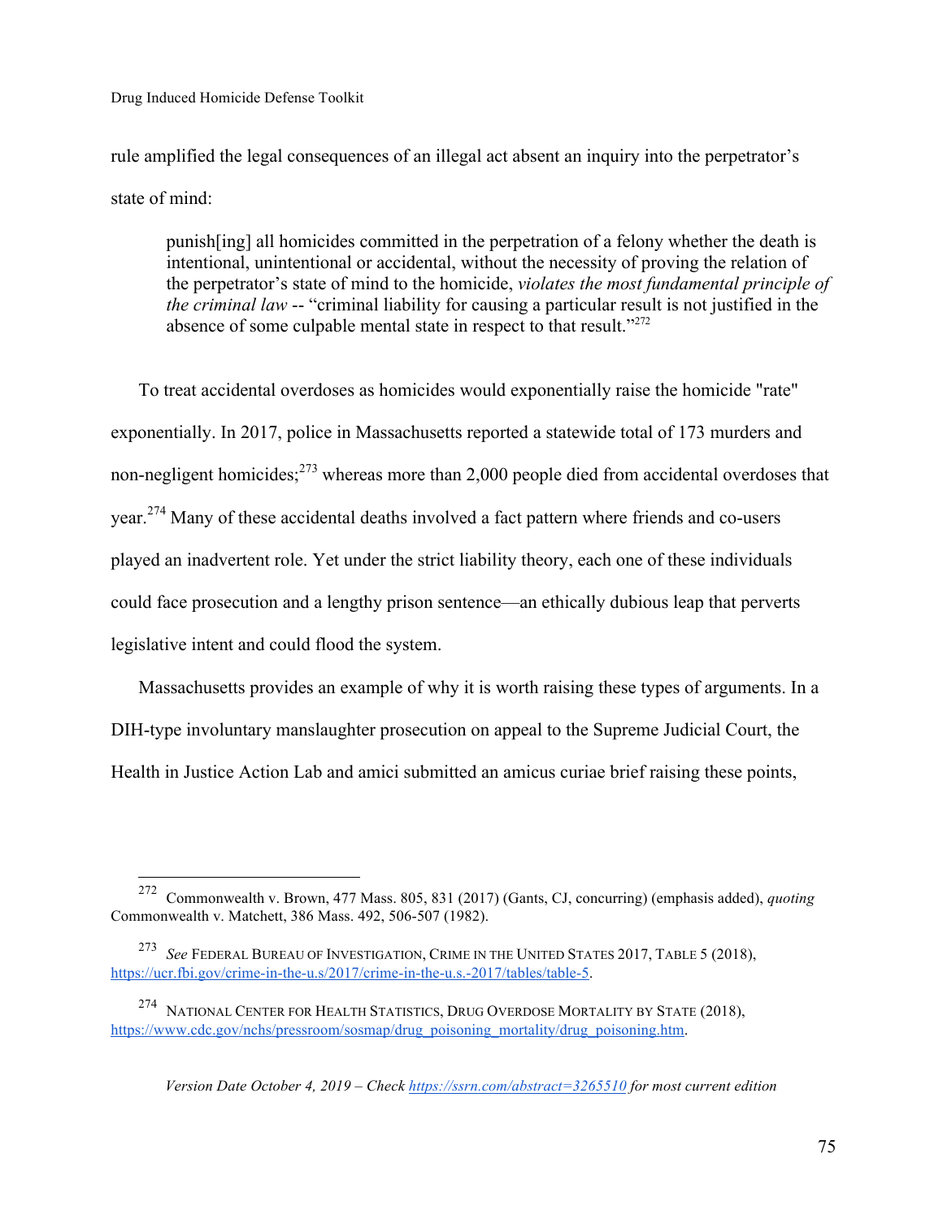rule amplified the legal consequences of an illegal act absent an inquiry into the perpetrator's state of mind:

> punish[ing] all homicides committed in the perpetration of a felony whether the death is intentional, unintentional or accidental, without the necessity of proving the relation of the perpetrator's state of mind to the homicide, *violates the most fundamental principle of the criminal law* -- "criminal liability for causing a particular result is not justified in the absence of some culpable mental state in respect to that result."[272]

To treat accidental overdoses as homicides would exponentially raise the homicide "rate" exponentially. In 2017, police in Massachusetts reported a statewide total of 173 murders and non-negligent homicides;[273] whereas more than 2,000 people died from accidental overdoses that year.[274] Many of these accidental deaths involved a fact pattern where friends and co-users played an inadvertent role. Yet under the strict liability theory, each one of these individuals could face prosecution and a lengthy prison sentence—an ethically dubious leap that perverts legislative intent and could flood the system.

Massachusetts provides an example of why it is worth raising these types of arguments. In a DIH-type involuntary manslaughter prosecution on appeal to the Supreme Judicial Court, the Health in Justice Action Lab and amici submitted an amicus curiae brief raising these points,

---

[272] Commonwealth v. Brown, 477 Mass. 805, 831 (2017) (Gants, CJ, concurring) (emphasis added), *quoting* Commonwealth v. Matchett, 386 Mass. 492, 506-507 (1982).

[273] *See* FEDERAL BUREAU OF INVESTIGATION, CRIME IN THE UNITED STATES 2017, TABLE 5 (2018), https://ucr.fbi.gov/crime-in-the-u.s/2017/crime-in-the-u.s.-2017/tables/table-5.

[274] NATIONAL CENTER FOR HEALTH STATISTICS, DRUG OVERDOSE MORTALITY BY STATE (2018), https://www.cdc.gov/nchs/pressroom/sosmap/drug_poisoning_mortality/drug_poisoning.htm.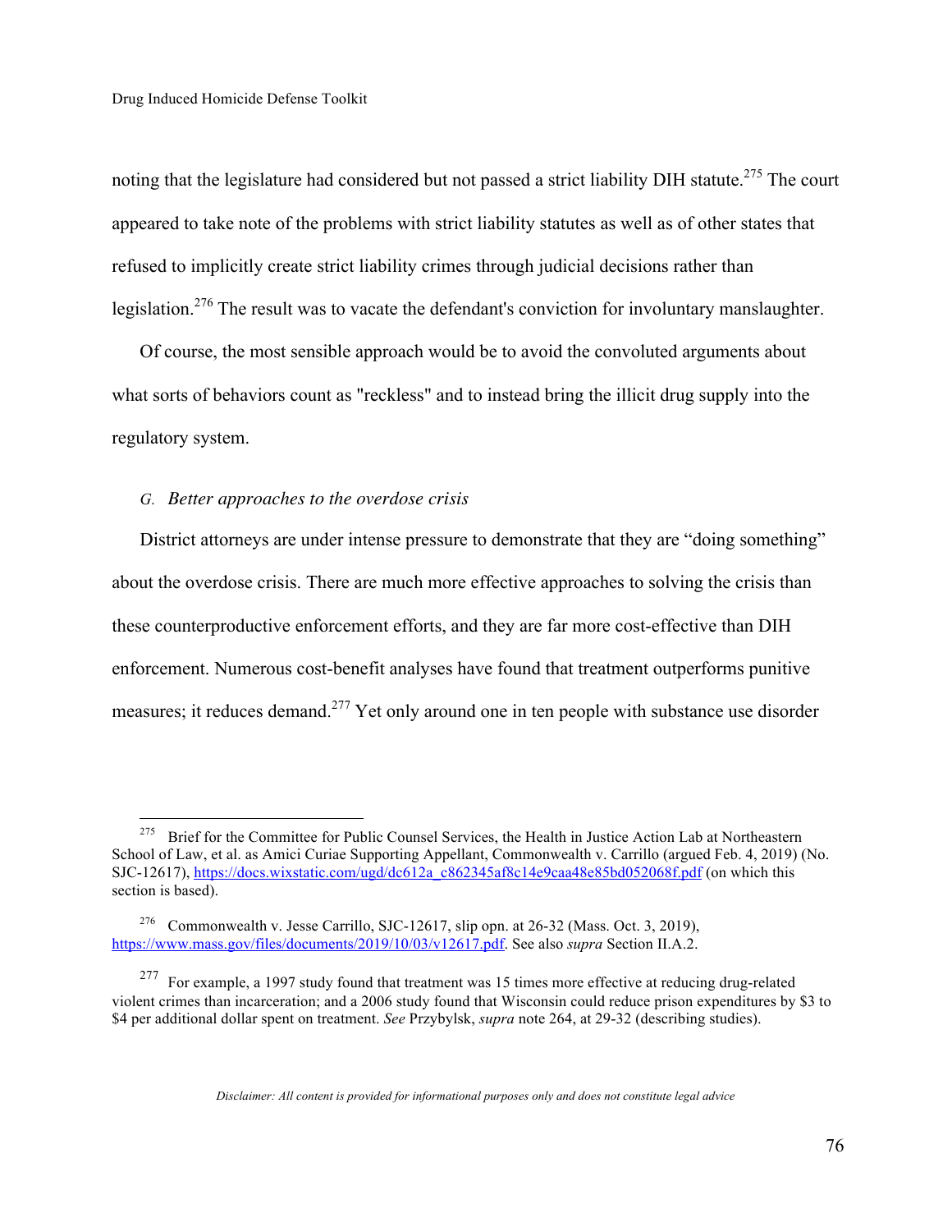noting that the legislature had considered but not passed a strict liability DIH statute.[275] The court appeared to take note of the problems with strict liability statutes as well as of other states that refused to implicitly create strict liability crimes through judicial decisions rather than legislation.[276] The result was to vacate the defendant's conviction for involuntary manslaughter.

Of course, the most sensible approach would be to avoid the convoluted arguments about what sorts of behaviors count as "reckless" and to instead bring the illicit drug supply into the regulatory system.

### G. *Better approaches to the overdose crisis*

District attorneys are under intense pressure to demonstrate that they are "doing something" about the overdose crisis. There are much more effective approaches to solving the crisis than these counterproductive enforcement efforts, and they are far more cost-effective than DIH enforcement. Numerous cost-benefit analyses have found that treatment outperforms punitive measures; it reduces demand.[277] Yet only around one in ten people with substance use disorder

---

[275] Brief for the Committee for Public Counsel Services, the Health in Justice Action Lab at Northeastern School of Law, et al. as Amici Curiae Supporting Appellant, Commonwealth v. Carrillo (argued Feb. 4, 2019) (No. SJC-12617), https://docs.wixstatic.com/ugd/dc612a_c862345af8c14e9caa48e85bd052068f.pdf (on which this section is based).

[276] Commonwealth v. Jesse Carrillo, SJC-12617, slip opn. at 26-32 (Mass. Oct. 3, 2019), https://www.mass.gov/files/documents/2019/10/03/v12617.pdf. See also *supra* Section II.A.2.

[277] For example, a 1997 study found that treatment was 15 times more effective at reducing drug-related violent crimes than incarceration; and a 2006 study found that Wisconsin could reduce prison expenditures by $3 to $4 per additional dollar spent on treatment. *See* Przybylsk, *supra* note 264, at 29-32 (describing studies).

*Disclaimer: All content is provided for informational purposes only and does not constitute legal advice*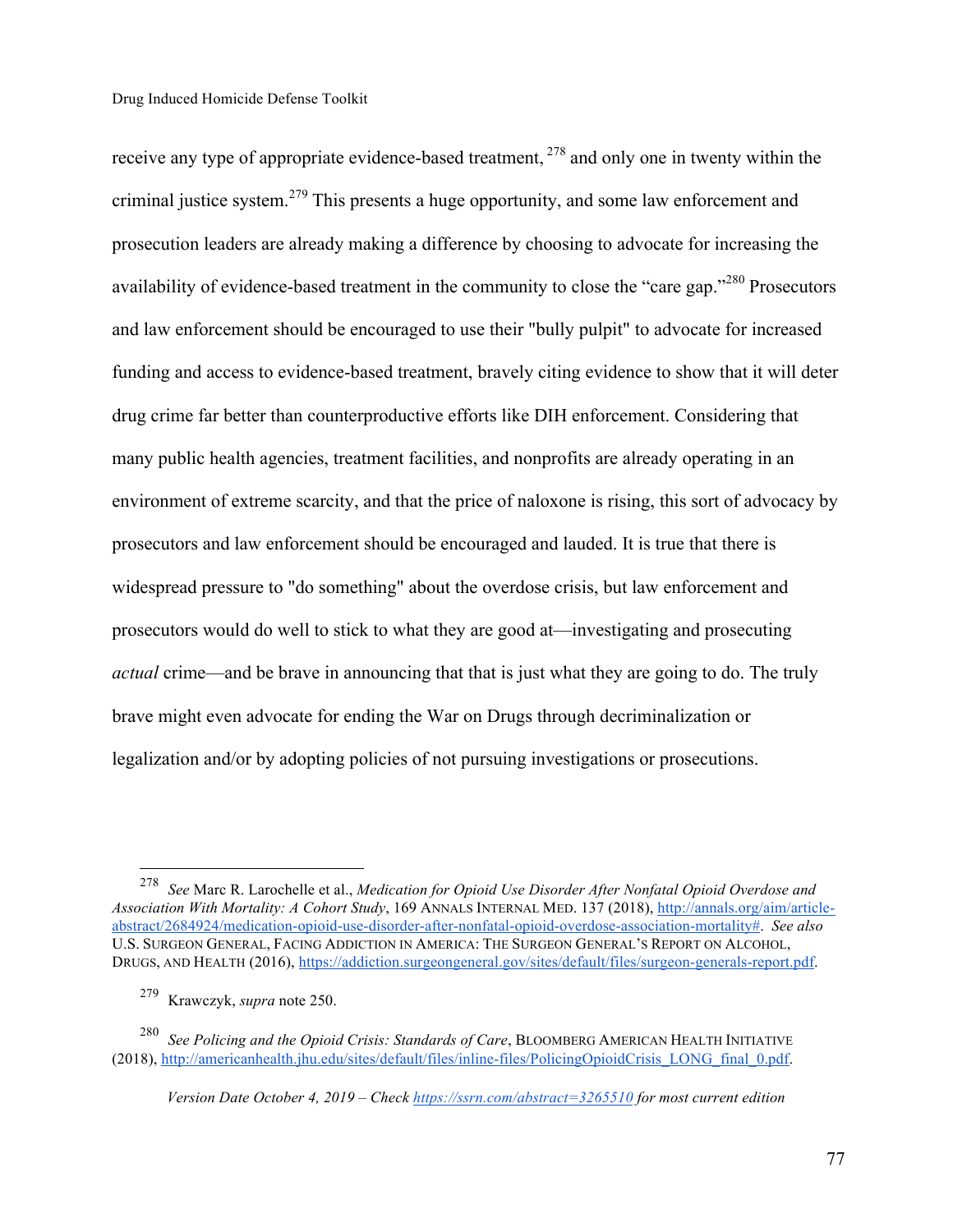receive any type of appropriate evidence-based treatment, [278] and only one in twenty within the criminal justice system.[279] This presents a huge opportunity, and some law enforcement and prosecution leaders are already making a difference by choosing to advocate for increasing the availability of evidence-based treatment in the community to close the "care gap."[280] Prosecutors and law enforcement should be encouraged to use their "bully pulpit" to advocate for increased funding and access to evidence-based treatment, bravely citing evidence to show that it will deter drug crime far better than counterproductive efforts like DIH enforcement. Considering that many public health agencies, treatment facilities, and nonprofits are already operating in an environment of extreme scarcity, and that the price of naloxone is rising, this sort of advocacy by prosecutors and law enforcement should be encouraged and lauded. It is true that there is widespread pressure to "do something" about the overdose crisis, but law enforcement and prosecutors would do well to stick to what they are good at—investigating and prosecuting *actual* crime—and be brave in announcing that that is just what they are going to do. The truly brave might even advocate for ending the War on Drugs through decriminalization or legalization and/or by adopting policies of not pursuing investigations or prosecutions.

---

[278] *See* Marc R. Larochelle et al., *Medication for Opioid Use Disorder After Nonfatal Opioid Overdose and Association With Mortality: A Cohort Study*, 169 ANNALS INTERNAL MED. 137 (2018), http://annals.org/aim/article-abstract/2684924/medication-opioid-use-disorder-after-nonfatal-opioid-overdose-association-mortality#. *See also* U.S. SURGEON GENERAL, FACING ADDICTION IN AMERICA: THE SURGEON GENERAL'S REPORT ON ALCOHOL, DRUGS, AND HEALTH (2016), https://addiction.surgeongeneral.gov/sites/default/files/surgeon-generals-report.pdf.

[279] Krawczyk, *supra* note 250.

[280] *See Policing and the Opioid Crisis: Standards of Care*, BLOOMBERG AMERICAN HEALTH INITIATIVE (2018), http://americanhealth.jhu.edu/sites/default/files/inline-files/PolicingOpioidCrisis_LONG_final_0.pdf.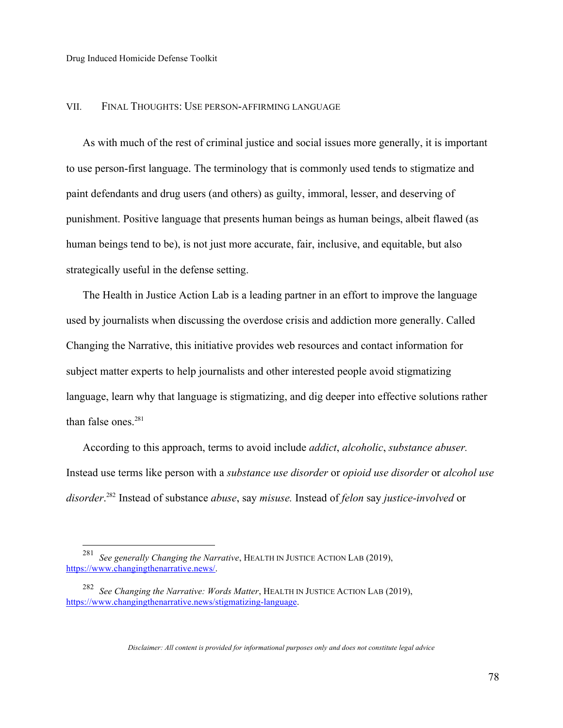## VII. Final Thoughts: Use person-affirming language

As with much of the rest of criminal justice and social issues more generally, it is important to use person-first language. The terminology that is commonly used tends to stigmatize and paint defendants and drug users (and others) as guilty, immoral, lesser, and deserving of punishment. Positive language that presents human beings as human beings, albeit flawed (as human beings tend to be), is not just more accurate, fair, inclusive, and equitable, but also strategically useful in the defense setting.

The Health in Justice Action Lab is a leading partner in an effort to improve the language used by journalists when discussing the overdose crisis and addiction more generally. Called Changing the Narrative, this initiative provides web resources and contact information for subject matter experts to help journalists and other interested people avoid stigmatizing language, learn why that language is stigmatizing, and dig deeper into effective solutions rather than false ones.[281]

According to this approach, terms to avoid include *addict*, *alcoholic*, *substance abuser.* Instead use terms like person with a *substance use disorder* or *opioid use disorder* or *alcohol use disorder*.[282] Instead of substance *abuse*, say *misuse.* Instead of *felon* say *justice-involved* or

---

[281] *See generally Changing the Narrative*, HEALTH IN JUSTICE ACTION LAB (2019), https://www.changingthenarrative.news/.

[282] *See Changing the Narrative: Words Matter*, HEALTH IN JUSTICE ACTION LAB (2019), https://www.changingthenarrative.news/stigmatizing-language.

*Disclaimer: All content is provided for informational purposes only and does not constitute legal advice*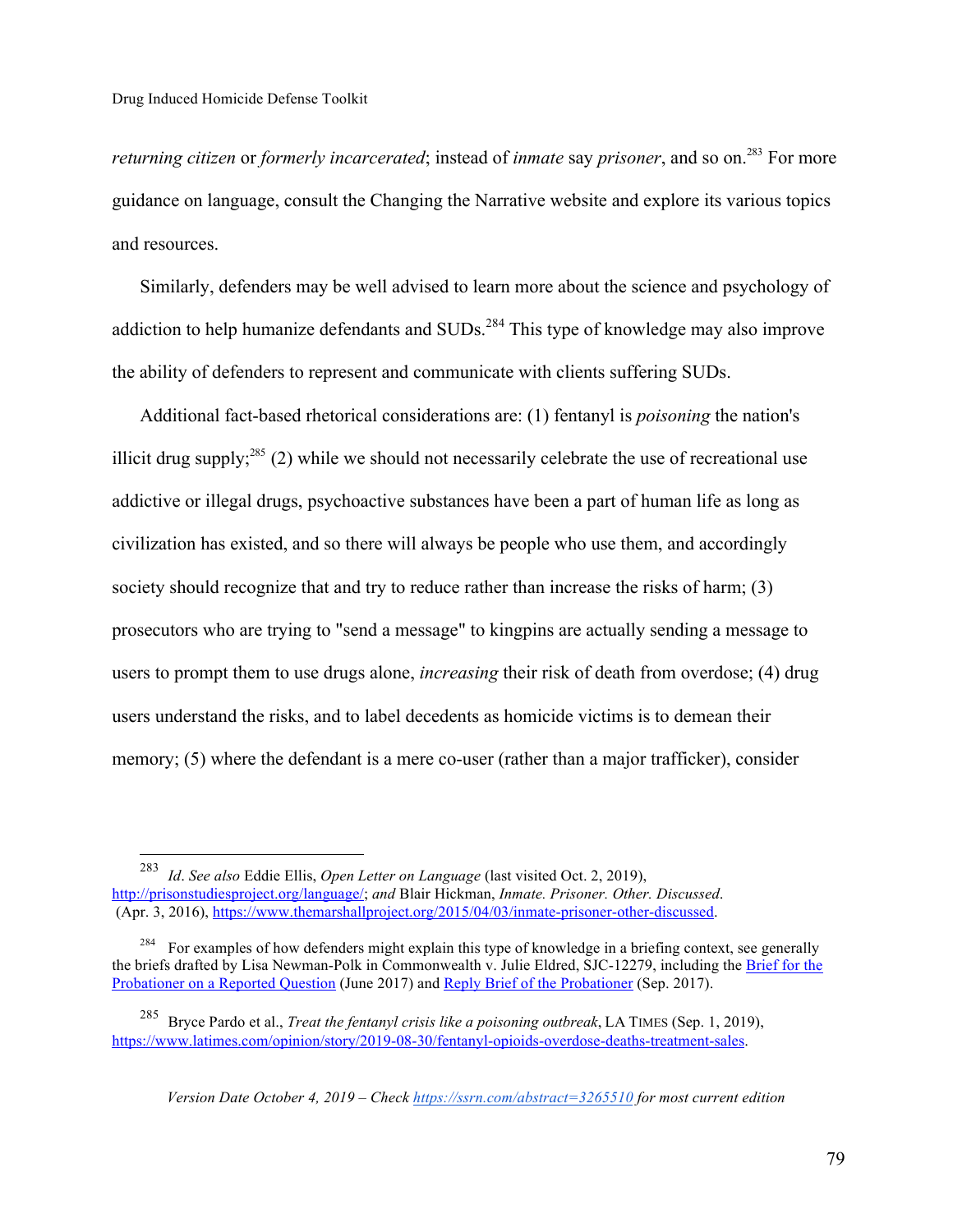*returning citizen* or *formerly incarcerated*; instead of *inmate* say *prisoner*, and so on.[283] For more guidance on language, consult the Changing the Narrative website and explore its various topics and resources.

Similarly, defenders may be well advised to learn more about the science and psychology of addiction to help humanize defendants and SUDs.[284] This type of knowledge may also improve the ability of defenders to represent and communicate with clients suffering SUDs.

Additional fact-based rhetorical considerations are: (1) fentanyl is *poisoning* the nation's illicit drug supply;[285] (2) while we should not necessarily celebrate the use of recreational use addictive or illegal drugs, psychoactive substances have been a part of human life as long as civilization has existed, and so there will always be people who use them, and accordingly society should recognize that and try to reduce rather than increase the risks of harm; (3) prosecutors who are trying to "send a message" to kingpins are actually sending a message to users to prompt them to use drugs alone, *increasing* their risk of death from overdose; (4) drug users understand the risks, and to label decedents as homicide victims is to demean their memory; (5) where the defendant is a mere co-user (rather than a major trafficker), consider

---

[283] *Id*. *See also* Eddie Ellis, *Open Letter on Language* (last visited Oct. 2, 2019), http://prisonstudiesproject.org/language/; *and* Blair Hickman, *Inmate. Prisoner. Other. Discussed*. (Apr. 3, 2016), https://www.themarshallproject.org/2015/04/03/inmate-prisoner-other-discussed.

[284] For examples of how defenders might explain this type of knowledge in a briefing context, see generally the briefs drafted by Lisa Newman-Polk in Commonwealth v. Julie Eldred, SJC-12279, including the Brief for the Probationer on a Reported Question (June 2017) and Reply Brief of the Probationer (Sep. 2017).

[285] Bryce Pardo et al., *Treat the fentanyl crisis like a poisoning outbreak*, LA TIMES (Sep. 1, 2019), https://www.latimes.com/opinion/story/2019-08-30/fentanyl-opioids-overdose-deaths-treatment-sales.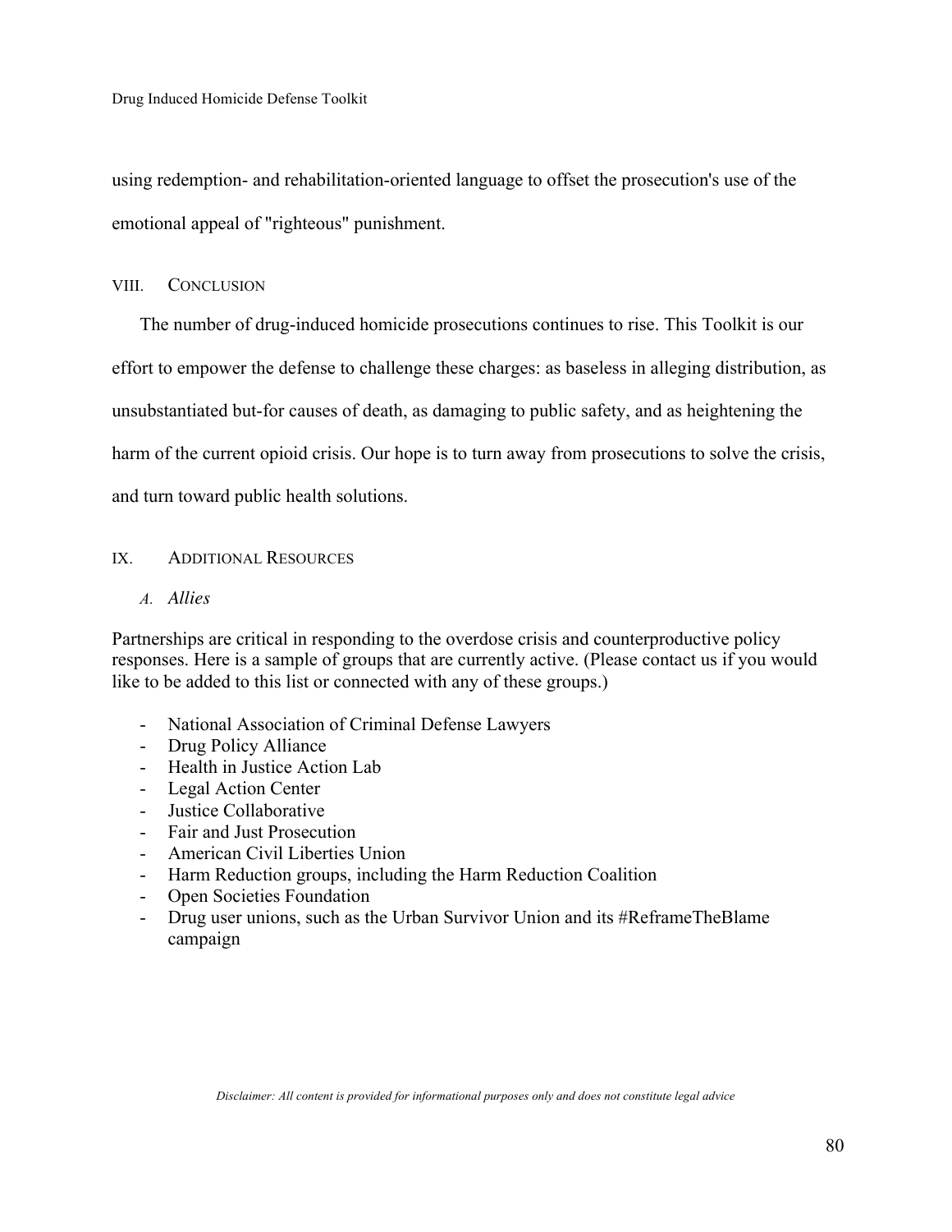using redemption- and rehabilitation-oriented language to offset the prosecution's use of the emotional appeal of "righteous" punishment.

## VIII. Conclusion

The number of drug-induced homicide prosecutions continues to rise. This Toolkit is our effort to empower the defense to challenge these charges: as baseless in alleging distribution, as unsubstantiated but-for causes of death, as damaging to public safety, and as heightening the harm of the current opioid crisis. Our hope is to turn away from prosecutions to solve the crisis, and turn toward public health solutions.

## IX. Additional Resources

### A. *Allies*

Partnerships are critical in responding to the overdose crisis and counterproductive policy responses. Here is a sample of groups that are currently active. (Please contact us if you would like to be added to this list or connected with any of these groups.)

- National Association of Criminal Defense Lawyers
- Drug Policy Alliance
- Health in Justice Action Lab
- Legal Action Center
- Justice Collaborative
- Fair and Just Prosecution
- American Civil Liberties Union
- Harm Reduction groups, including the Harm Reduction Coalition
- Open Societies Foundation
- Drug user unions, such as the Urban Survivor Union and its #ReframeTheBlame campaign

*Disclaimer: All content is provided for informational purposes only and does not constitute legal advice*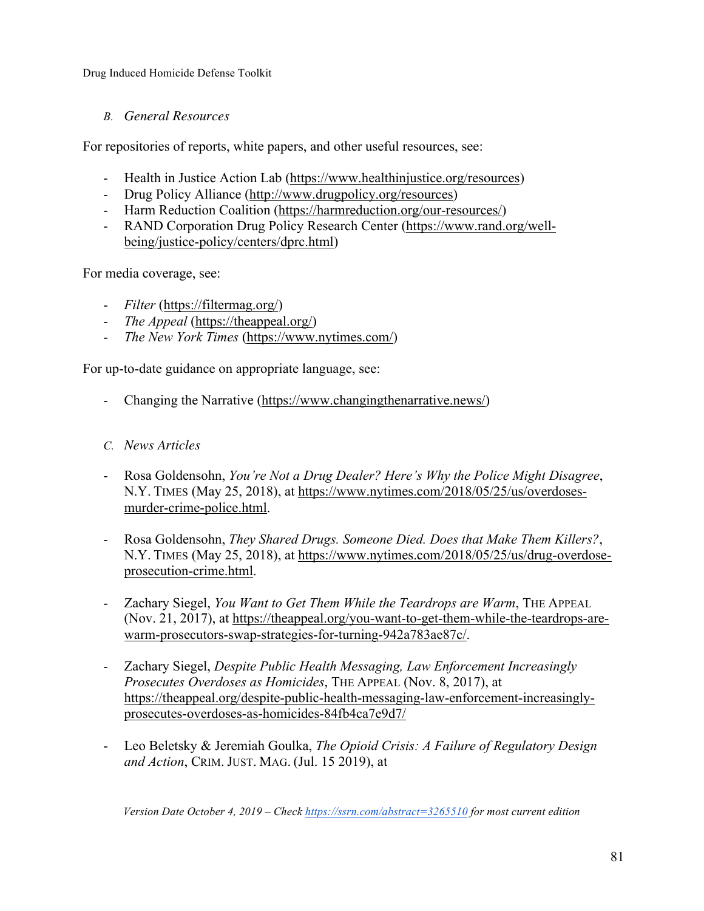### B. *General Resources*

For repositories of reports, white papers, and other useful resources, see:

- Health in Justice Action Lab (https://www.healthinjustice.org/resources)
- Drug Policy Alliance (http://www.drugpolicy.org/resources)
- Harm Reduction Coalition (https://harmreduction.org/our-resources/)
- RAND Corporation Drug Policy Research Center (https://www.rand.org/well-being/justice-policy/centers/dprc.html)

For media coverage, see:

- *Filter* (https://filtermag.org/)
- *The Appeal* (https://theappeal.org/)
- *The New York Times* (https://www.nytimes.com/)

For up-to-date guidance on appropriate language, see:

- Changing the Narrative (https://www.changingthenarrative.news/)

### C. *News Articles*

- Rosa Goldensohn, *You're Not a Drug Dealer? Here's Why the Police Might Disagree*, N.Y. TIMES (May 25, 2018), at https://www.nytimes.com/2018/05/25/us/overdoses-murder-crime-police.html.

- Rosa Goldensohn, *They Shared Drugs. Someone Died. Does that Make Them Killers?*, N.Y. TIMES (May 25, 2018), at https://www.nytimes.com/2018/05/25/us/drug-overdose-prosecution-crime.html.

- Zachary Siegel, *You Want to Get Them While the Teardrops are Warm*, THE APPEAL (Nov. 21, 2017), at https://theappeal.org/you-want-to-get-them-while-the-teardrops-are-warm-prosecutors-swap-strategies-for-turning-942a783ae87c/.

- Zachary Siegel, *Despite Public Health Messaging, Law Enforcement Increasingly Prosecutes Overdoses as Homicides*, THE APPEAL (Nov. 8, 2017), at https://theappeal.org/despite-public-health-messaging-law-enforcement-increasingly-prosecutes-overdoses-as-homicides-84fb4ca7e9d7/

- Leo Beletsky & Jeremiah Goulka, *The Opioid Crisis: A Failure of Regulatory Design and Action*, CRIM. JUST. MAG. (Jul. 15 2019), at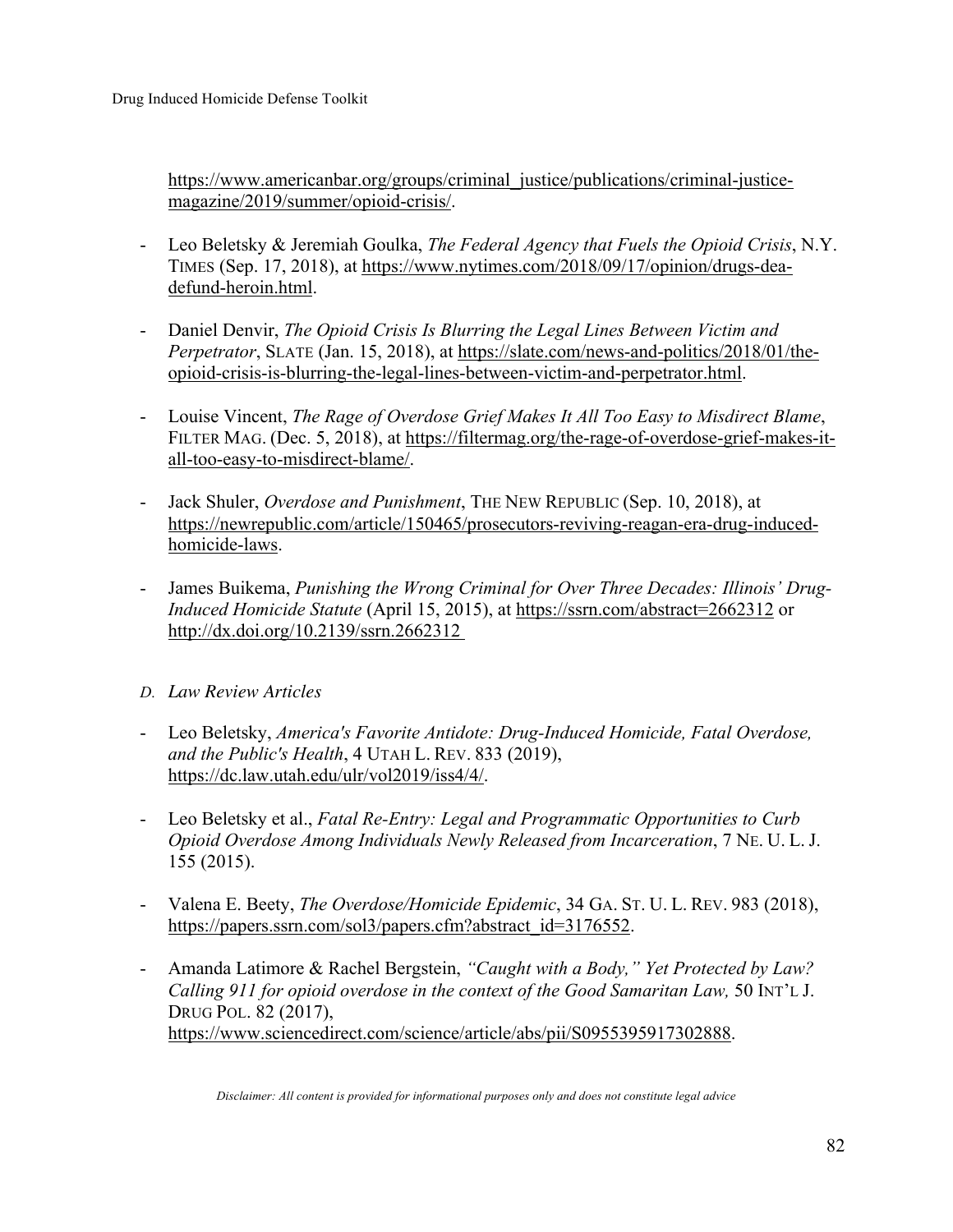https://www.americanbar.org/groups/criminal_justice/publications/criminal-justice-magazine/2019/summer/opioid-crisis/.

- Leo Beletsky & Jeremiah Goulka, *The Federal Agency that Fuels the Opioid Crisis*, N.Y. TIMES (Sep. 17, 2018), at https://www.nytimes.com/2018/09/17/opinion/drugs-dea-defund-heroin.html.

- Daniel Denvir, *The Opioid Crisis Is Blurring the Legal Lines Between Victim and Perpetrator*, SLATE (Jan. 15, 2018), at https://slate.com/news-and-politics/2018/01/the-opioid-crisis-is-blurring-the-legal-lines-between-victim-and-perpetrator.html.

- Louise Vincent, *The Rage of Overdose Grief Makes It All Too Easy to Misdirect Blame*, FILTER MAG. (Dec. 5, 2018), at https://filtermag.org/the-rage-of-overdose-grief-makes-it-all-too-easy-to-misdirect-blame/.

- Jack Shuler, *Overdose and Punishment*, THE NEW REPUBLIC (Sep. 10, 2018), at https://newrepublic.com/article/150465/prosecutors-reviving-reagan-era-drug-induced-homicide-laws.

- James Buikema, *Punishing the Wrong Criminal for Over Three Decades: Illinois' Drug-Induced Homicide Statute* (April 15, 2015), at https://ssrn.com/abstract=2662312 or http://dx.doi.org/10.2139/ssrn.2662312

*D. Law Review Articles*

- Leo Beletsky, *America's Favorite Antidote: Drug-Induced Homicide, Fatal Overdose, and the Public's Health*, 4 UTAH L. REV. 833 (2019), https://dc.law.utah.edu/ulr/vol2019/iss4/4/.

- Leo Beletsky et al., *Fatal Re-Entry: Legal and Programmatic Opportunities to Curb Opioid Overdose Among Individuals Newly Released from Incarceration*, 7 NE. U. L. J. 155 (2015).

- Valena E. Beety, *The Overdose/Homicide Epidemic*, 34 GA. ST. U. L. REV. 983 (2018), https://papers.ssrn.com/sol3/papers.cfm?abstract_id=3176552.

- Amanda Latimore & Rachel Bergstein, *"Caught with a Body," Yet Protected by Law? Calling 911 for opioid overdose in the context of the Good Samaritan Law,* 50 INT'L J. DRUG POL. 82 (2017), https://www.sciencedirect.com/science/article/abs/pii/S0955395917302888.

*Disclaimer: All content is provided for informational purposes only and does not constitute legal advice*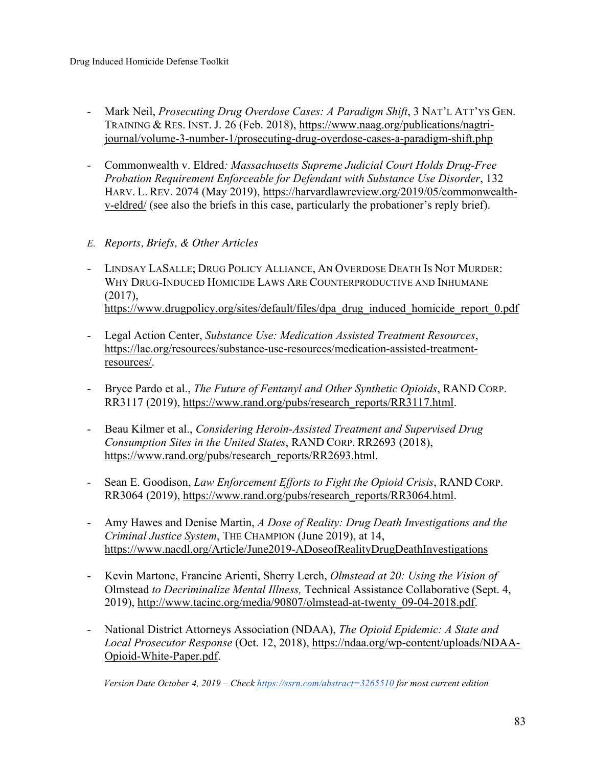- Mark Neil, *Prosecuting Drug Overdose Cases: A Paradigm Shift*, 3 NAT'L ATT'YS GEN. TRAINING & RES. INST. J. 26 (Feb. 2018), https://www.naag.org/publications/nagtri-journal/volume-3-number-1/prosecuting-drug-overdose-cases-a-paradigm-shift.php

- Commonwealth v. Eldred*: Massachusetts Supreme Judicial Court Holds Drug-Free Probation Requirement Enforceable for Defendant with Substance Use Disorder*, 132 HARV. L. REV. 2074 (May 2019), https://harvardlawreview.org/2019/05/commonwealth-v-eldred/ (see also the briefs in this case, particularly the probationer's reply brief).

### *E. Reports, Briefs, & Other Articles*

- LINDSAY LASALLE; DRUG POLICY ALLIANCE, AN OVERDOSE DEATH IS NOT MURDER: WHY DRUG-INDUCED HOMICIDE LAWS ARE COUNTERPRODUCTIVE AND INHUMANE (2017), https://www.drugpolicy.org/sites/default/files/dpa_drug_induced_homicide_report_0.pdf

- Legal Action Center, *Substance Use: Medication Assisted Treatment Resources*, https://lac.org/resources/substance-use-resources/medication-assisted-treatment-resources/.

- Bryce Pardo et al., *The Future of Fentanyl and Other Synthetic Opioids*, RAND CORP. RR3117 (2019), https://www.rand.org/pubs/research_reports/RR3117.html.

- Beau Kilmer et al., *Considering Heroin-Assisted Treatment and Supervised Drug Consumption Sites in the United States*, RAND CORP. RR2693 (2018), https://www.rand.org/pubs/research_reports/RR2693.html.

- Sean E. Goodison, *Law Enforcement Efforts to Fight the Opioid Crisis*, RAND CORP. RR3064 (2019), https://www.rand.org/pubs/research_reports/RR3064.html.

- Amy Hawes and Denise Martin, *A Dose of Reality: Drug Death Investigations and the Criminal Justice System*, THE CHAMPION (June 2019), at 14, https://www.nacdl.org/Article/June2019-ADoseofRealityDrugDeathInvestigations

- Kevin Martone, Francine Arienti, Sherry Lerch, *Olmstead at 20: Using the Vision of* Olmstead *to Decriminalize Mental Illness,* Technical Assistance Collaborative (Sept. 4, 2019), http://www.tacinc.org/media/90807/olmstead-at-twenty_09-04-2018.pdf.

- National District Attorneys Association (NDAA), *The Opioid Epidemic: A State and Local Prosecutor Response* (Oct. 12, 2018), https://ndaa.org/wp-content/uploads/NDAA-Opioid-White-Paper.pdf.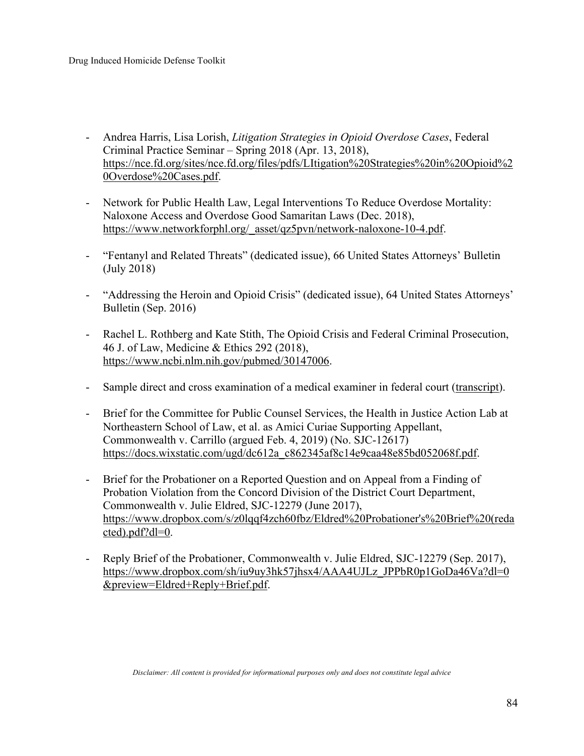- Andrea Harris, Lisa Lorish, *Litigation Strategies in Opioid Overdose Cases*, Federal Criminal Practice Seminar – Spring 2018 (Apr. 13, 2018), https://nce.fd.org/sites/nce.fd.org/files/pdfs/LItigation%20Strategies%20in%20Opioid%20Overdose%20Cases.pdf.

- Network for Public Health Law, Legal Interventions To Reduce Overdose Mortality: Naloxone Access and Overdose Good Samaritan Laws (Dec. 2018), https://www.networkforphl.org/_asset/qz5pvn/network-naloxone-10-4.pdf.

- "Fentanyl and Related Threats" (dedicated issue), 66 United States Attorneys' Bulletin (July 2018)

- "Addressing the Heroin and Opioid Crisis" (dedicated issue), 64 United States Attorneys' Bulletin (Sep. 2016)

- Rachel L. Rothberg and Kate Stith, The Opioid Crisis and Federal Criminal Prosecution, 46 J. of Law, Medicine & Ethics 292 (2018), https://www.ncbi.nlm.nih.gov/pubmed/30147006.

- Sample direct and cross examination of a medical examiner in federal court (transcript).

- Brief for the Committee for Public Counsel Services, the Health in Justice Action Lab at Northeastern School of Law, et al. as Amici Curiae Supporting Appellant, Commonwealth v. Carrillo (argued Feb. 4, 2019) (No. SJC-12617) https://docs.wixstatic.com/ugd/dc612a_c862345af8c14e9caa48e85bd052068f.pdf.

- Brief for the Probationer on a Reported Question and on Appeal from a Finding of Probation Violation from the Concord Division of the District Court Department, Commonwealth v. Julie Eldred, SJC-12279 (June 2017), https://www.dropbox.com/s/z0lqqf4zch60fbz/Eldred%20Probationer's%20Brief%20(redacted).pdf?dl=0.

- Reply Brief of the Probationer, Commonwealth v. Julie Eldred, SJC-12279 (Sep. 2017), https://www.dropbox.com/sh/iu9uy3hk57jhsx4/AAA4UJLz_JPPbR0p1GoDa46Va?dl=0&preview=Eldred+Reply+Brief.pdf.

*Disclaimer: All content is provided for informational purposes only and does not constitute legal advice*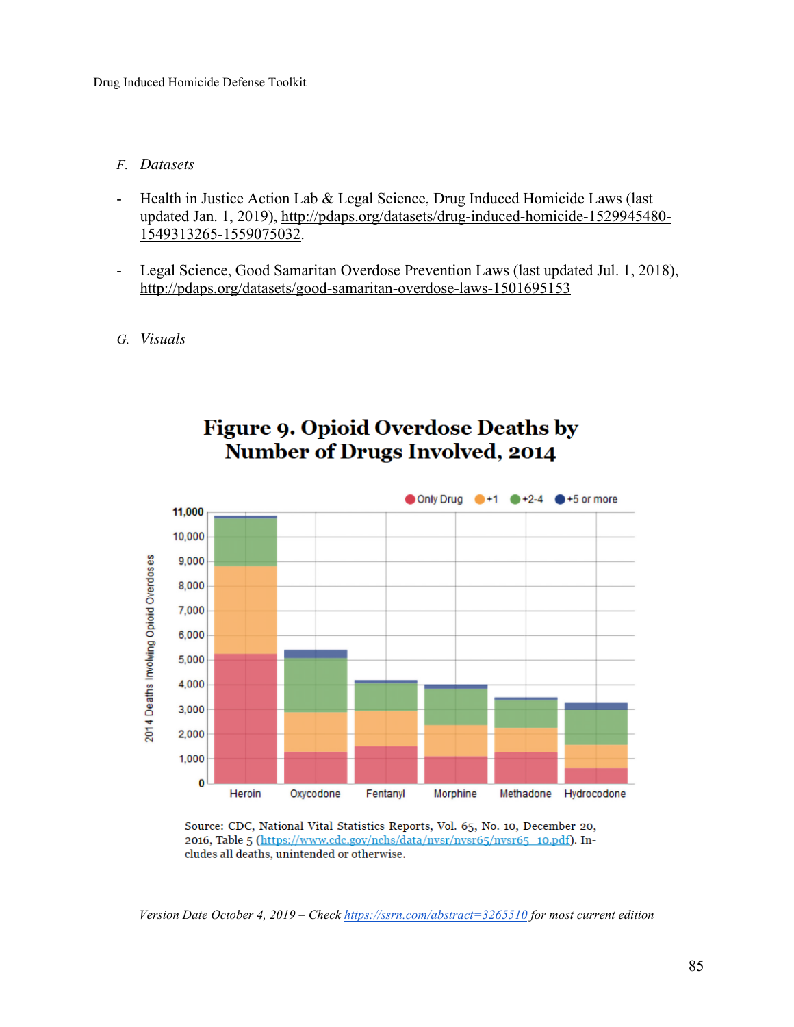### F. *Datasets*

- Health in Justice Action Lab & Legal Science, Drug Induced Homicide Laws (last updated Jan. 1, 2019), http://pdaps.org/datasets/drug-induced-homicide-1529945480-1549313265-1559075032.

- Legal Science, Good Samaritan Overdose Prevention Laws (last updated Jul. 1, 2018), http://pdaps.org/datasets/good-samaritan-overdose-laws-1501695153

### G. *Visuals*

**Figure 9. Opioid Overdose Deaths by Number of Drugs Involved, 2014**

Source: CDC, National Vital Statistics Reports, Vol. 65, No. 10, December 20, 2016, Table 5 (https://www.cdc.gov/nchs/data/nvsr/nvsr65/nvsr65_10.pdf). Includes all deaths, unintended or otherwise.

*Version Date October 4, 2019 – Check https://ssrn.com/abstract=3265510 for most current edition*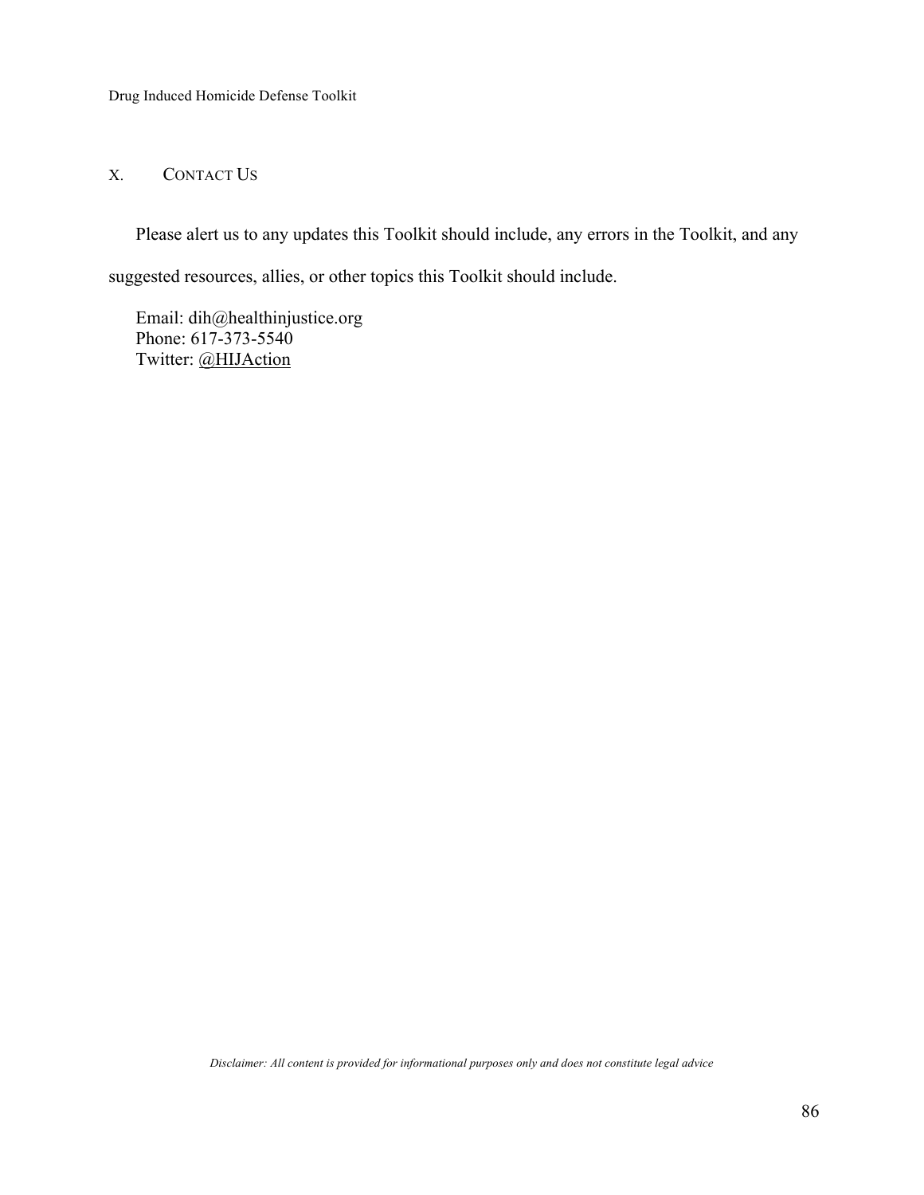## X. CONTACT US

Please alert us to any updates this Toolkit should include, any errors in the Toolkit, and any suggested resources, allies, or other topics this Toolkit should include.

Email: dih@healthinjustice.org
Phone: 617-373-5540
Twitter: @HIJAction

*Disclaimer: All content is provided for informational purposes only and does not constitute legal advice*